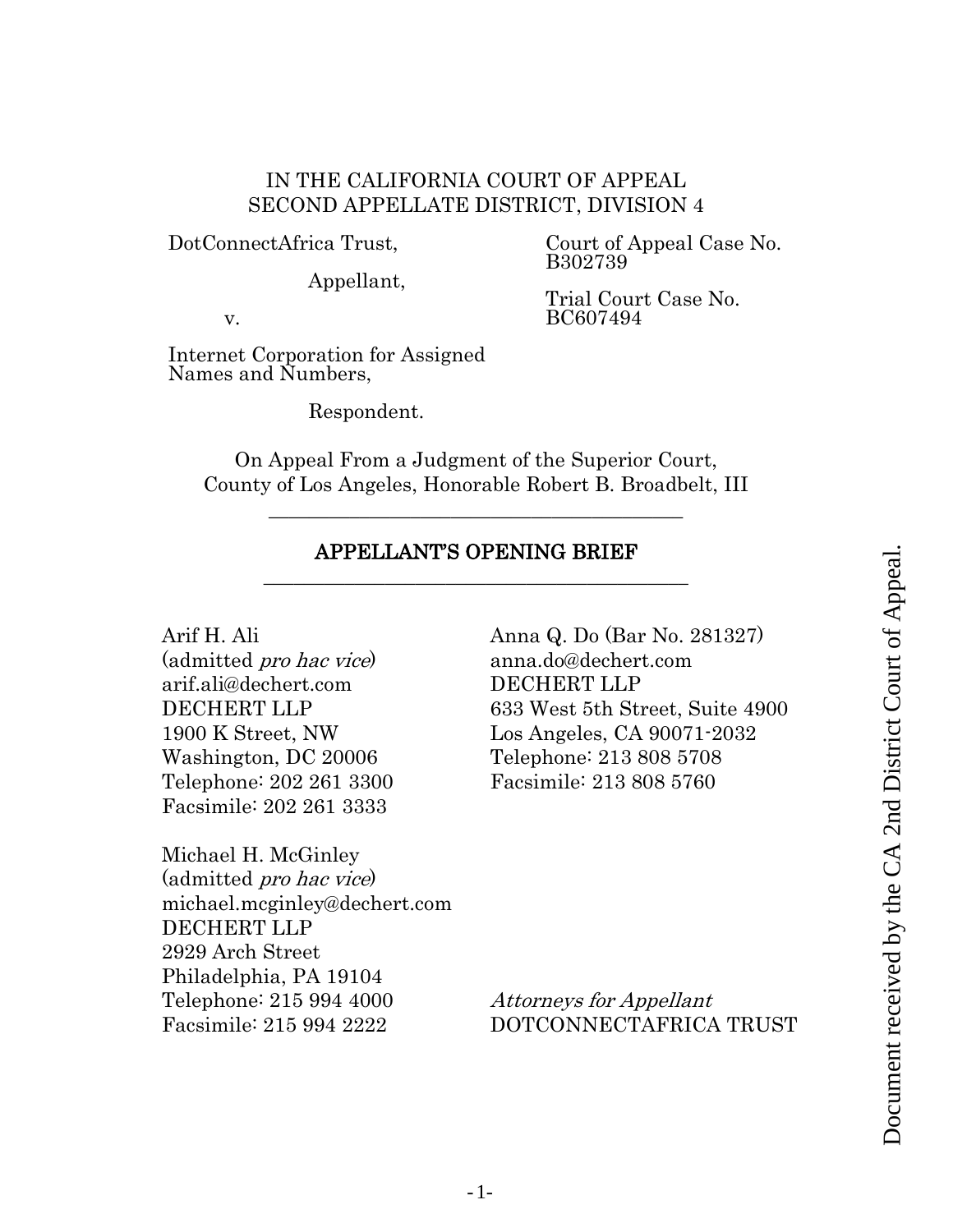IN THE CALIFORNIA COURT OF APPEAL
SECOND APPELLATE DISTRICT, DIVISION 4

DotConnectAfrica Trust,

Appellant,

v.

Internet Corporation for Assigned Names and Numbers,

Respondent.

Court of Appeal Case No. B302739

Trial Court Case No. BC607494

On Appeal From a Judgment of the Superior Court, County of Los Angeles, Honorable Robert B. Broadbelt, III

---

# APPELLANT'S OPENING BRIEF

---

Arif H. Ali
(admitted *pro hac vice*)
arif.ali@dechert.com
DECHERT LLP
1900 K Street, NW
Washington, DC 20006
Telephone: 202 261 3300
Facsimile: 202 261 3333

Michael H. McGinley
(admitted *pro hac vice*)
michael.mcginley@dechert.com
DECHERT LLP
2929 Arch Street
Philadelphia, PA 19104
Telephone: 215 994 4000
Facsimile: 215 994 2222

Anna Q. Do (Bar No. 281327)
anna.do@dechert.com
DECHERT LLP
633 West 5th Street, Suite 4900
Los Angeles, CA 90071-2032
Telephone: 213 808 5708
Facsimile: 213 808 5760

*Attorneys for Appellant*
DOTCONNECTAFRICA TRUST

Document received by the CA 2nd District Court of Appeal.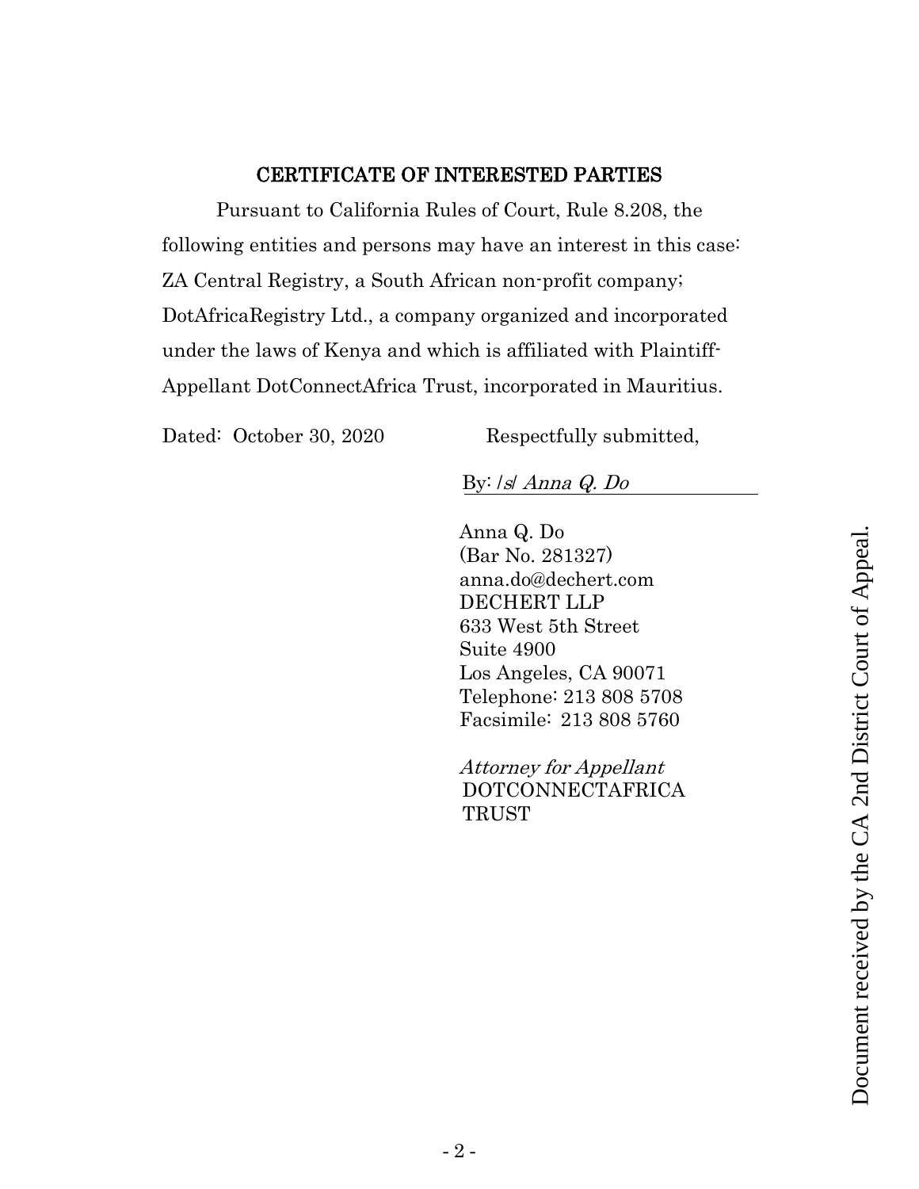## CERTIFICATE OF INTERESTED PARTIES

Pursuant to California Rules of Court, Rule 8.208, the following entities and persons may have an interest in this case: ZA Central Registry, a South African non-profit company; DotAfricaRegistry Ltd., a company organized and incorporated under the laws of Kenya and which is affiliated with Plaintiff-Appellant DotConnectAfrica Trust, incorporated in Mauritius.

Dated: October 30, 2020

Respectfully submitted,

By: /s/ *Anna Q. Do*

Anna Q. Do
(Bar No. 281327)
anna.do@dechert.com
DECHERT LLP
633 West 5th Street
Suite 4900
Los Angeles, CA 90071
Telephone: 213 808 5708
Facsimile: 213 808 5760

*Attorney for Appellant*
DOTCONNECTAFRICA TRUST

Document received by the CA 2nd District Court of Appeal.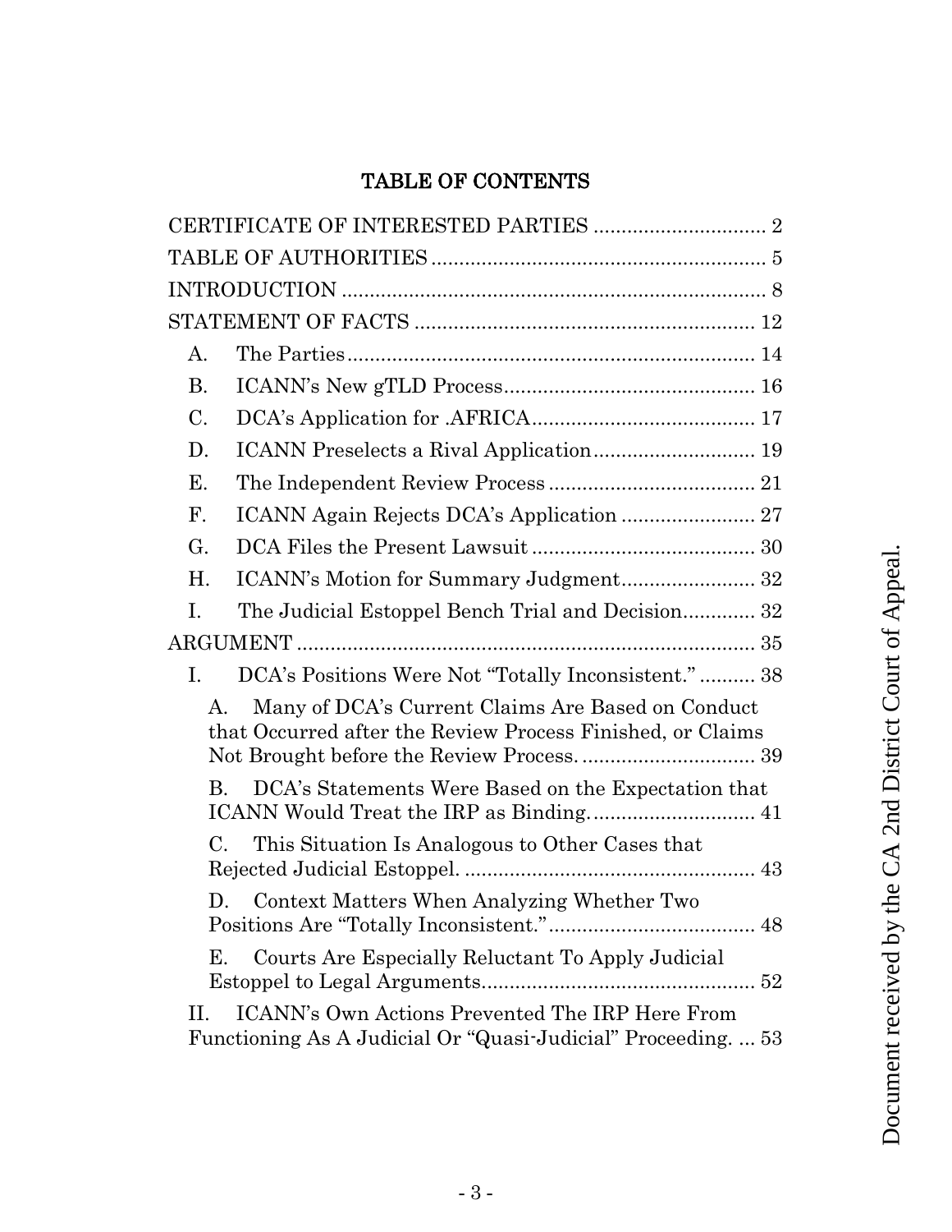# TABLE OF CONTENTS

CERTIFICATE OF INTERESTED PARTIES ............................... 2

TABLE OF AUTHORITIES ............................................................ 5

INTRODUCTION ............................................................................ 8

STATEMENT OF FACTS ............................................................. 12

- A. The Parties .......................................................................... 14
- B. ICANN's New gTLD Process ............................................. 16
- C. DCA's Application for .AFRICA ......................................... 17
- D. ICANN Preselects a Rival Application ............................. 19
- E. The Independent Review Process ..................................... 21
- F. ICANN Again Rejects DCA's Application ........................ 27
- G. DCA Files the Present Lawsuit ......................................... 30
- H. ICANN's Motion for Summary Judgment ........................ 32
- I. The Judicial Estoppel Bench Trial and Decision ............. 32

ARGUMENT .................................................................................. 35

- I. DCA's Positions Were Not "Totally Inconsistent." .......... 38
  - A. Many of DCA's Current Claims Are Based on Conduct that Occurred after the Review Process Finished, or Claims Not Brought before the Review Process. ............................... 39
  - B. DCA's Statements Were Based on the Expectation that ICANN Would Treat the IRP as Binding. ............................. 41
  - C. This Situation Is Analogous to Other Cases that Rejected Judicial Estoppel. .................................................... 43
  - D. Context Matters When Analyzing Whether Two Positions Are "Totally Inconsistent." ..................................... 48
  - E. Courts Are Especially Reluctant To Apply Judicial Estoppel to Legal Arguments................................................. 52
- II. ICANN's Own Actions Prevented The IRP Here From Functioning As A Judicial Or "Quasi-Judicial" Proceeding. ... 53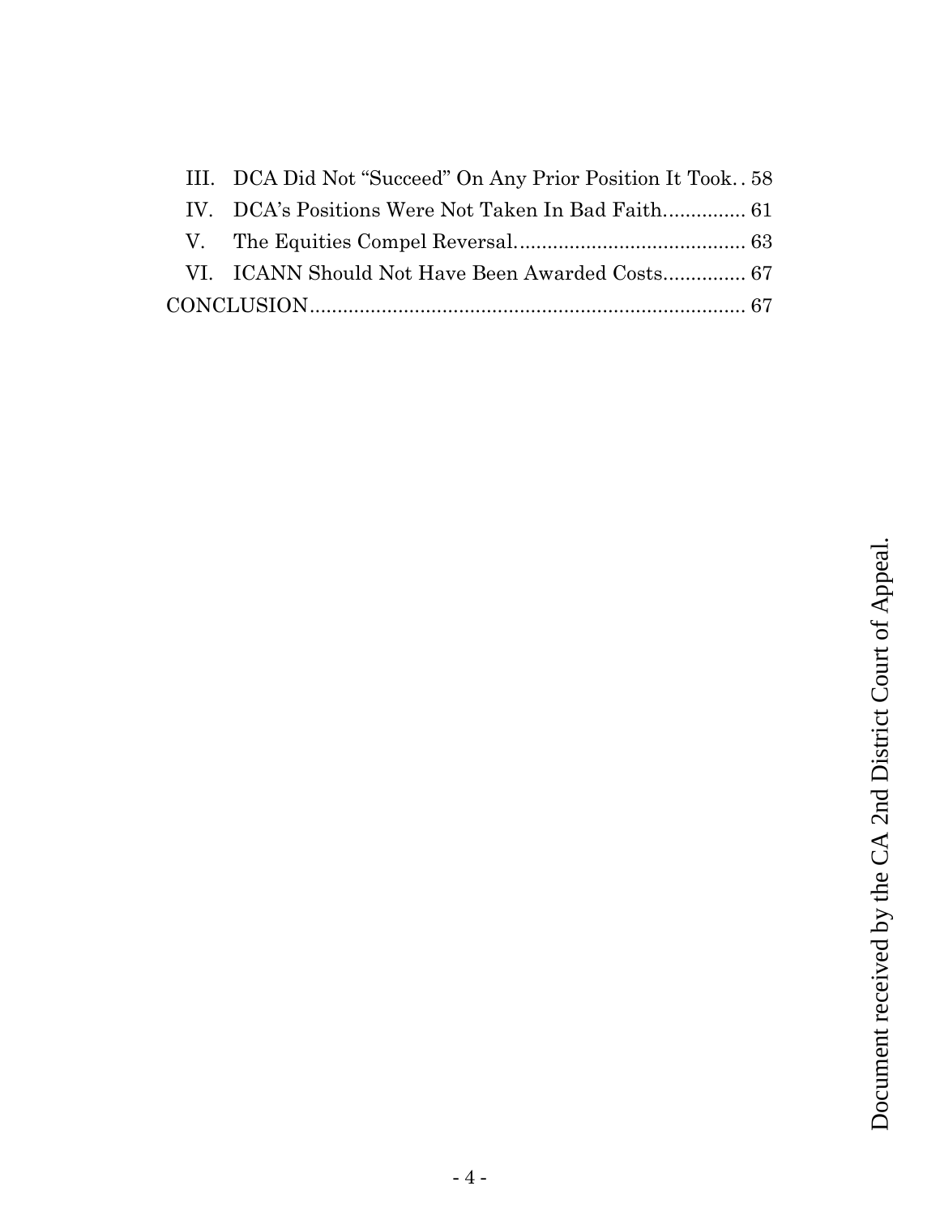III. DCA Did Not "Succeed" On Any Prior Position It Took. . 58

IV. DCA's Positions Were Not Taken In Bad Faith............... 61

V. The Equities Compel Reversal.......................................... 63

VI. ICANN Should Not Have Been Awarded Costs............... 67

CONCLUSION............................................................................... 67

Document received by the CA 2nd District Court of Appeal.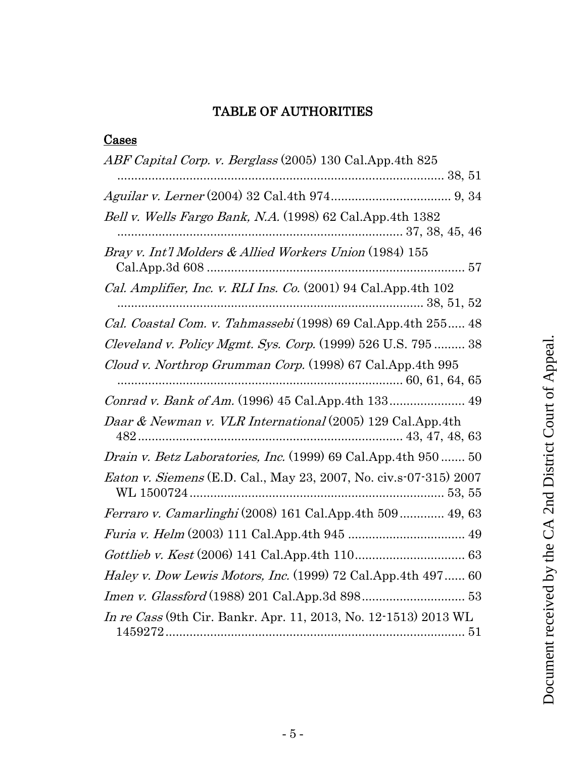# TABLE OF AUTHORITIES

## Cases

*ABF Capital Corp. v. Berglass* (2005) 130 Cal.App.4th 825 ........................................................................................ 38, 51

*Aguilar v. Lerner* (2004) 32 Cal.4th 974.................................... 9, 34

*Bell v. Wells Fargo Bank, N.A.* (1998) 62 Cal.App.4th 1382 ................................................................................ 37, 38, 45, 46

*Bray v. Int'l Molders & Allied Workers Union* (1984) 155 Cal.App.3d 608 .......................................................................... 57

*Cal. Amplifier, Inc. v. RLI Ins. Co.* (2001) 94 Cal.App.4th 102 ........................................................................................ 38, 51, 52

*Cal. Coastal Com. v. Tahmassebi* (1998) 69 Cal.App.4th 255..... 48

*Cleveland v. Policy Mgmt. Sys. Corp.* (1999) 526 U.S. 795 ......... 38

*Cloud v. Northrop Grumman Corp.* (1998) 67 Cal.App.4th 995 .................................................................................. 60, 61, 64, 65

*Conrad v. Bank of Am.* (1996) 45 Cal.App.4th 133...................... 49

*Daar & Newman v. VLR International* (2005) 129 Cal.App.4th 482............................................................................ 43, 47, 48, 63

*Drain v. Betz Laboratories, Inc.* (1999) 69 Cal.App.4th 950 ....... 50

*Eaton v. Siemens* (E.D. Cal., May 23, 2007, No. civ.s-07-315) 2007 WL 1500724.......................................................................... 53, 55

*Ferraro v. Camarlinghi* (2008) 161 Cal.App.4th 509............. 49, 63

*Furia v. Helm* (2003) 111 Cal.App.4th 945 .................................. 49

*Gottlieb v. Kest* (2006) 141 Cal.App.4th 110................................ 63

*Haley v. Dow Lewis Motors, Inc.* (1999) 72 Cal.App.4th 497...... 60

*Imen v. Glassford* (1988) 201 Cal.App.3d 898.............................. 53

*In re Cass* (9th Cir. Bankr. Apr. 11, 2013, No. 12-1513) 2013 WL 1459272....................................................................................... 51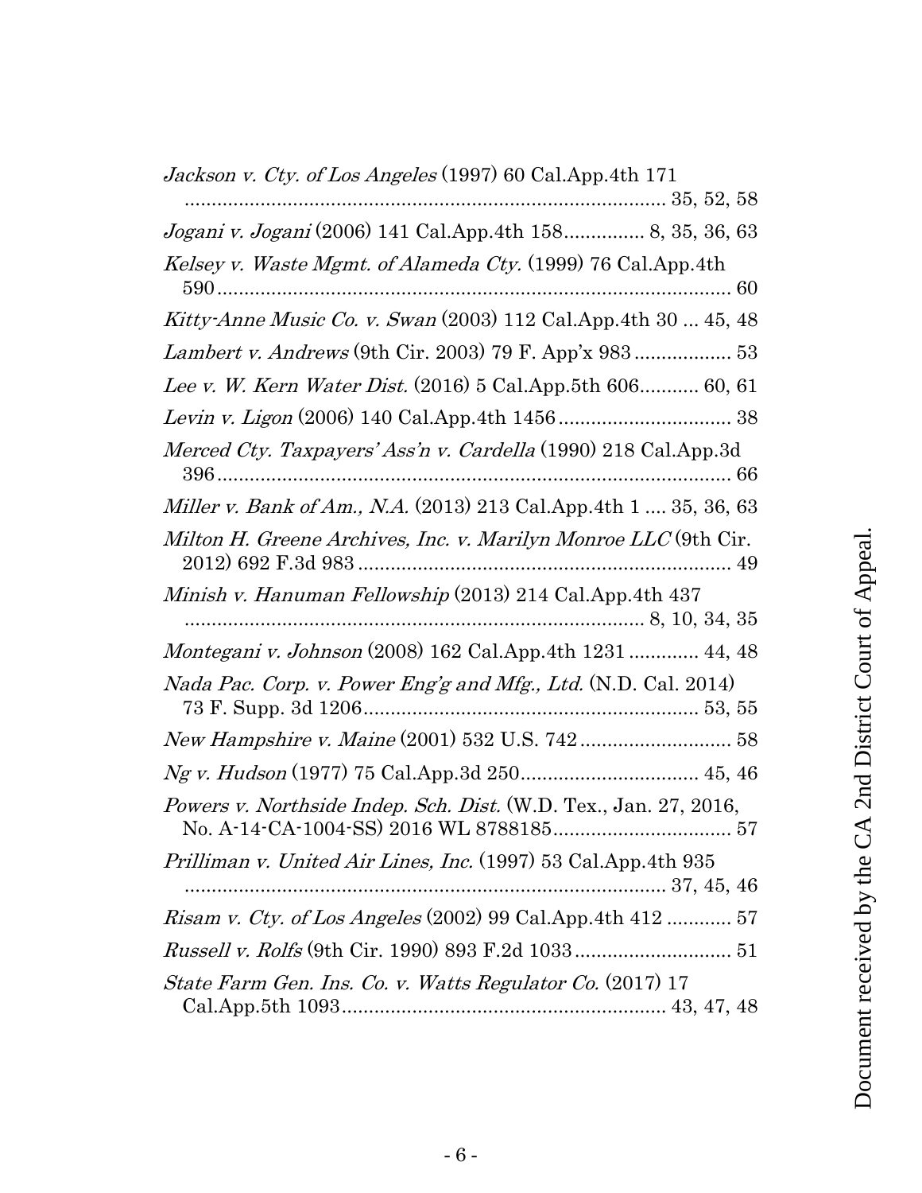*Jackson v. Cty. of Los Angeles* (1997) 60 Cal.App.4th 171 ........................................................................................ 35, 52, 58

*Jogani v. Jogani* (2006) 141 Cal.App.4th 158............... 8, 35, 36, 63

*Kelsey v. Waste Mgmt. of Alameda Cty.* (1999) 76 Cal.App.4th 590.................................................................................................. 60

*Kitty-Anne Music Co. v. Swan* (2003) 112 Cal.App.4th 30 ... 45, 48

*Lambert v. Andrews* (9th Cir. 2003) 79 F. App'x 983.................. 53

*Lee v. W. Kern Water Dist.* (2016) 5 Cal.App.5th 606........... 60, 61

*Levin v. Ligon* (2006) 140 Cal.App.4th 1456................................ 38

*Merced Cty. Taxpayers' Ass'n v. Cardella* (1990) 218 Cal.App.3d 396................................................................................................ 66

*Miller v. Bank of Am., N.A.* (2013) 213 Cal.App.4th 1 .... 35, 36, 63

*Milton H. Greene Archives, Inc. v. Marilyn Monroe LLC* (9th Cir. 2012) 692 F.3d 983...................................................................... 49

*Minish v. Hanuman Fellowship* (2013) 214 Cal.App.4th 437 ..................................................................................... 8, 10, 34, 35

*Montegani v. Johnson* (2008) 162 Cal.App.4th 1231 ............. 44, 48

*Nada Pac. Corp. v. Power Eng'g and Mfg., Ltd.* (N.D. Cal. 2014) 73 F. Supp. 3d 1206.............................................................. 53, 55

*New Hampshire v. Maine* (2001) 532 U.S. 742............................ 58

*Ng v. Hudson* (1977) 75 Cal.App.3d 250................................. 45, 46

*Powers v. Northside Indep. Sch. Dist.* (W.D. Tex., Jan. 27, 2016, No. A-14-CA-1004-SS) 2016 WL 8788185................................. 57

*Prilliman v. United Air Lines, Inc.* (1997) 53 Cal.App.4th 935 ........................................................................................ 37, 45, 46

*Risam v. Cty. of Los Angeles* (2002) 99 Cal.App.4th 412 ............ 57

*Russell v. Rolfs* (9th Cir. 1990) 893 F.2d 1033............................. 51

*State Farm Gen. Ins. Co. v. Watts Regulator Co.* (2017) 17 Cal.App.5th 1093............................................................ 43, 47, 48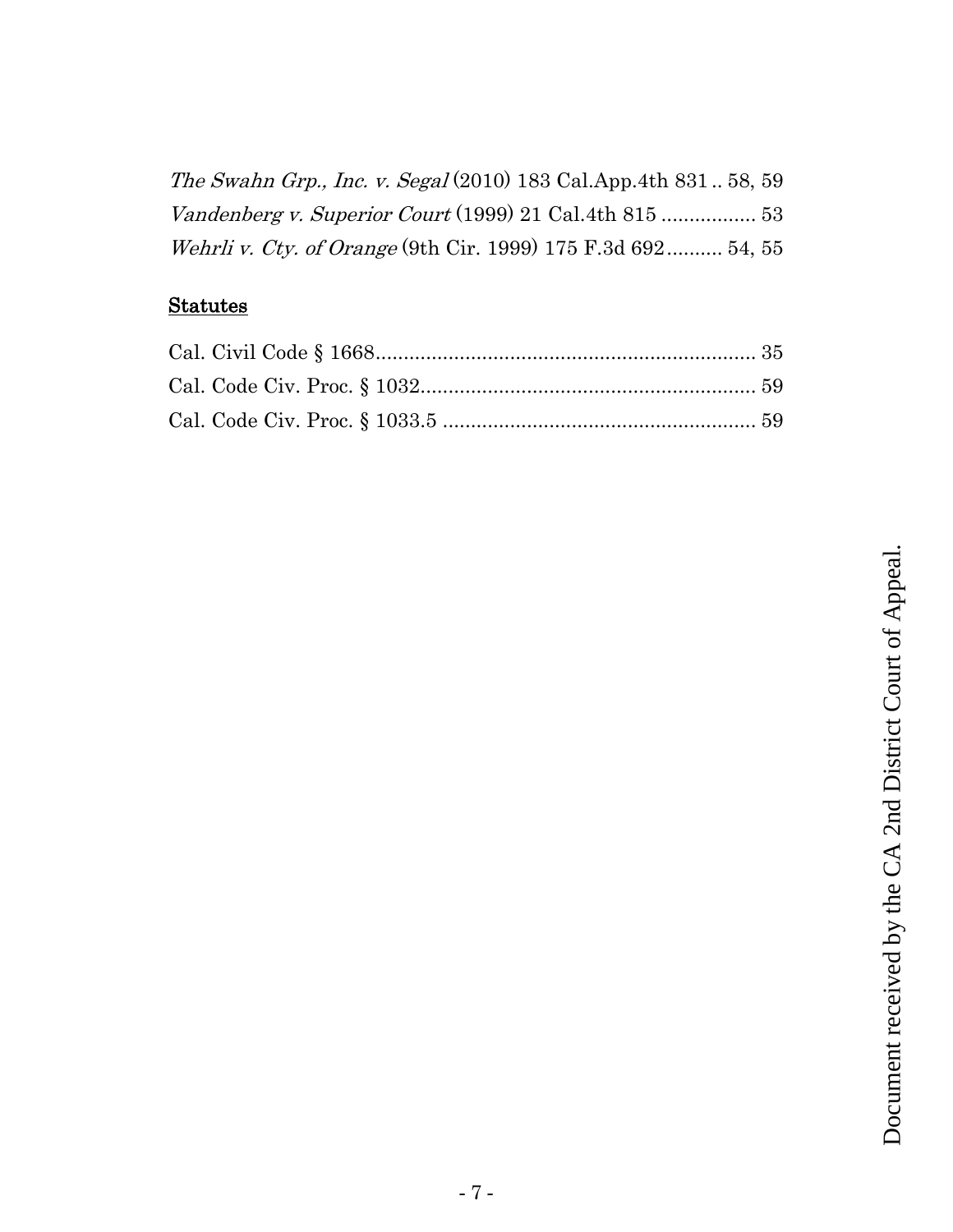*The Swahn Grp., Inc. v. Segal* (2010) 183 Cal.App.4th 831 .. 58, 59
*Vandenberg v. Superior Court* (1999) 21 Cal.4th 815 ................. 53
*Wehrli v. Cty. of Orange* (9th Cir. 1999) 175 F.3d 692.......... 54, 55

**Statutes**

Cal. Civil Code § 1668.................................................................... 35
Cal. Code Civ. Proc. § 1032............................................................ 59
Cal. Code Civ. Proc. § 1033.5 ........................................................ 59

Document received by the CA 2nd District Court of Appeal.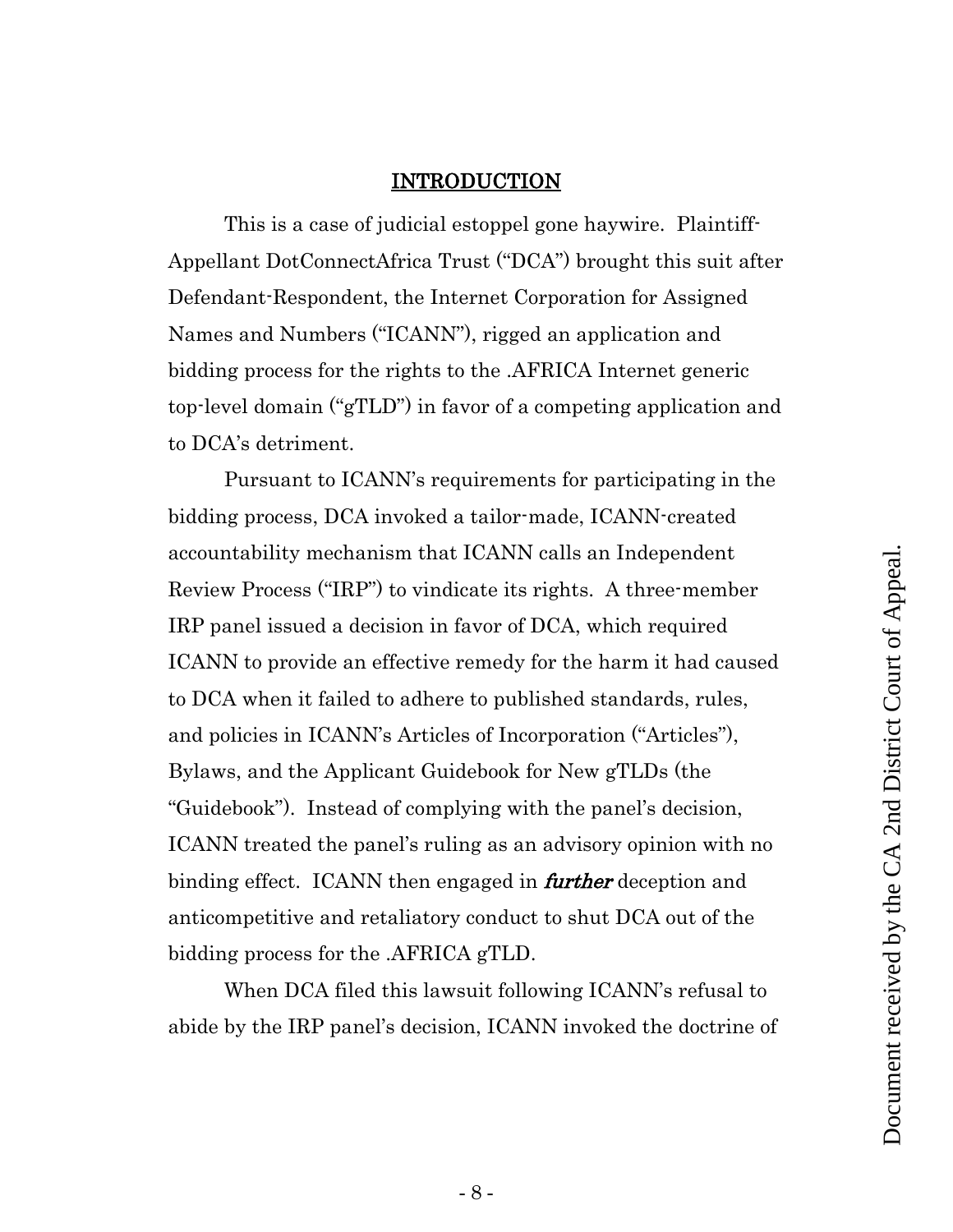## INTRODUCTION

This is a case of judicial estoppel gone haywire. Plaintiff-Appellant DotConnectAfrica Trust ("DCA") brought this suit after Defendant-Respondent, the Internet Corporation for Assigned Names and Numbers ("ICANN"), rigged an application and bidding process for the rights to the .AFRICA Internet generic top-level domain ("gTLD") in favor of a competing application and to DCA's detriment.

Pursuant to ICANN's requirements for participating in the bidding process, DCA invoked a tailor-made, ICANN-created accountability mechanism that ICANN calls an Independent Review Process ("IRP") to vindicate its rights. A three-member IRP panel issued a decision in favor of DCA, which required ICANN to provide an effective remedy for the harm it had caused to DCA when it failed to adhere to published standards, rules, and policies in ICANN's Articles of Incorporation ("Articles"), Bylaws, and the Applicant Guidebook for New gTLDs (the "Guidebook"). Instead of complying with the panel's decision, ICANN treated the panel's ruling as an advisory opinion with no binding effect. ICANN then engaged in ***further*** deception and anticompetitive and retaliatory conduct to shut DCA out of the bidding process for the .AFRICA gTLD.

When DCA filed this lawsuit following ICANN's refusal to abide by the IRP panel's decision, ICANN invoked the doctrine of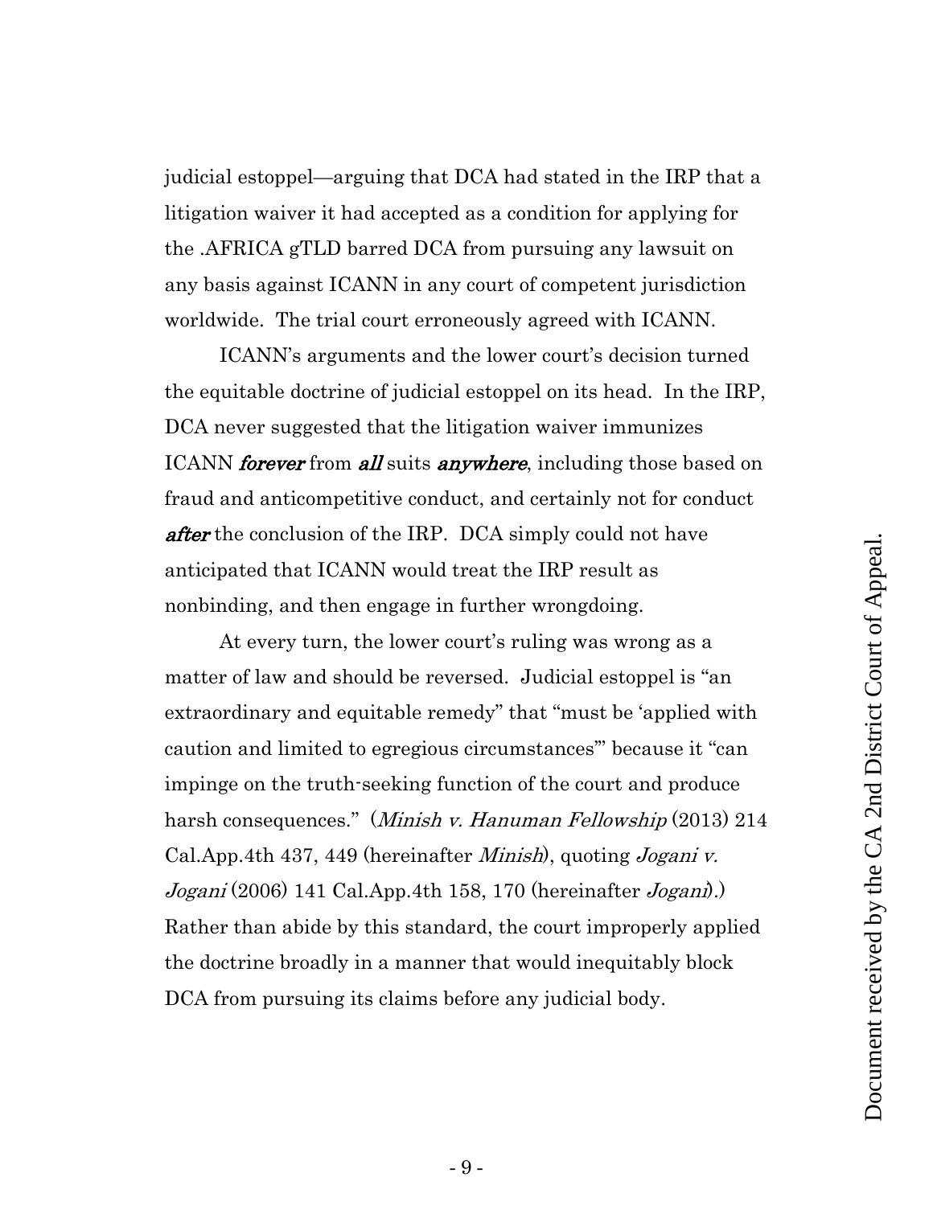judicial estoppel—arguing that DCA had stated in the IRP that a litigation waiver it had accepted as a condition for applying for the .AFRICA gTLD barred DCA from pursuing any lawsuit on any basis against ICANN in any court of competent jurisdiction worldwide. The trial court erroneously agreed with ICANN.

ICANN's arguments and the lower court's decision turned the equitable doctrine of judicial estoppel on its head. In the IRP, DCA never suggested that the litigation waiver immunizes ICANN ***forever*** from ***all*** suits ***anywhere***, including those based on fraud and anticompetitive conduct, and certainly not for conduct ***after*** the conclusion of the IRP. DCA simply could not have anticipated that ICANN would treat the IRP result as nonbinding, and then engage in further wrongdoing.

At every turn, the lower court's ruling was wrong as a matter of law and should be reversed. Judicial estoppel is "an extraordinary and equitable remedy" that "must be 'applied with caution and limited to egregious circumstances'" because it "can impinge on the truth-seeking function of the court and produce harsh consequences." (*Minish v. Hanuman Fellowship* (2013) 214 Cal.App.4th 437, 449 (hereinafter *Minish*), quoting *Jogani v. Jogani* (2006) 141 Cal.App.4th 158, 170 (hereinafter *Jogani*).) Rather than abide by this standard, the court improperly applied the doctrine broadly in a manner that would inequitably block DCA from pursuing its claims before any judicial body.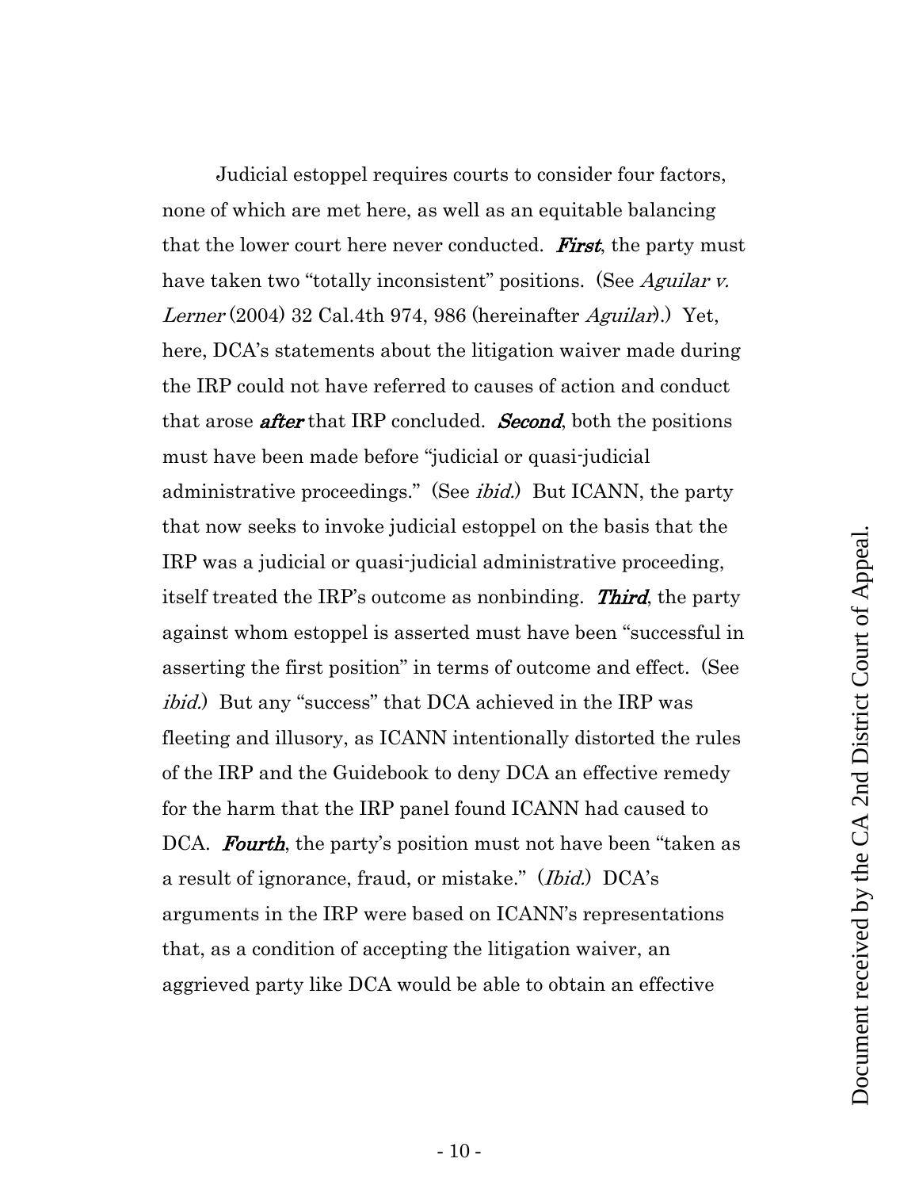Judicial estoppel requires courts to consider four factors, none of which are met here, as well as an equitable balancing that the lower court here never conducted. ***First***, the party must have taken two "totally inconsistent" positions. (See *Aguilar v. Lerner* (2004) 32 Cal.4th 974, 986 (hereinafter *Aguilar*).) Yet, here, DCA's statements about the litigation waiver made during the IRP could not have referred to causes of action and conduct that arose ***after*** that IRP concluded. ***Second***, both the positions must have been made before "judicial or quasi-judicial administrative proceedings." (See *ibid.*) But ICANN, the party that now seeks to invoke judicial estoppel on the basis that the IRP was a judicial or quasi-judicial administrative proceeding, itself treated the IRP's outcome as nonbinding. ***Third***, the party against whom estoppel is asserted must have been "successful in asserting the first position" in terms of outcome and effect. (See *ibid.*) But any "success" that DCA achieved in the IRP was fleeting and illusory, as ICANN intentionally distorted the rules of the IRP and the Guidebook to deny DCA an effective remedy for the harm that the IRP panel found ICANN had caused to DCA. ***Fourth***, the party's position must not have been "taken as a result of ignorance, fraud, or mistake." (*Ibid.*) DCA's arguments in the IRP were based on ICANN's representations that, as a condition of accepting the litigation waiver, an aggrieved party like DCA would be able to obtain an effective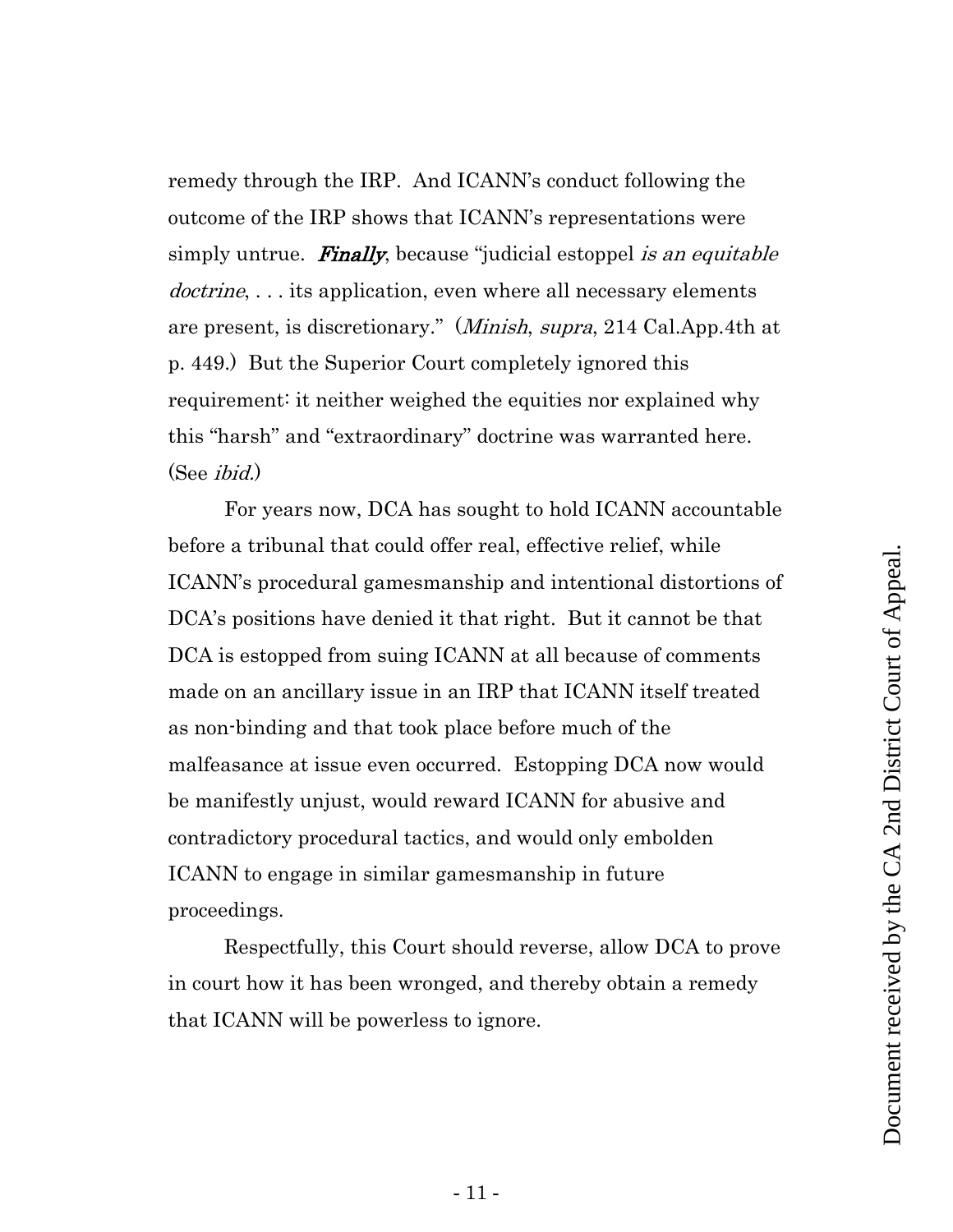remedy through the IRP. And ICANN's conduct following the outcome of the IRP shows that ICANN's representations were simply untrue. ***Finally***, because "judicial estoppel *is an equitable doctrine*, . . . its application, even where all necessary elements are present, is discretionary." (*Minish*, *supra*, 214 Cal.App.4th at p. 449.) But the Superior Court completely ignored this requirement: it neither weighed the equities nor explained why this "harsh" and "extraordinary" doctrine was warranted here. (See *ibid.*)

For years now, DCA has sought to hold ICANN accountable before a tribunal that could offer real, effective relief, while ICANN's procedural gamesmanship and intentional distortions of DCA's positions have denied it that right. But it cannot be that DCA is estopped from suing ICANN at all because of comments made on an ancillary issue in an IRP that ICANN itself treated as non-binding and that took place before much of the malfeasance at issue even occurred. Estopping DCA now would be manifestly unjust, would reward ICANN for abusive and contradictory procedural tactics, and would only embolden ICANN to engage in similar gamesmanship in future proceedings.

Respectfully, this Court should reverse, allow DCA to prove in court how it has been wronged, and thereby obtain a remedy that ICANN will be powerless to ignore.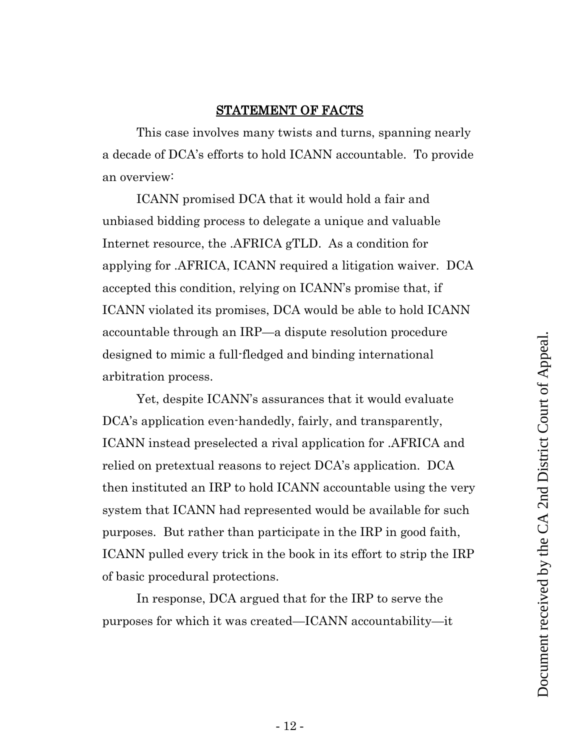## STATEMENT OF FACTS

This case involves many twists and turns, spanning nearly a decade of DCA's efforts to hold ICANN accountable. To provide an overview:

ICANN promised DCA that it would hold a fair and unbiased bidding process to delegate a unique and valuable Internet resource, the .AFRICA gTLD. As a condition for applying for .AFRICA, ICANN required a litigation waiver. DCA accepted this condition, relying on ICANN's promise that, if ICANN violated its promises, DCA would be able to hold ICANN accountable through an IRP—a dispute resolution procedure designed to mimic a full-fledged and binding international arbitration process.

Yet, despite ICANN's assurances that it would evaluate DCA's application even-handedly, fairly, and transparently, ICANN instead preselected a rival application for .AFRICA and relied on pretextual reasons to reject DCA's application. DCA then instituted an IRP to hold ICANN accountable using the very system that ICANN had represented would be available for such purposes. But rather than participate in the IRP in good faith, ICANN pulled every trick in the book in its effort to strip the IRP of basic procedural protections.

In response, DCA argued that for the IRP to serve the purposes for which it was created—ICANN accountability—it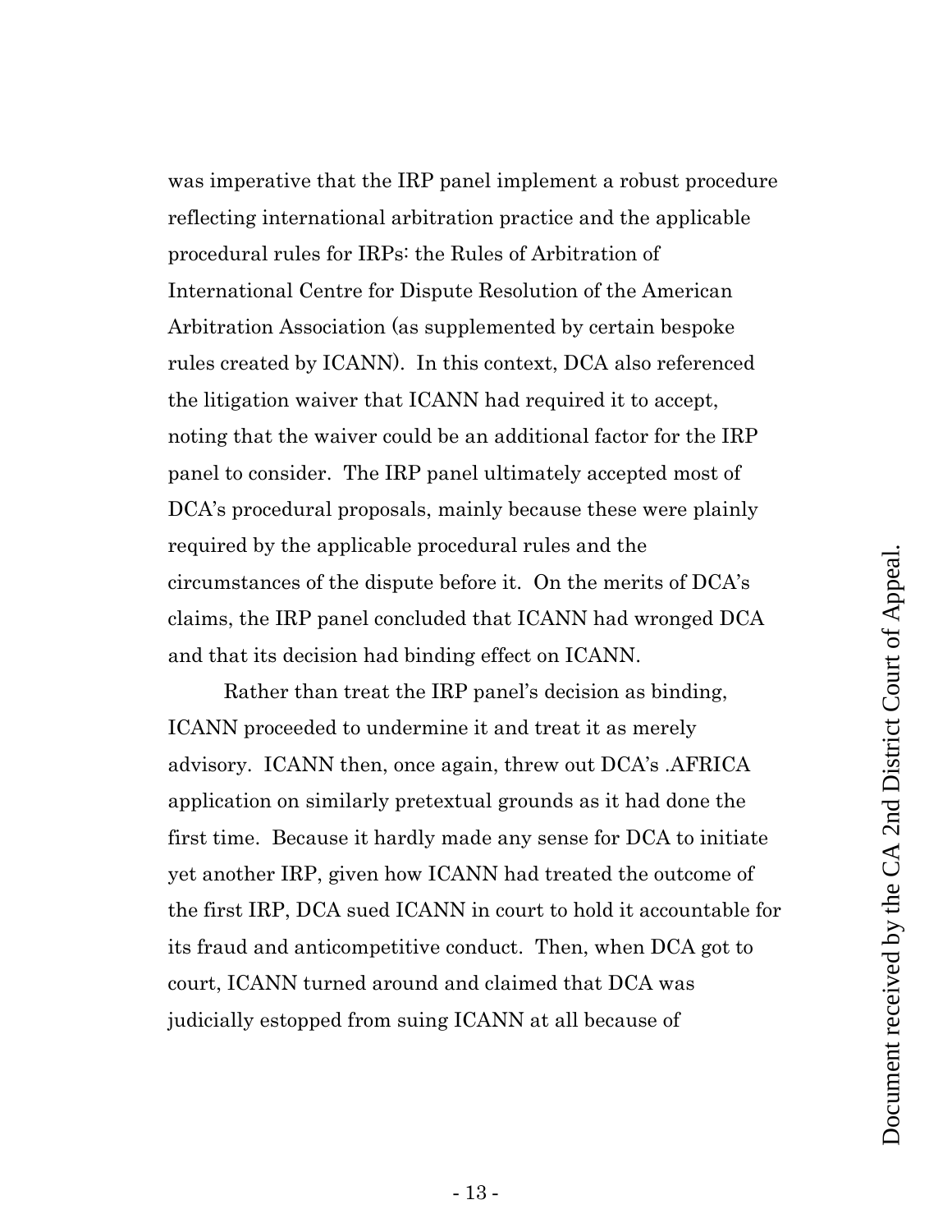was imperative that the IRP panel implement a robust procedure reflecting international arbitration practice and the applicable procedural rules for IRPs: the Rules of Arbitration of International Centre for Dispute Resolution of the American Arbitration Association (as supplemented by certain bespoke rules created by ICANN). In this context, DCA also referenced the litigation waiver that ICANN had required it to accept, noting that the waiver could be an additional factor for the IRP panel to consider. The IRP panel ultimately accepted most of DCA's procedural proposals, mainly because these were plainly required by the applicable procedural rules and the circumstances of the dispute before it. On the merits of DCA's claims, the IRP panel concluded that ICANN had wronged DCA and that its decision had binding effect on ICANN.

Rather than treat the IRP panel's decision as binding, ICANN proceeded to undermine it and treat it as merely advisory. ICANN then, once again, threw out DCA's .AFRICA application on similarly pretextual grounds as it had done the first time. Because it hardly made any sense for DCA to initiate yet another IRP, given how ICANN had treated the outcome of the first IRP, DCA sued ICANN in court to hold it accountable for its fraud and anticompetitive conduct. Then, when DCA got to court, ICANN turned around and claimed that DCA was judicially estopped from suing ICANN at all because of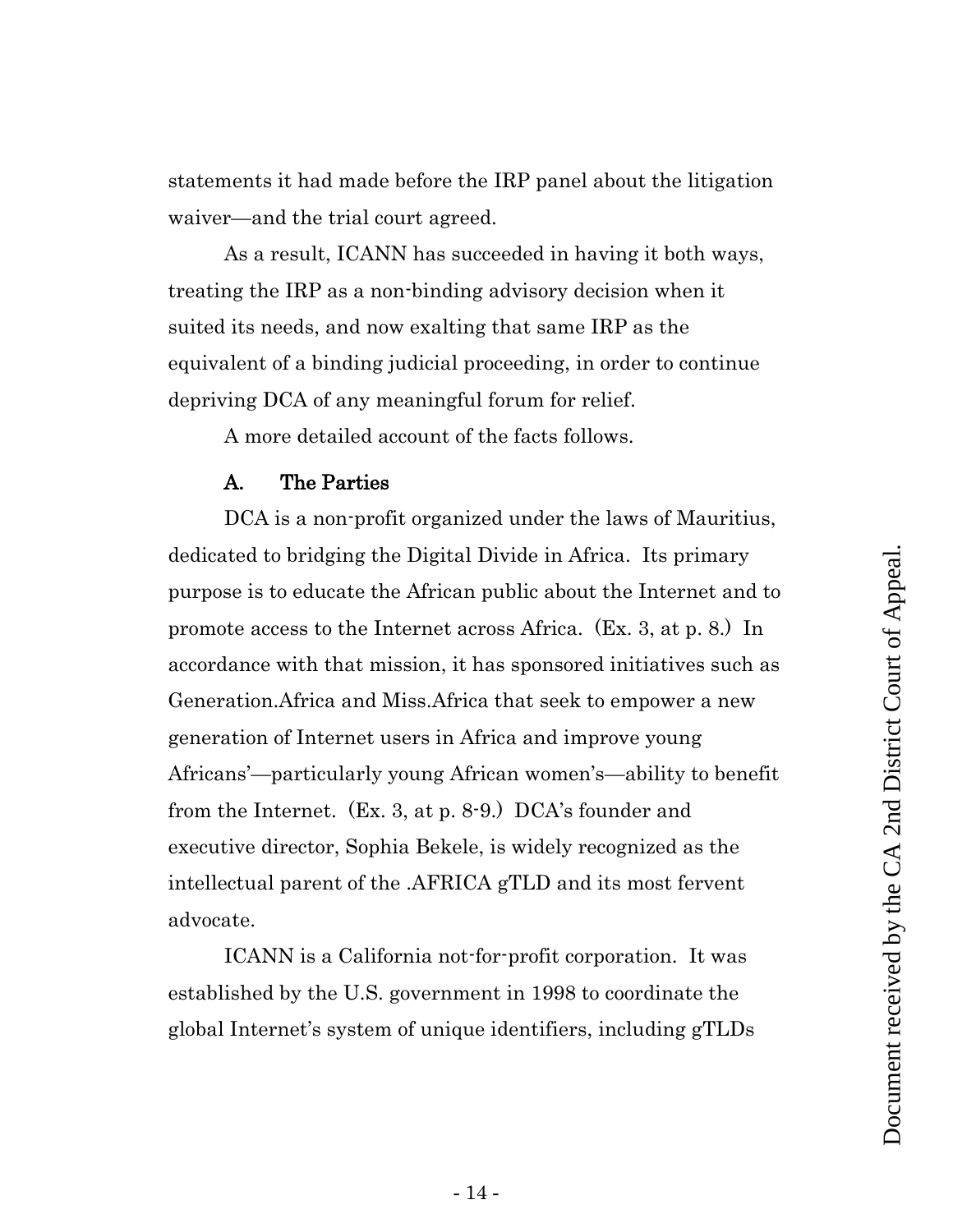statements it had made before the IRP panel about the litigation waiver—and the trial court agreed.

As a result, ICANN has succeeded in having it both ways, treating the IRP as a non-binding advisory decision when it suited its needs, and now exalting that same IRP as the equivalent of a binding judicial proceeding, in order to continue depriving DCA of any meaningful forum for relief.

A more detailed account of the facts follows.

### A. The Parties

DCA is a non-profit organized under the laws of Mauritius, dedicated to bridging the Digital Divide in Africa. Its primary purpose is to educate the African public about the Internet and to promote access to the Internet across Africa. (Ex. 3, at p. 8.) In accordance with that mission, it has sponsored initiatives such as Generation.Africa and Miss.Africa that seek to empower a new generation of Internet users in Africa and improve young Africans'—particularly young African women's—ability to benefit from the Internet. (Ex. 3, at p. 8-9.) DCA's founder and executive director, Sophia Bekele, is widely recognized as the intellectual parent of the .AFRICA gTLD and its most fervent advocate.

ICANN is a California not-for-profit corporation. It was established by the U.S. government in 1998 to coordinate the global Internet's system of unique identifiers, including gTLDs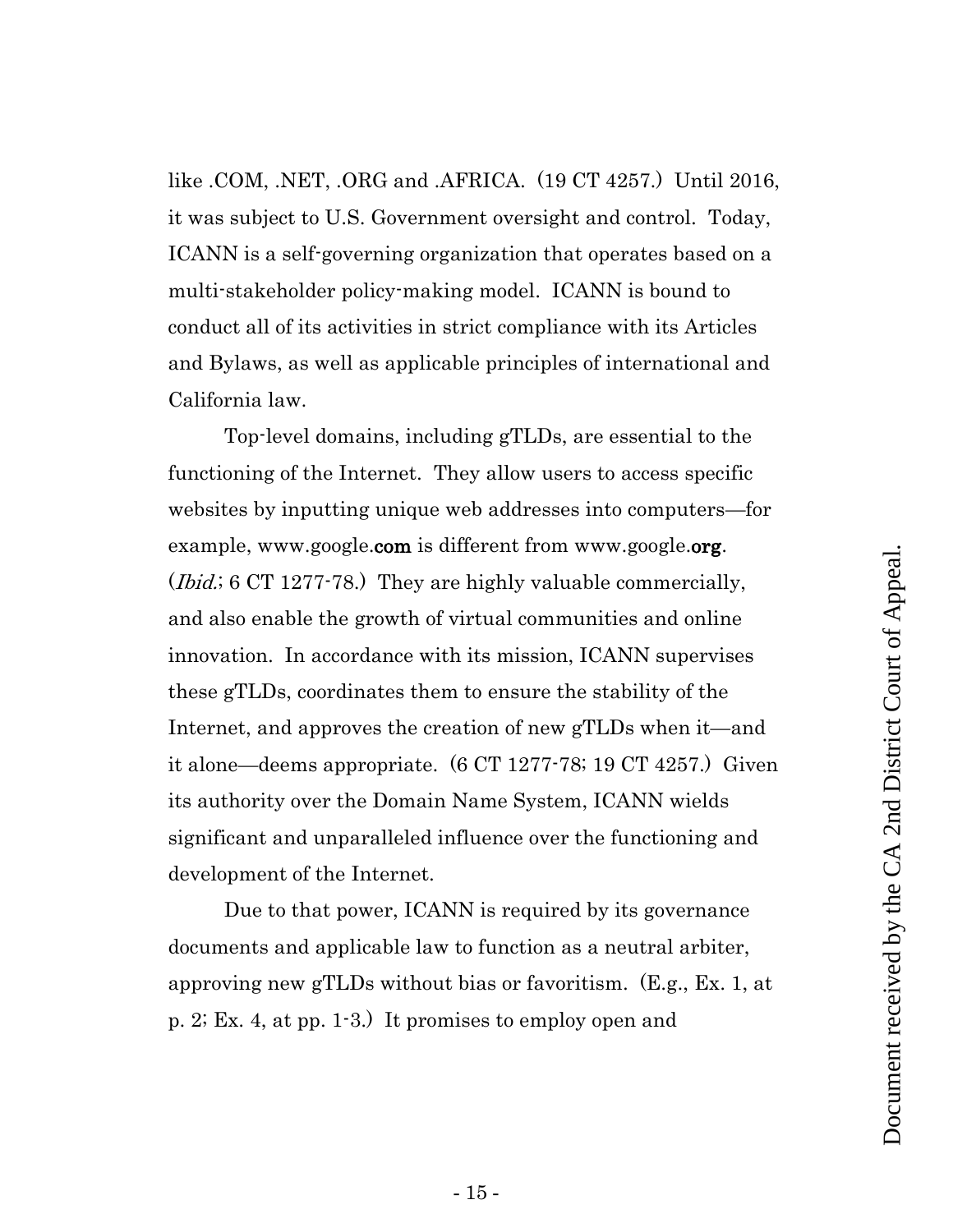like .COM, .NET, .ORG and .AFRICA. (19 CT 4257.) Until 2016, it was subject to U.S. Government oversight and control. Today, ICANN is a self-governing organization that operates based on a multi-stakeholder policy-making model. ICANN is bound to conduct all of its activities in strict compliance with its Articles and Bylaws, as well as applicable principles of international and California law.

Top-level domains, including gTLDs, are essential to the functioning of the Internet. They allow users to access specific websites by inputting unique web addresses into computers—for example, www.google.**com** is different from www.google.**org**. (*Ibid.*; 6 CT 1277-78.) They are highly valuable commercially, and also enable the growth of virtual communities and online innovation. In accordance with its mission, ICANN supervises these gTLDs, coordinates them to ensure the stability of the Internet, and approves the creation of new gTLDs when it—and it alone—deems appropriate. (6 CT 1277-78; 19 CT 4257.) Given its authority over the Domain Name System, ICANN wields significant and unparalleled influence over the functioning and development of the Internet.

Due to that power, ICANN is required by its governance documents and applicable law to function as a neutral arbiter, approving new gTLDs without bias or favoritism. (E.g., Ex. 1, at p. 2; Ex. 4, at pp. 1-3.) It promises to employ open and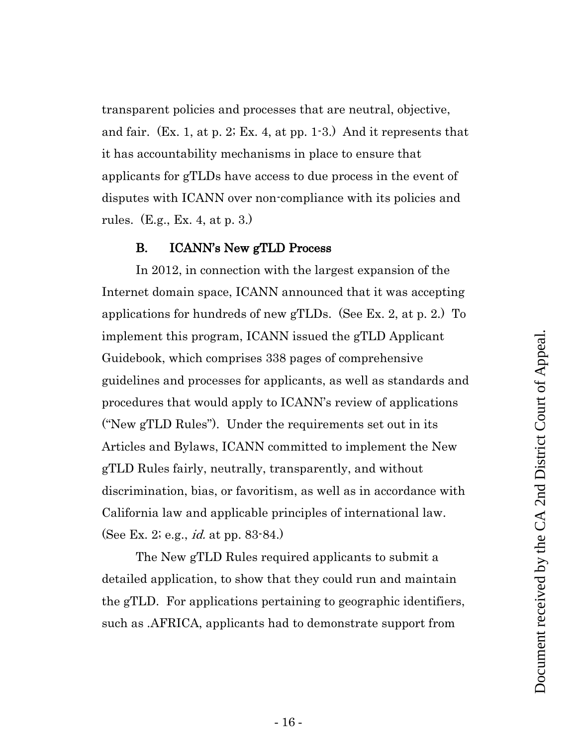transparent policies and processes that are neutral, objective, and fair. (Ex. 1, at p. 2; Ex. 4, at pp. 1-3.) And it represents that it has accountability mechanisms in place to ensure that applicants for gTLDs have access to due process in the event of disputes with ICANN over non-compliance with its policies and rules. (E.g., Ex. 4, at p. 3.)

### B. ICANN's New gTLD Process

In 2012, in connection with the largest expansion of the Internet domain space, ICANN announced that it was accepting applications for hundreds of new gTLDs. (See Ex. 2, at p. 2.) To implement this program, ICANN issued the gTLD Applicant Guidebook, which comprises 338 pages of comprehensive guidelines and processes for applicants, as well as standards and procedures that would apply to ICANN's review of applications ("New gTLD Rules"). Under the requirements set out in its Articles and Bylaws, ICANN committed to implement the New gTLD Rules fairly, neutrally, transparently, and without discrimination, bias, or favoritism, as well as in accordance with California law and applicable principles of international law. (See Ex. 2; e.g., *id.* at pp. 83-84.)

The New gTLD Rules required applicants to submit a detailed application, to show that they could run and maintain the gTLD. For applications pertaining to geographic identifiers, such as .AFRICA, applicants had to demonstrate support from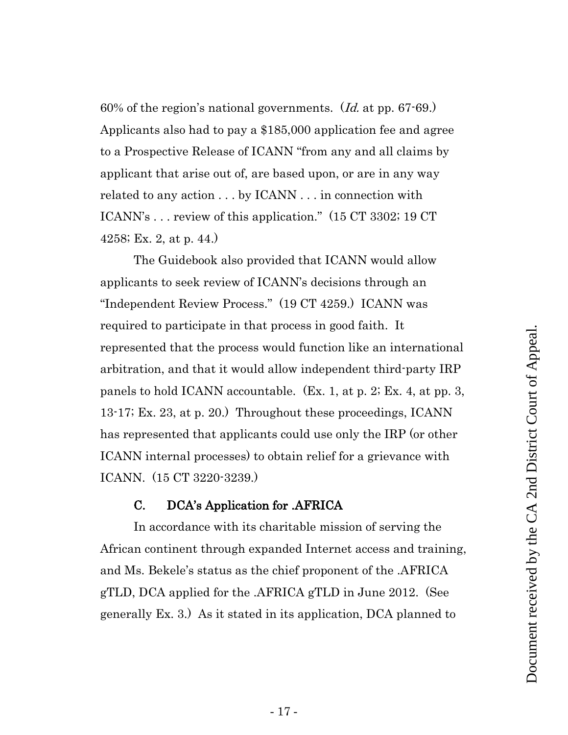60% of the region's national governments. (*Id.* at pp. 67-69.) Applicants also had to pay a $185,000 application fee and agree to a Prospective Release of ICANN "from any and all claims by applicant that arise out of, are based upon, or are in any way related to any action . . . by ICANN . . . in connection with ICANN's . . . review of this application." (15 CT 3302; 19 CT 4258; Ex. 2, at p. 44.)

The Guidebook also provided that ICANN would allow applicants to seek review of ICANN's decisions through an "Independent Review Process." (19 CT 4259.) ICANN was required to participate in that process in good faith. It represented that the process would function like an international arbitration, and that it would allow independent third-party IRP panels to hold ICANN accountable. (Ex. 1, at p. 2; Ex. 4, at pp. 3, 13-17; Ex. 23, at p. 20.) Throughout these proceedings, ICANN has represented that applicants could use only the IRP (or other ICANN internal processes) to obtain relief for a grievance with ICANN. (15 CT 3220-3239.)

### C. DCA's Application for .AFRICA

In accordance with its charitable mission of serving the African continent through expanded Internet access and training, and Ms. Bekele's status as the chief proponent of the .AFRICA gTLD, DCA applied for the .AFRICA gTLD in June 2012. (See generally Ex. 3.) As it stated in its application, DCA planned to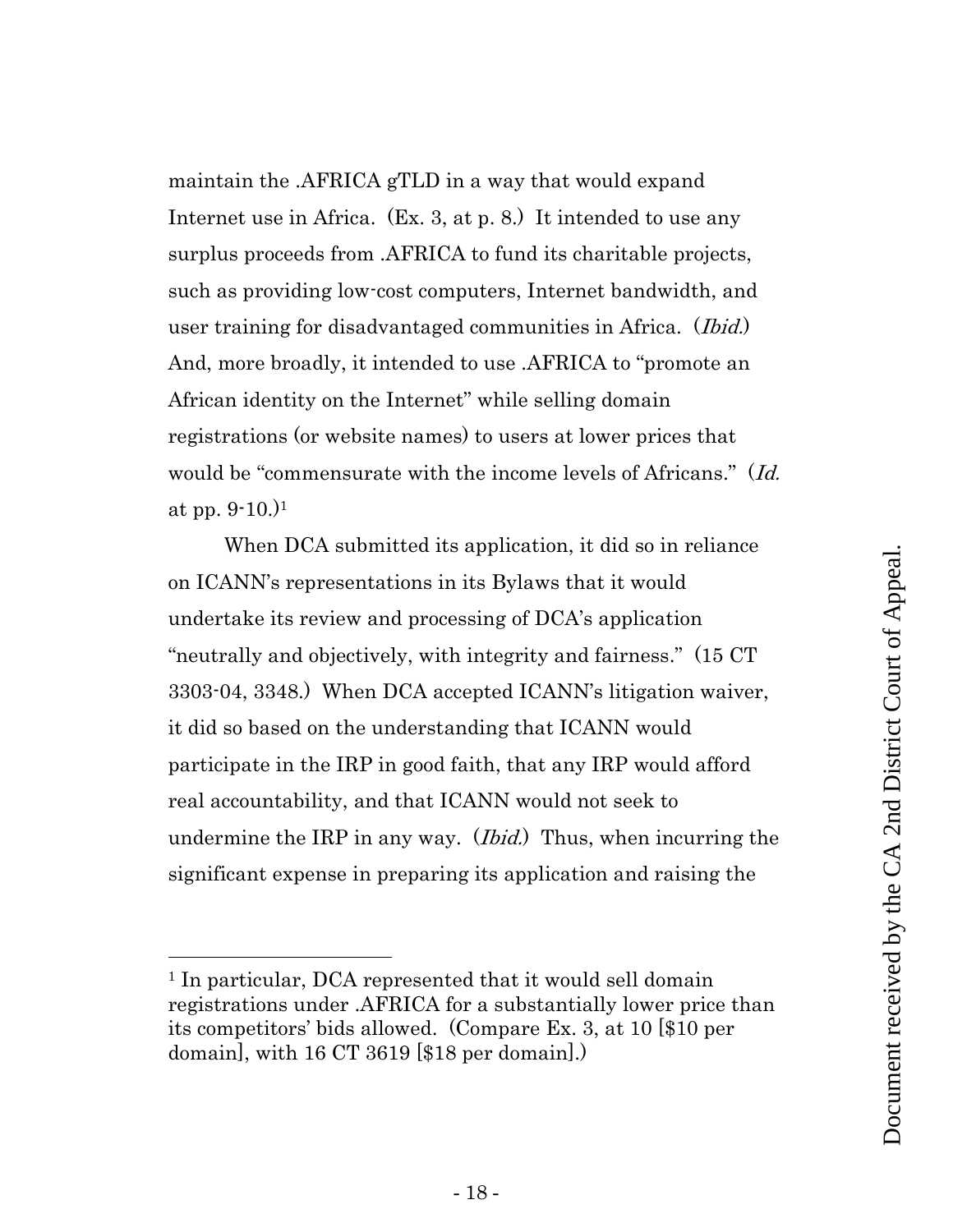maintain the .AFRICA gTLD in a way that would expand Internet use in Africa. (Ex. 3, at p. 8.) It intended to use any surplus proceeds from .AFRICA to fund its charitable projects, such as providing low-cost computers, Internet bandwidth, and user training for disadvantaged communities in Africa. (*Ibid.*) And, more broadly, it intended to use .AFRICA to "promote an African identity on the Internet" while selling domain registrations (or website names) to users at lower prices that would be "commensurate with the income levels of Africans." (*Id.* at pp. 9-10.)[1]

When DCA submitted its application, it did so in reliance on ICANN's representations in its Bylaws that it would undertake its review and processing of DCA's application "neutrally and objectively, with integrity and fairness." (15 CT 3303-04, 3348.) When DCA accepted ICANN's litigation waiver, it did so based on the understanding that ICANN would participate in the IRP in good faith, that any IRP would afford real accountability, and that ICANN would not seek to undermine the IRP in any way. (*Ibid.*) Thus, when incurring the significant expense in preparing its application and raising the

---

[1] In particular, DCA represented that it would sell domain registrations under .AFRICA for a substantially lower price than its competitors' bids allowed. (Compare Ex. 3, at 10 [$10 per domain], with 16 CT 3619 [$18 per domain].)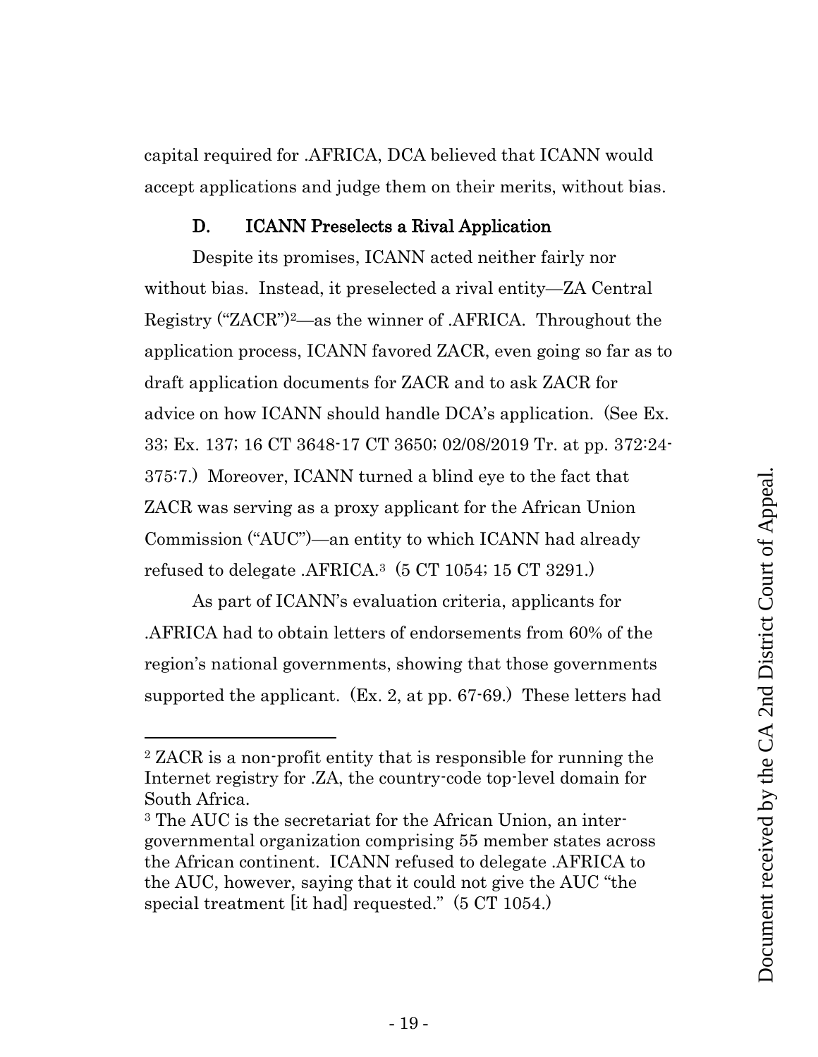capital required for .AFRICA, DCA believed that ICANN would accept applications and judge them on their merits, without bias.

### D. ICANN Preselects a Rival Application

Despite its promises, ICANN acted neither fairly nor without bias. Instead, it preselected a rival entity—ZA Central Registry ("ZACR")[2]—as the winner of .AFRICA. Throughout the application process, ICANN favored ZACR, even going so far as to draft application documents for ZACR and to ask ZACR for advice on how ICANN should handle DCA's application. (See Ex. 33; Ex. 137; 16 CT 3648-17 CT 3650; 02/08/2019 Tr. at pp. 372:24-375:7.) Moreover, ICANN turned a blind eye to the fact that ZACR was serving as a proxy applicant for the African Union Commission ("AUC")—an entity to which ICANN had already refused to delegate .AFRICA.[3] (5 CT 1054; 15 CT 3291.)

As part of ICANN's evaluation criteria, applicants for .AFRICA had to obtain letters of endorsements from 60% of the region's national governments, showing that those governments supported the applicant. (Ex. 2, at pp. 67-69.) These letters had

---

[2] ZACR is a non-profit entity that is responsible for running the Internet registry for .ZA, the country-code top-level domain for South Africa.

[3] The AUC is the secretariat for the African Union, an inter-governmental organization comprising 55 member states across the African continent. ICANN refused to delegate .AFRICA to the AUC, however, saying that it could not give the AUC "the special treatment [it had] requested." (5 CT 1054.)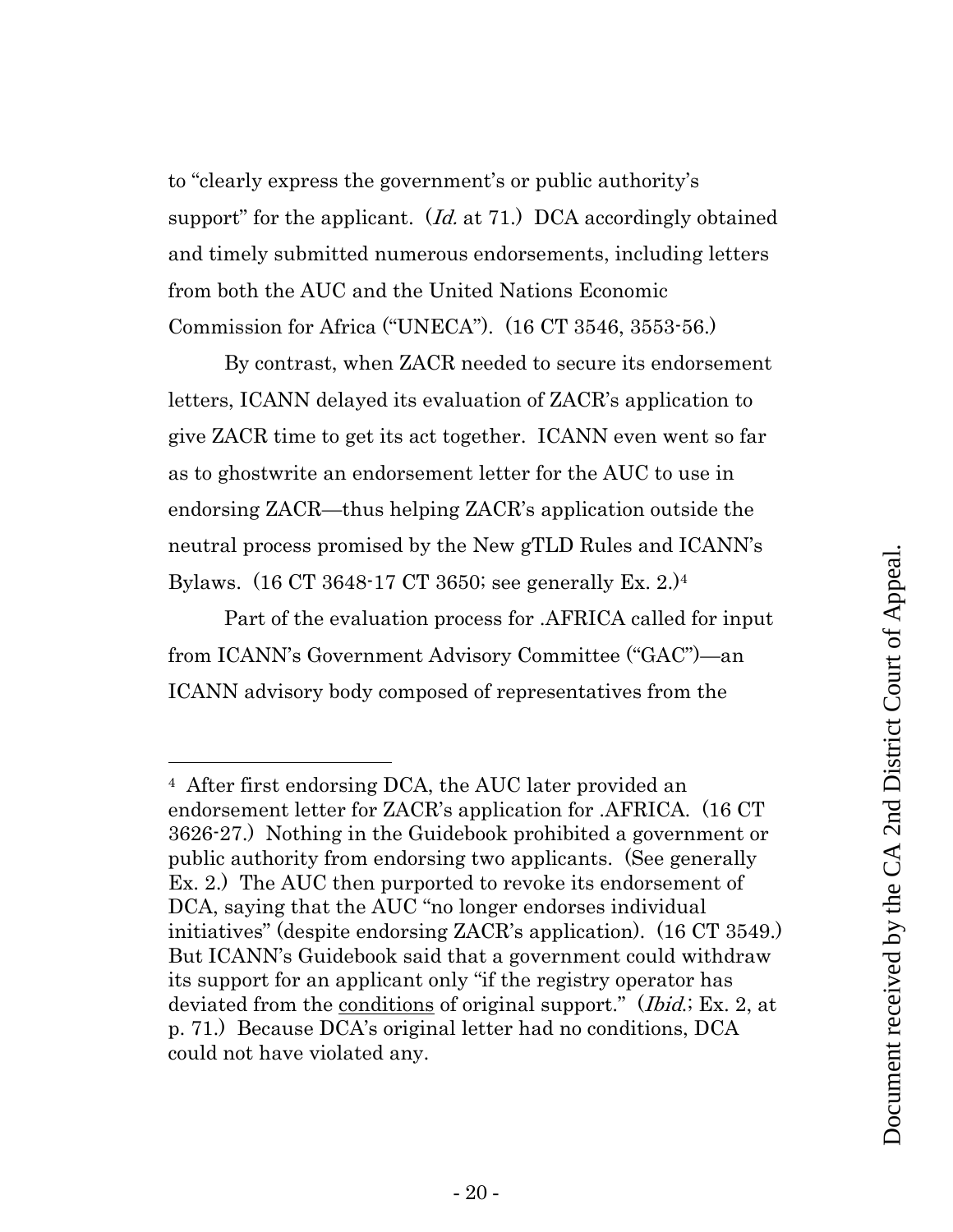to "clearly express the government's or public authority's support" for the applicant. (*Id.* at 71.) DCA accordingly obtained and timely submitted numerous endorsements, including letters from both the AUC and the United Nations Economic Commission for Africa ("UNECA"). (16 CT 3546, 3553-56.)

By contrast, when ZACR needed to secure its endorsement letters, ICANN delayed its evaluation of ZACR's application to give ZACR time to get its act together. ICANN even went so far as to ghostwrite an endorsement letter for the AUC to use in endorsing ZACR—thus helping ZACR's application outside the neutral process promised by the New gTLD Rules and ICANN's Bylaws. (16 CT 3648-17 CT 3650; see generally Ex. 2.)[4]

Part of the evaluation process for .AFRICA called for input from ICANN's Government Advisory Committee ("GAC")—an ICANN advisory body composed of representatives from the

---

[4] After first endorsing DCA, the AUC later provided an endorsement letter for ZACR's application for .AFRICA. (16 CT 3626-27.) Nothing in the Guidebook prohibited a government or public authority from endorsing two applicants. (See generally Ex. 2.) The AUC then purported to revoke its endorsement of DCA, saying that the AUC "no longer endorses individual initiatives" (despite endorsing ZACR's application). (16 CT 3549.) But ICANN's Guidebook said that a government could withdraw its support for an applicant only "if the registry operator has deviated from the conditions of original support." (*Ibid.*; Ex. 2, at p. 71.) Because DCA's original letter had no conditions, DCA could not have violated any.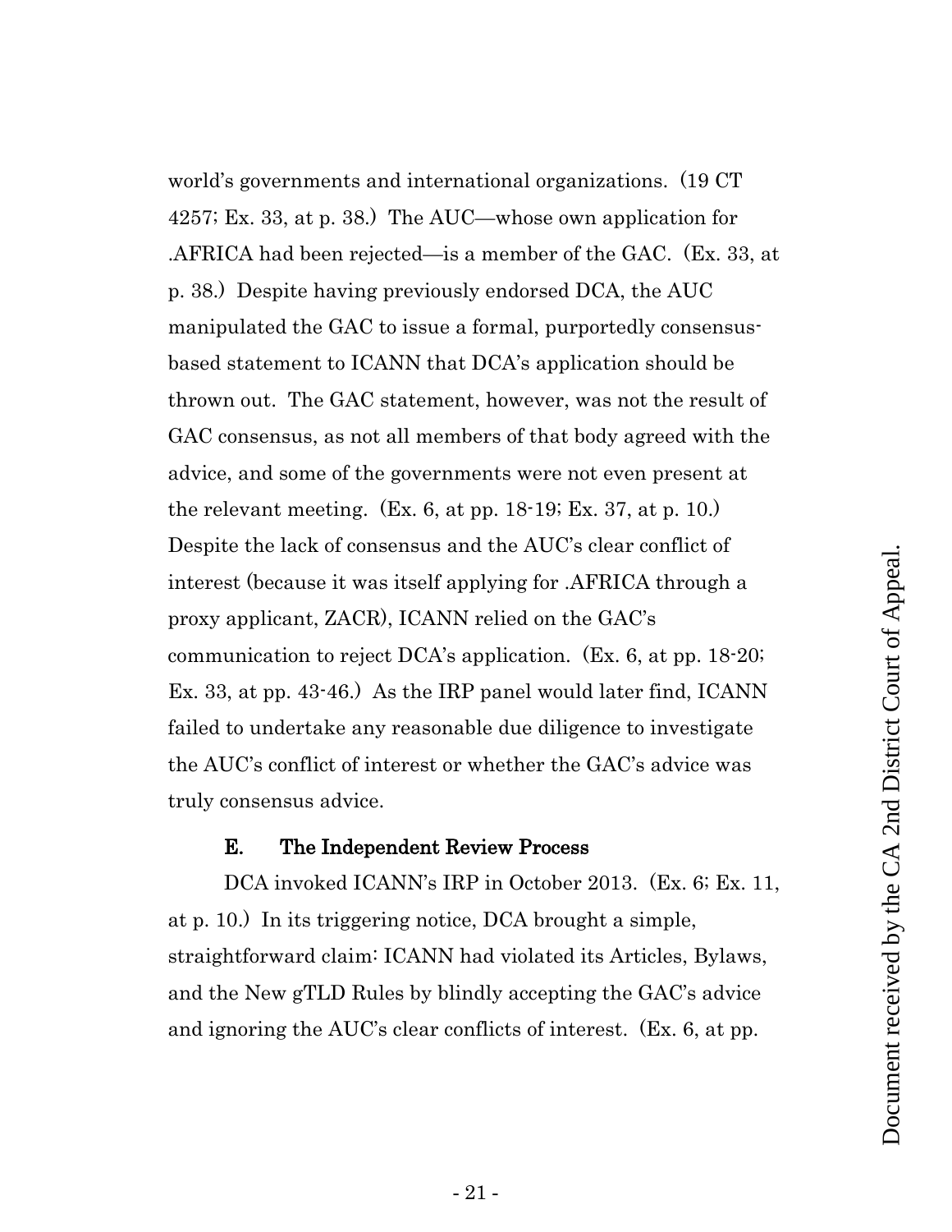world's governments and international organizations. (19 CT 4257; Ex. 33, at p. 38.) The AUC—whose own application for .AFRICA had been rejected—is a member of the GAC. (Ex. 33, at p. 38.) Despite having previously endorsed DCA, the AUC manipulated the GAC to issue a formal, purportedly consensus-based statement to ICANN that DCA's application should be thrown out. The GAC statement, however, was not the result of GAC consensus, as not all members of that body agreed with the advice, and some of the governments were not even present at the relevant meeting. (Ex. 6, at pp. 18-19; Ex. 37, at p. 10.) Despite the lack of consensus and the AUC's clear conflict of interest (because it was itself applying for .AFRICA through a proxy applicant, ZACR), ICANN relied on the GAC's communication to reject DCA's application. (Ex. 6, at pp. 18-20; Ex. 33, at pp. 43-46.) As the IRP panel would later find, ICANN failed to undertake any reasonable due diligence to investigate the AUC's conflict of interest or whether the GAC's advice was truly consensus advice.

### E. The Independent Review Process

DCA invoked ICANN's IRP in October 2013. (Ex. 6; Ex. 11, at p. 10.) In its triggering notice, DCA brought a simple, straightforward claim: ICANN had violated its Articles, Bylaws, and the New gTLD Rules by blindly accepting the GAC's advice and ignoring the AUC's clear conflicts of interest. (Ex. 6, at pp.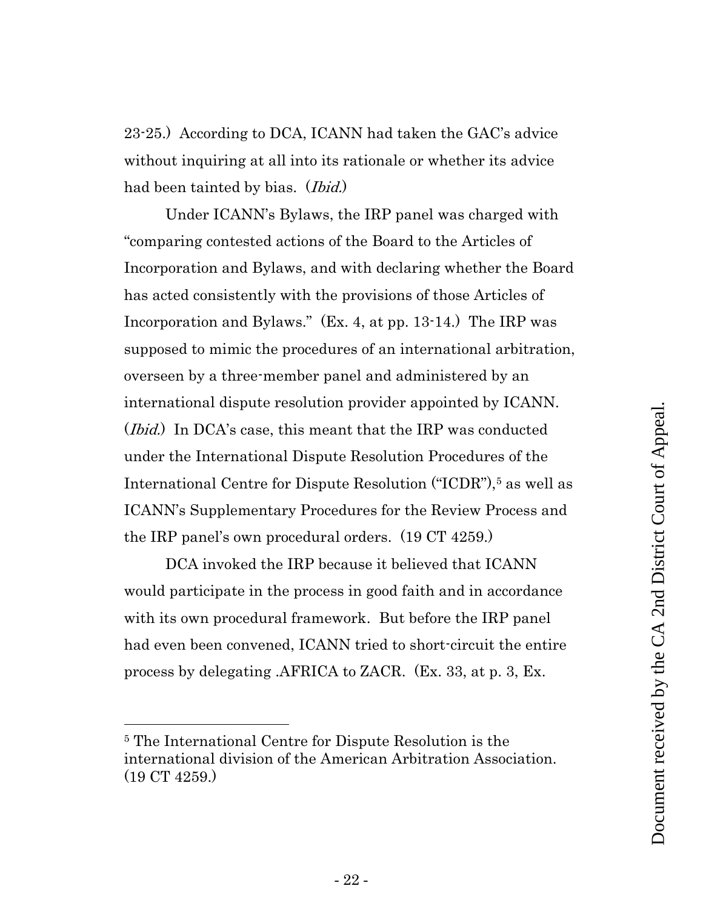23-25.) According to DCA, ICANN had taken the GAC's advice without inquiring at all into its rationale or whether its advice had been tainted by bias. (*Ibid.*)

Under ICANN's Bylaws, the IRP panel was charged with "comparing contested actions of the Board to the Articles of Incorporation and Bylaws, and with declaring whether the Board has acted consistently with the provisions of those Articles of Incorporation and Bylaws." (Ex. 4, at pp. 13-14.) The IRP was supposed to mimic the procedures of an international arbitration, overseen by a three-member panel and administered by an international dispute resolution provider appointed by ICANN. (*Ibid.*) In DCA's case, this meant that the IRP was conducted under the International Dispute Resolution Procedures of the International Centre for Dispute Resolution ("ICDR"),[5] as well as ICANN's Supplementary Procedures for the Review Process and the IRP panel's own procedural orders. (19 CT 4259.)

DCA invoked the IRP because it believed that ICANN would participate in the process in good faith and in accordance with its own procedural framework. But before the IRP panel had even been convened, ICANN tried to short-circuit the entire process by delegating .AFRICA to ZACR. (Ex. 33, at p. 3, Ex.

---

[5] The International Centre for Dispute Resolution is the international division of the American Arbitration Association. (19 CT 4259.)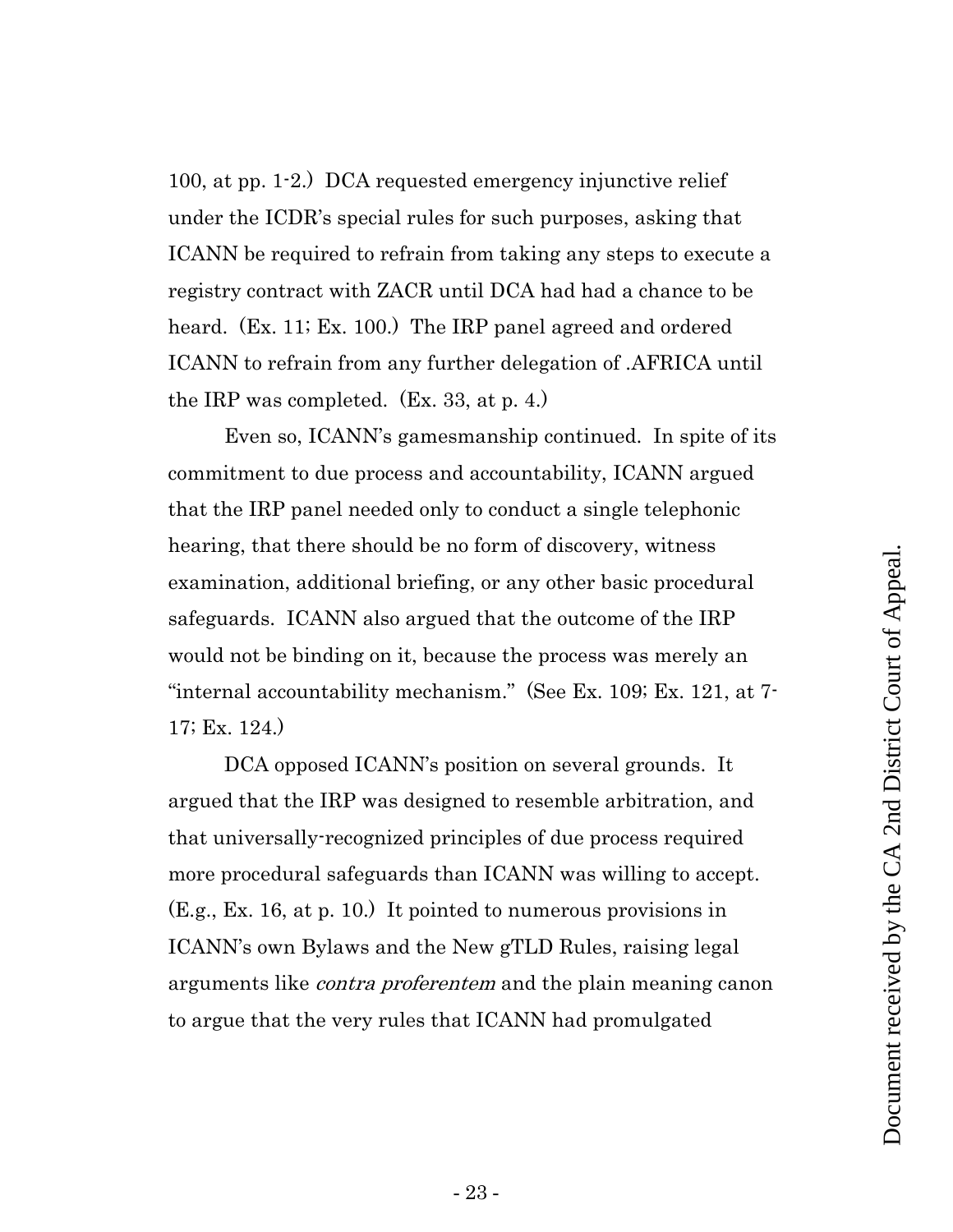100, at pp. 1-2.) DCA requested emergency injunctive relief under the ICDR's special rules for such purposes, asking that ICANN be required to refrain from taking any steps to execute a registry contract with ZACR until DCA had had a chance to be heard. (Ex. 11; Ex. 100.) The IRP panel agreed and ordered ICANN to refrain from any further delegation of .AFRICA until the IRP was completed. (Ex. 33, at p. 4.)

Even so, ICANN's gamesmanship continued. In spite of its commitment to due process and accountability, ICANN argued that the IRP panel needed only to conduct a single telephonic hearing, that there should be no form of discovery, witness examination, additional briefing, or any other basic procedural safeguards. ICANN also argued that the outcome of the IRP would not be binding on it, because the process was merely an "internal accountability mechanism." (See Ex. 109; Ex. 121, at 7-17; Ex. 124.)

DCA opposed ICANN's position on several grounds. It argued that the IRP was designed to resemble arbitration, and that universally-recognized principles of due process required more procedural safeguards than ICANN was willing to accept. (E.g., Ex. 16, at p. 10.) It pointed to numerous provisions in ICANN's own Bylaws and the New gTLD Rules, raising legal arguments like *contra proferentem* and the plain meaning canon to argue that the very rules that ICANN had promulgated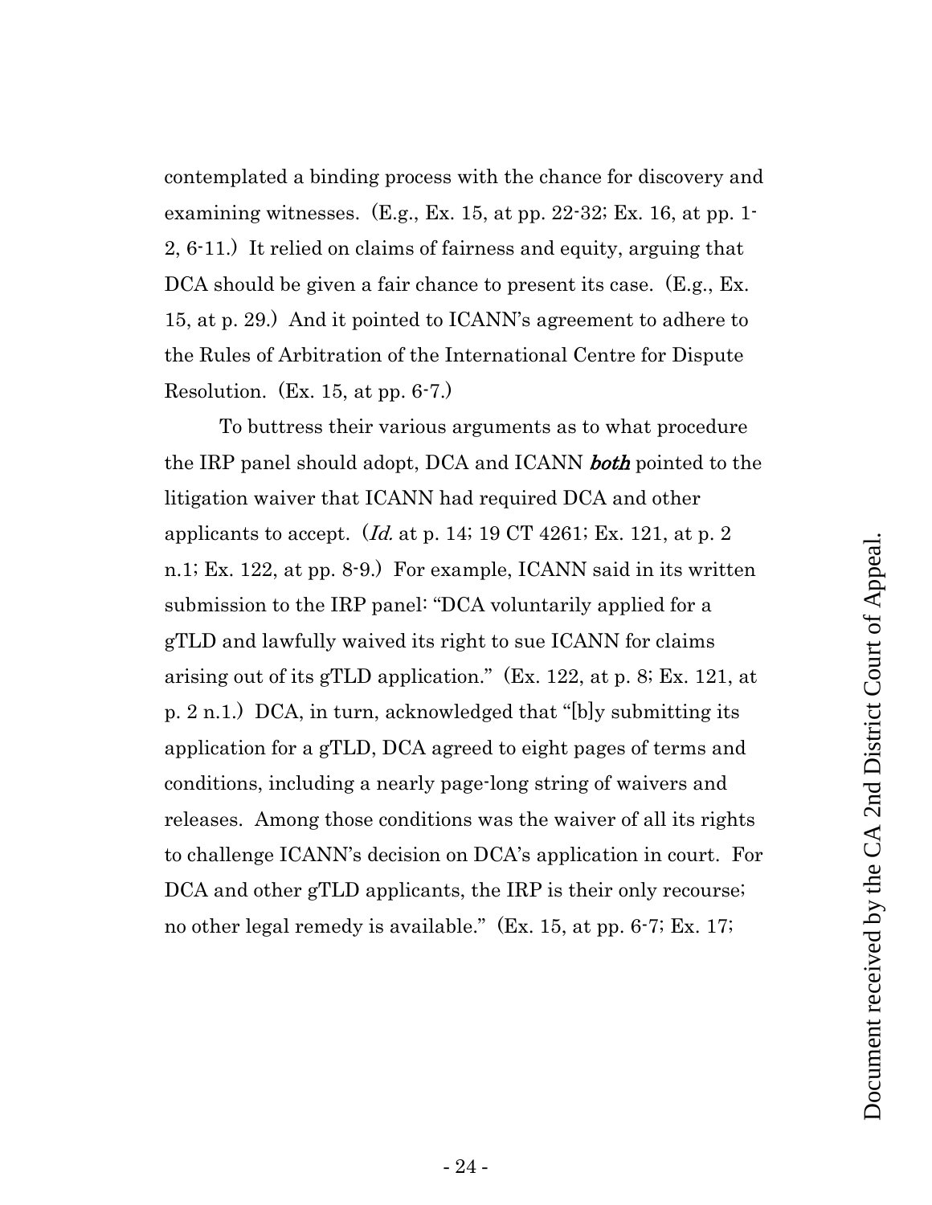contemplated a binding process with the chance for discovery and examining witnesses. (E.g., Ex. 15, at pp. 22-32; Ex. 16, at pp. 1-2, 6-11.) It relied on claims of fairness and equity, arguing that DCA should be given a fair chance to present its case. (E.g., Ex. 15, at p. 29.) And it pointed to ICANN's agreement to adhere to the Rules of Arbitration of the International Centre for Dispute Resolution. (Ex. 15, at pp. 6-7.)

To buttress their various arguments as to what procedure the IRP panel should adopt, DCA and ICANN ***both*** pointed to the litigation waiver that ICANN had required DCA and other applicants to accept. (*Id.* at p. 14; 19 CT 4261; Ex. 121, at p. 2 n.1; Ex. 122, at pp. 8-9.) For example, ICANN said in its written submission to the IRP panel: "DCA voluntarily applied for a gTLD and lawfully waived its right to sue ICANN for claims arising out of its gTLD application." (Ex. 122, at p. 8; Ex. 121, at p. 2 n.1.) DCA, in turn, acknowledged that "[b]y submitting its application for a gTLD, DCA agreed to eight pages of terms and conditions, including a nearly page-long string of waivers and releases. Among those conditions was the waiver of all its rights to challenge ICANN's decision on DCA's application in court. For DCA and other gTLD applicants, the IRP is their only recourse; no other legal remedy is available." (Ex. 15, at pp. 6-7; Ex. 17;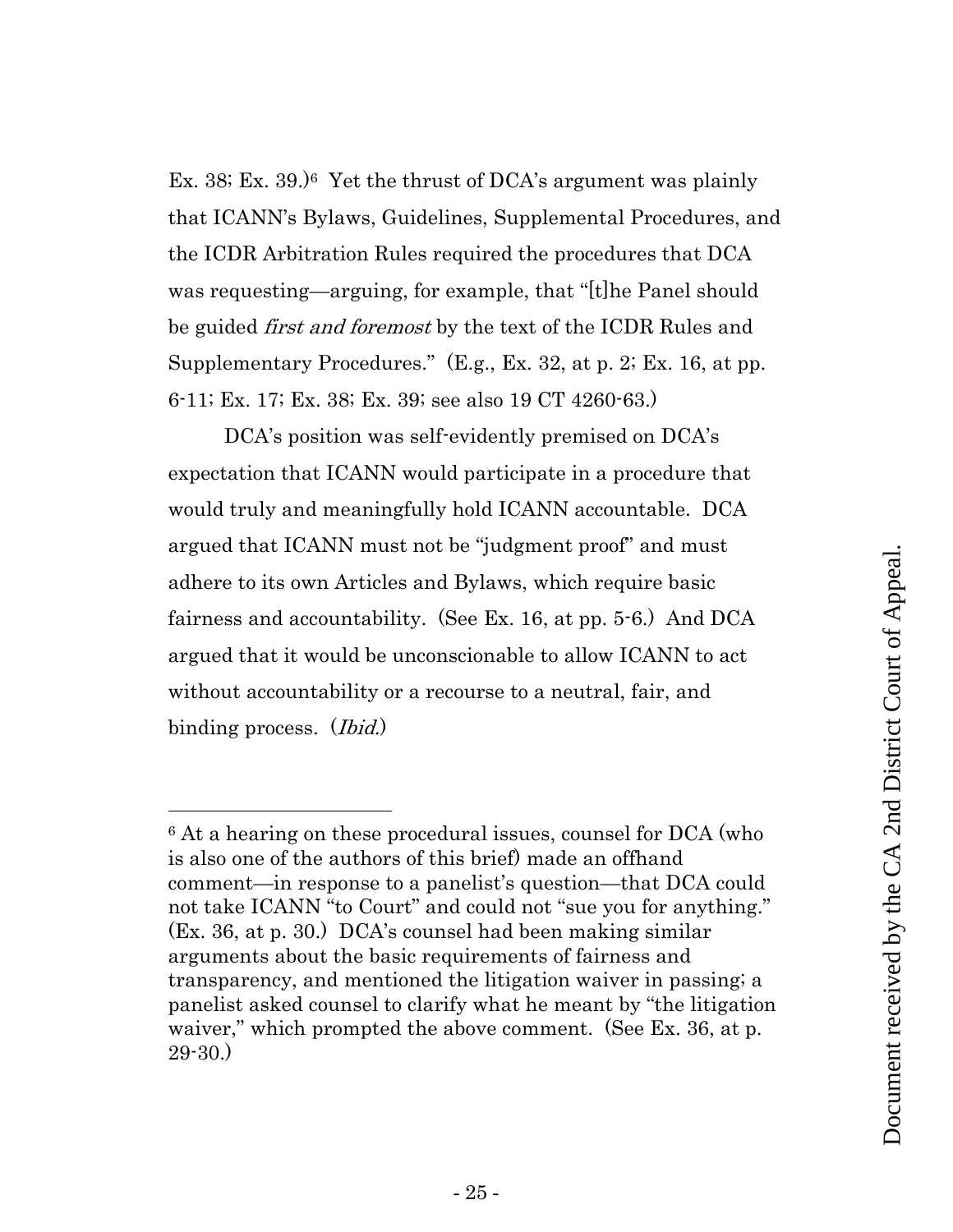Ex. 38; Ex. 39.)[6] Yet the thrust of DCA's argument was plainly that ICANN's Bylaws, Guidelines, Supplemental Procedures, and the ICDR Arbitration Rules required the procedures that DCA was requesting—arguing, for example, that "[t]he Panel should be guided *first and foremost* by the text of the ICDR Rules and Supplementary Procedures." (E.g., Ex. 32, at p. 2; Ex. 16, at pp. 6-11; Ex. 17; Ex. 38; Ex. 39; see also 19 CT 4260-63.)

DCA's position was self-evidently premised on DCA's expectation that ICANN would participate in a procedure that would truly and meaningfully hold ICANN accountable. DCA argued that ICANN must not be "judgment proof" and must adhere to its own Articles and Bylaws, which require basic fairness and accountability. (See Ex. 16, at pp. 5-6.) And DCA argued that it would be unconscionable to allow ICANN to act without accountability or a recourse to a neutral, fair, and binding process. (*Ibid.*)

---

[6] At a hearing on these procedural issues, counsel for DCA (who is also one of the authors of this brief) made an offhand comment—in response to a panelist's question—that DCA could not take ICANN "to Court" and could not "sue you for anything." (Ex. 36, at p. 30.) DCA's counsel had been making similar arguments about the basic requirements of fairness and transparency, and mentioned the litigation waiver in passing; a panelist asked counsel to clarify what he meant by "the litigation waiver," which prompted the above comment. (See Ex. 36, at p. 29-30.)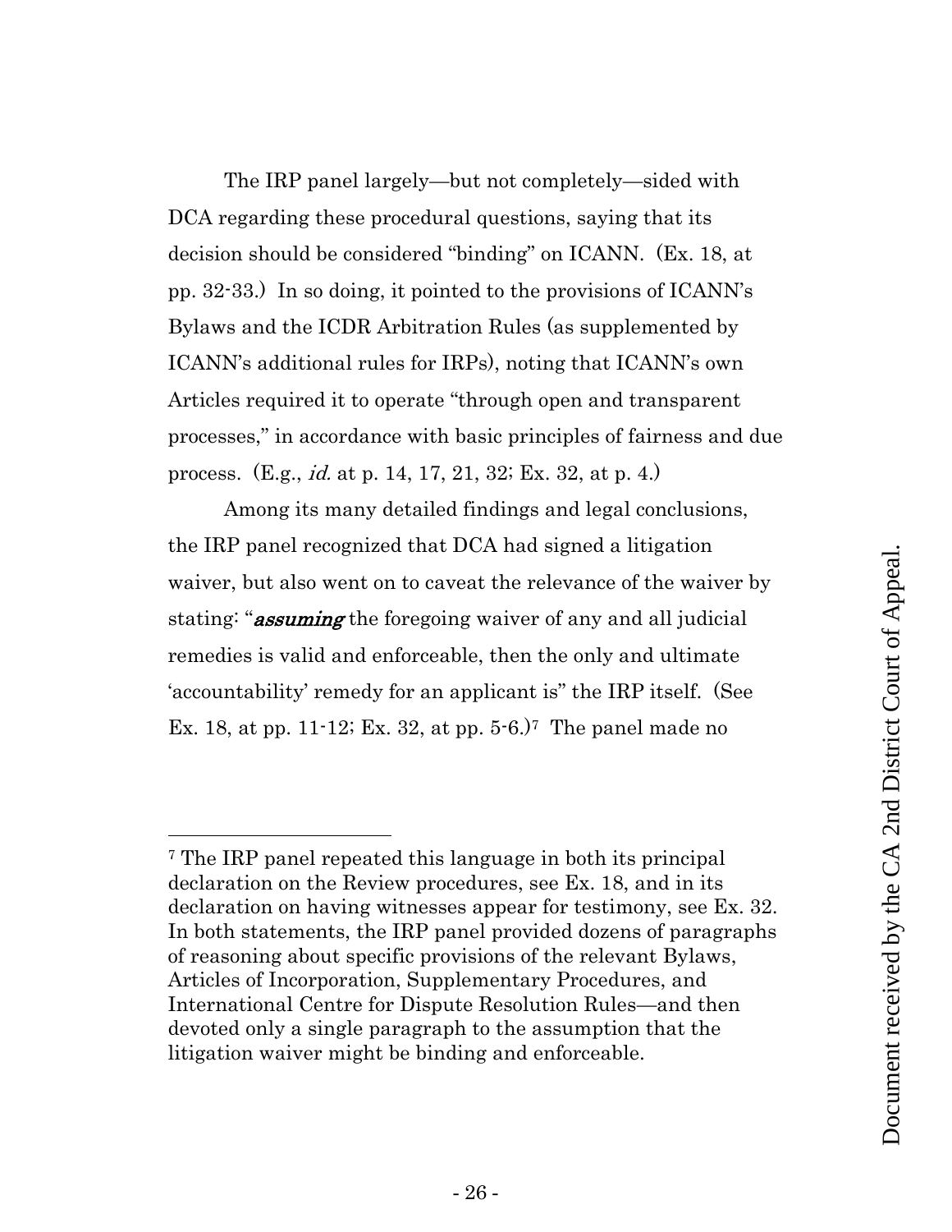The IRP panel largely—but not completely—sided with DCA regarding these procedural questions, saying that its decision should be considered "binding" on ICANN. (Ex. 18, at pp. 32-33.) In so doing, it pointed to the provisions of ICANN's Bylaws and the ICDR Arbitration Rules (as supplemented by ICANN's additional rules for IRPs), noting that ICANN's own Articles required it to operate "through open and transparent processes," in accordance with basic principles of fairness and due process. (E.g., *id.* at p. 14, 17, 21, 32; Ex. 32, at p. 4.)

Among its many detailed findings and legal conclusions, the IRP panel recognized that DCA had signed a litigation waiver, but also went on to caveat the relevance of the waiver by stating: "***assuming*** the foregoing waiver of any and all judicial remedies is valid and enforceable, then the only and ultimate 'accountability' remedy for an applicant is" the IRP itself. (See Ex. 18, at pp. 11-12; Ex. 32, at pp. 5-6.)[7] The panel made no

[7] The IRP panel repeated this language in both its principal declaration on the Review procedures, see Ex. 18, and in its declaration on having witnesses appear for testimony, see Ex. 32. In both statements, the IRP panel provided dozens of paragraphs of reasoning about specific provisions of the relevant Bylaws, Articles of Incorporation, Supplementary Procedures, and International Centre for Dispute Resolution Rules—and then devoted only a single paragraph to the assumption that the litigation waiver might be binding and enforceable.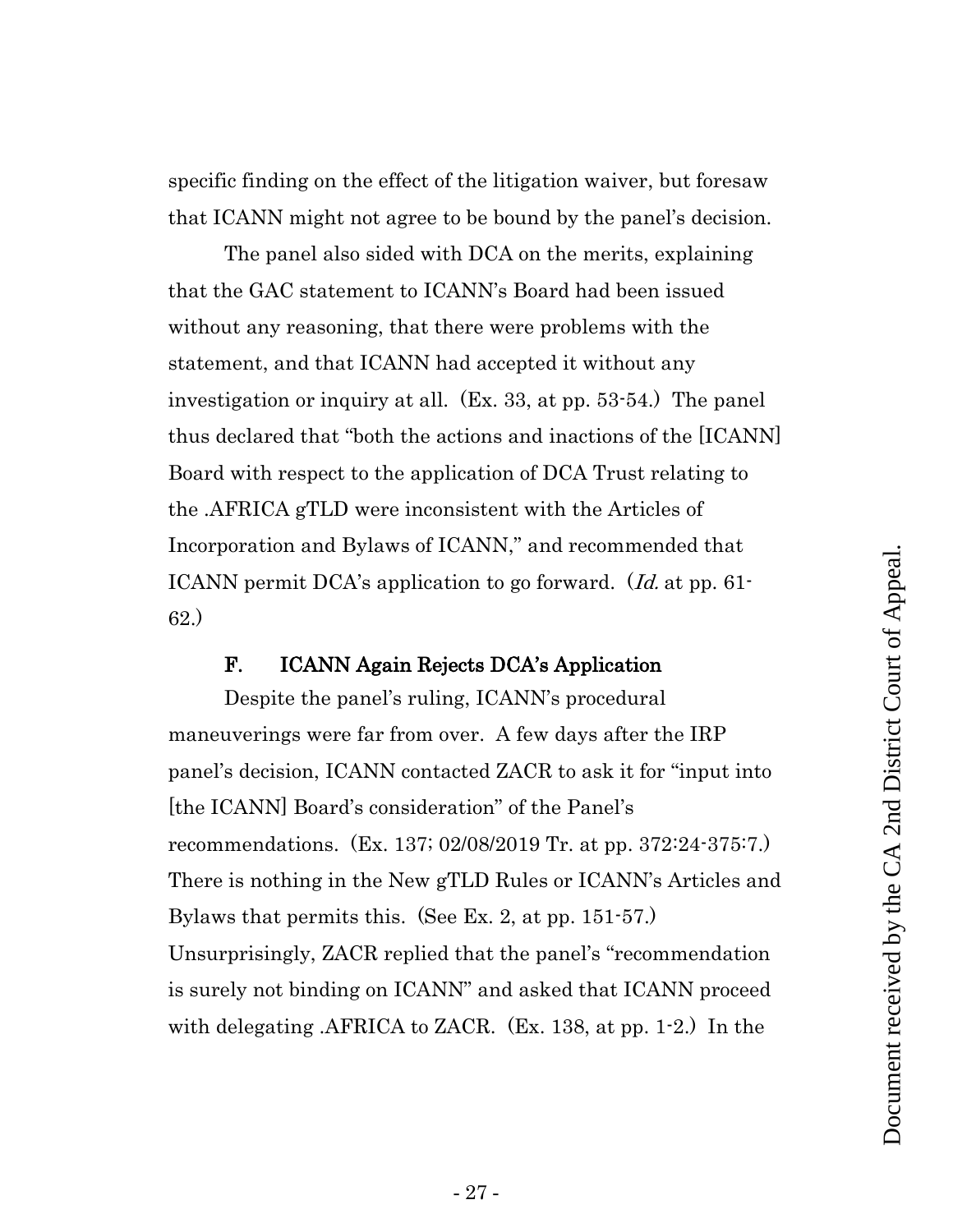specific finding on the effect of the litigation waiver, but foresaw that ICANN might not agree to be bound by the panel's decision.

The panel also sided with DCA on the merits, explaining that the GAC statement to ICANN's Board had been issued without any reasoning, that there were problems with the statement, and that ICANN had accepted it without any investigation or inquiry at all. (Ex. 33, at pp. 53-54.) The panel thus declared that "both the actions and inactions of the [ICANN] Board with respect to the application of DCA Trust relating to the .AFRICA gTLD were inconsistent with the Articles of Incorporation and Bylaws of ICANN," and recommended that ICANN permit DCA's application to go forward. (*Id.* at pp. 61-62.)

### F. ICANN Again Rejects DCA's Application

Despite the panel's ruling, ICANN's procedural maneuverings were far from over. A few days after the IRP panel's decision, ICANN contacted ZACR to ask it for "input into [the ICANN] Board's consideration" of the Panel's recommendations. (Ex. 137; 02/08/2019 Tr. at pp. 372:24-375:7.) There is nothing in the New gTLD Rules or ICANN's Articles and Bylaws that permits this. (See Ex. 2, at pp. 151-57.) Unsurprisingly, ZACR replied that the panel's "recommendation is surely not binding on ICANN" and asked that ICANN proceed with delegating .AFRICA to ZACR. (Ex. 138, at pp. 1-2.) In the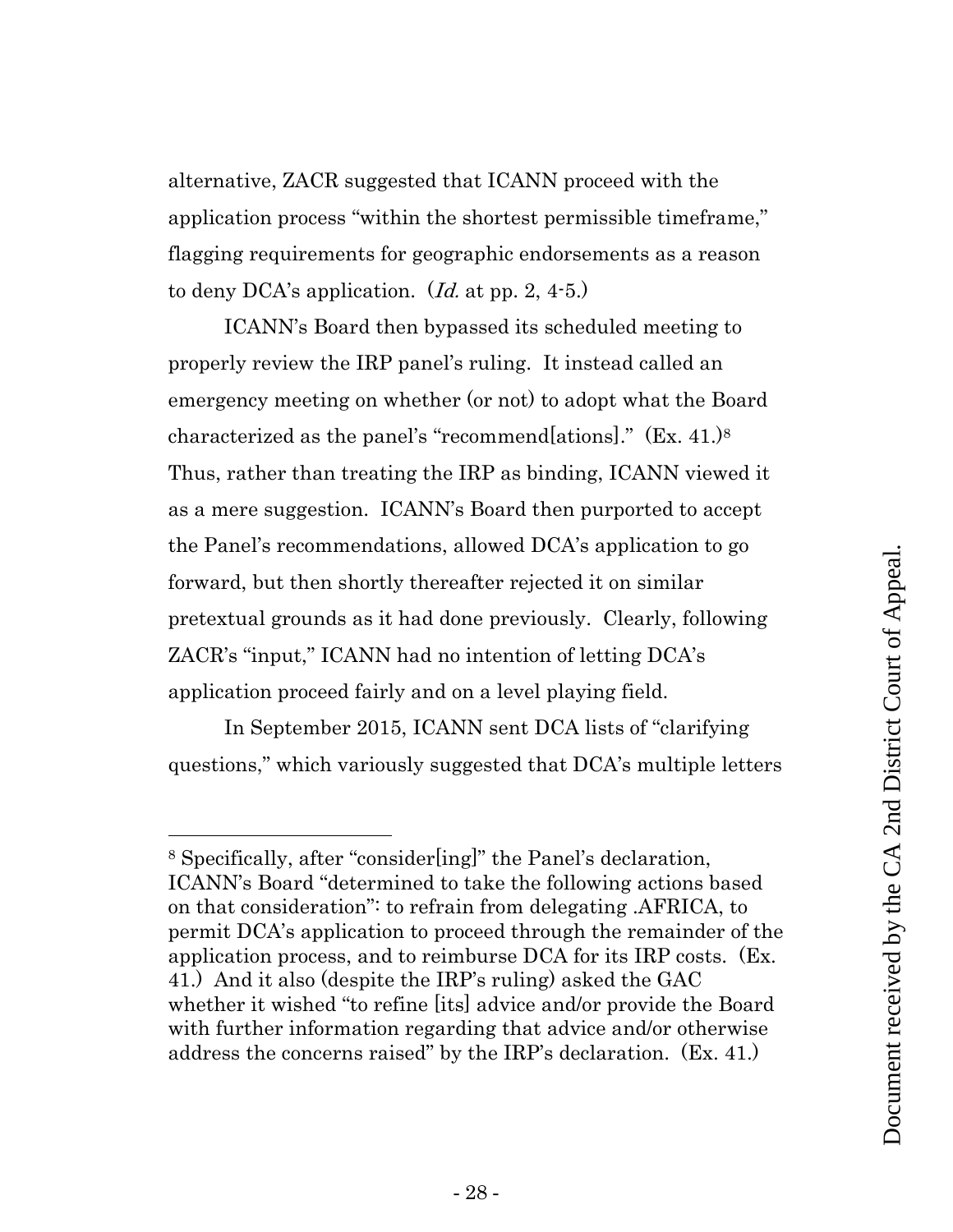alternative, ZACR suggested that ICANN proceed with the application process "within the shortest permissible timeframe," flagging requirements for geographic endorsements as a reason to deny DCA's application. (*Id.* at pp. 2, 4-5.)

ICANN's Board then bypassed its scheduled meeting to properly review the IRP panel's ruling. It instead called an emergency meeting on whether (or not) to adopt what the Board characterized as the panel's "recommend[ations]." (Ex. 41.)[8] Thus, rather than treating the IRP as binding, ICANN viewed it as a mere suggestion. ICANN's Board then purported to accept the Panel's recommendations, allowed DCA's application to go forward, but then shortly thereafter rejected it on similar pretextual grounds as it had done previously. Clearly, following ZACR's "input," ICANN had no intention of letting DCA's application proceed fairly and on a level playing field.

In September 2015, ICANN sent DCA lists of "clarifying questions," which variously suggested that DCA's multiple letters

---

[8] Specifically, after "consider[ing]" the Panel's declaration, ICANN's Board "determined to take the following actions based on that consideration": to refrain from delegating .AFRICA, to permit DCA's application to proceed through the remainder of the application process, and to reimburse DCA for its IRP costs. (Ex. 41.) And it also (despite the IRP's ruling) asked the GAC whether it wished "to refine [its] advice and/or provide the Board with further information regarding that advice and/or otherwise address the concerns raised" by the IRP's declaration. (Ex. 41.)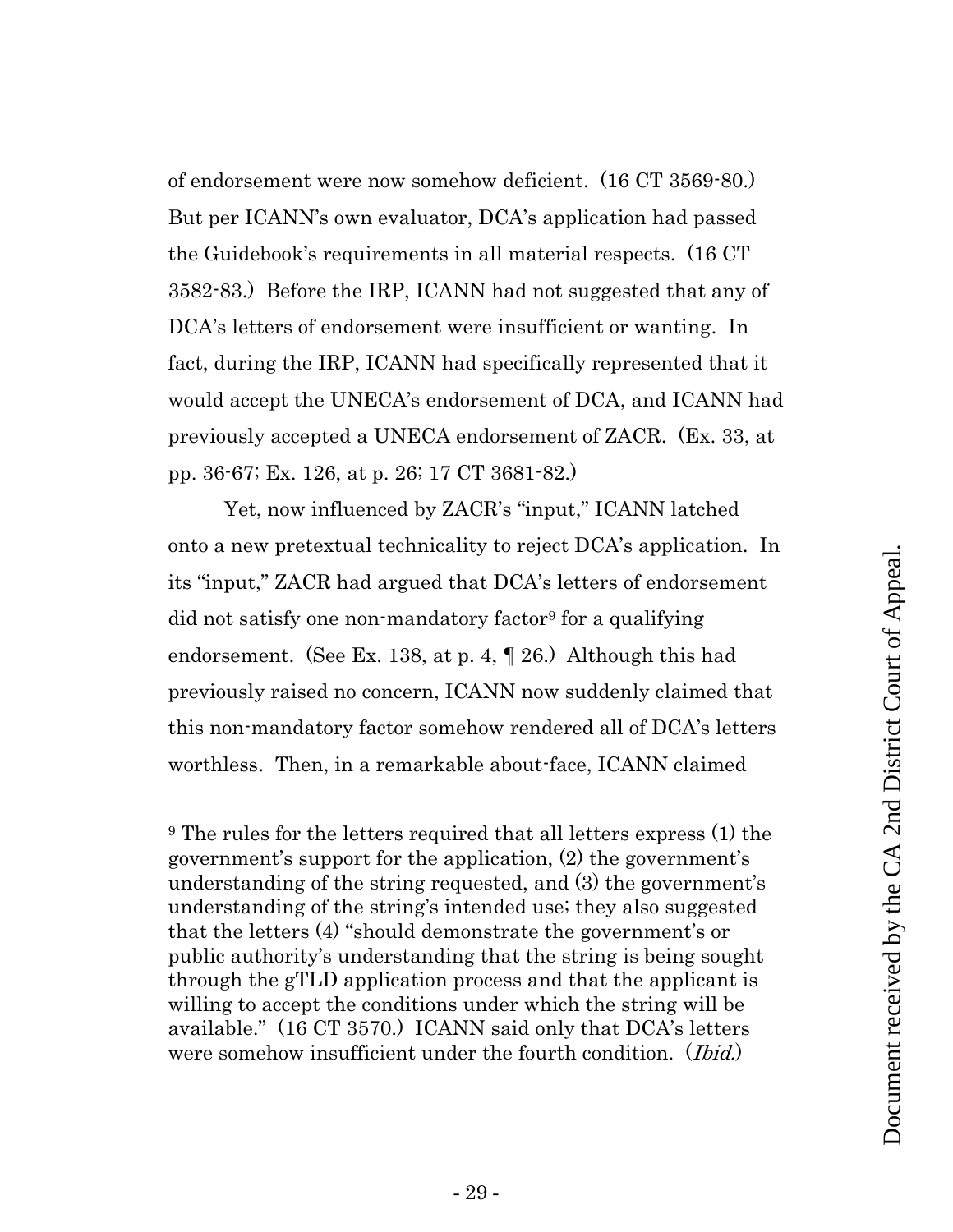of endorsement were now somehow deficient. (16 CT 3569-80.) But per ICANN's own evaluator, DCA's application had passed the Guidebook's requirements in all material respects. (16 CT 3582-83.) Before the IRP, ICANN had not suggested that any of DCA's letters of endorsement were insufficient or wanting. In fact, during the IRP, ICANN had specifically represented that it would accept the UNECA's endorsement of DCA, and ICANN had previously accepted a UNECA endorsement of ZACR. (Ex. 33, at pp. 36-67; Ex. 126, at p. 26; 17 CT 3681-82.)

Yet, now influenced by ZACR's "input," ICANN latched onto a new pretextual technicality to reject DCA's application. In its "input," ZACR had argued that DCA's letters of endorsement did not satisfy one non-mandatory factor[9] for a qualifying endorsement. (See Ex. 138, at p. 4, ¶ 26.) Although this had previously raised no concern, ICANN now suddenly claimed that this non-mandatory factor somehow rendered all of DCA's letters worthless. Then, in a remarkable about-face, ICANN claimed

---

[9] The rules for the letters required that all letters express (1) the government's support for the application, (2) the government's understanding of the string requested, and (3) the government's understanding of the string's intended use; they also suggested that the letters (4) "should demonstrate the government's or public authority's understanding that the string is being sought through the gTLD application process and that the applicant is willing to accept the conditions under which the string will be available." (16 CT 3570.) ICANN said only that DCA's letters were somehow insufficient under the fourth condition. (*Ibid.*)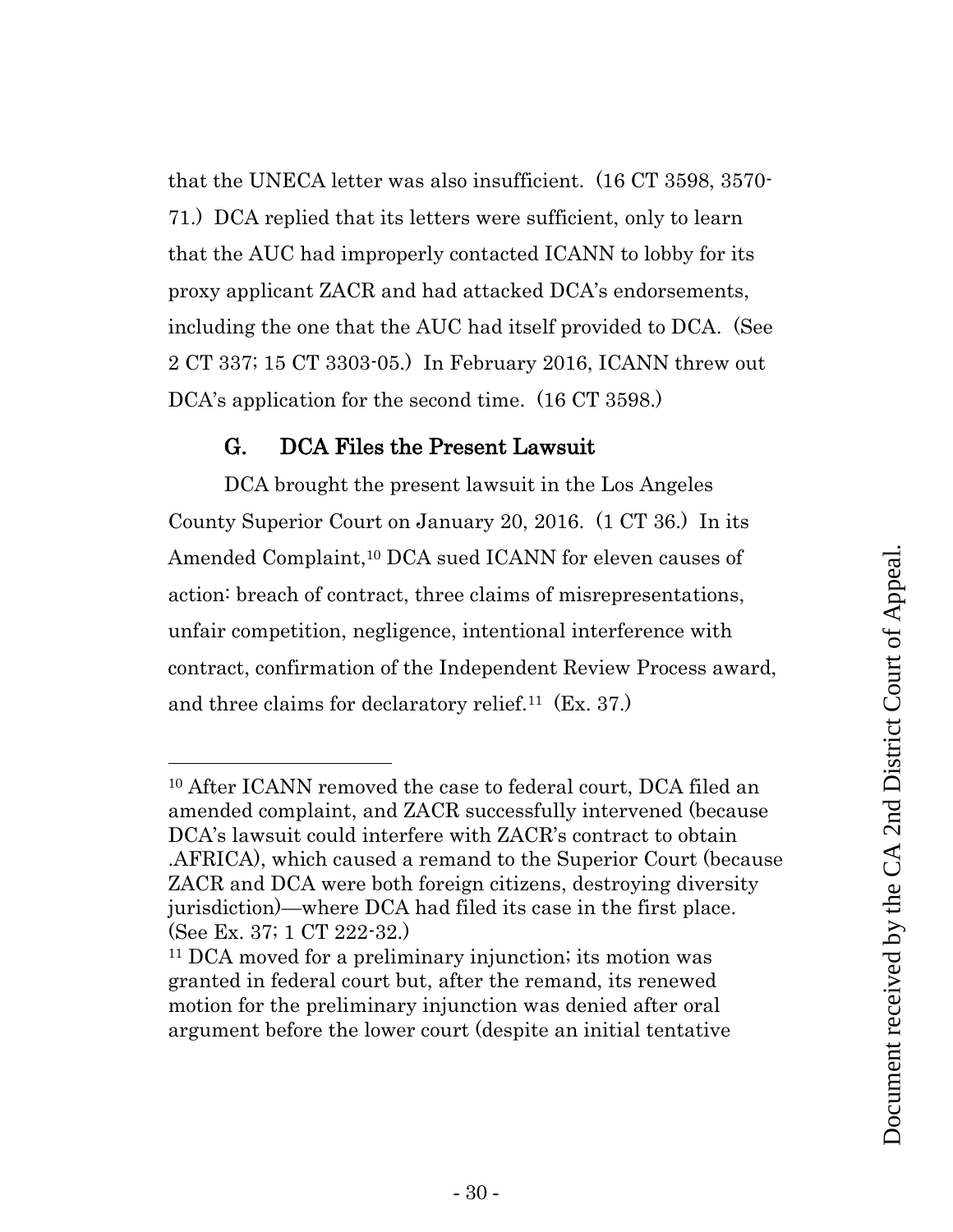that the UNECA letter was also insufficient. (16 CT 3598, 3570-71.) DCA replied that its letters were sufficient, only to learn that the AUC had improperly contacted ICANN to lobby for its proxy applicant ZACR and had attacked DCA's endorsements, including the one that the AUC had itself provided to DCA. (See 2 CT 337; 15 CT 3303-05.) In February 2016, ICANN threw out DCA's application for the second time. (16 CT 3598.)

### G. DCA Files the Present Lawsuit

DCA brought the present lawsuit in the Los Angeles County Superior Court on January 20, 2016. (1 CT 36.) In its Amended Complaint,[10] DCA sued ICANN for eleven causes of action: breach of contract, three claims of misrepresentations, unfair competition, negligence, intentional interference with contract, confirmation of the Independent Review Process award, and three claims for declaratory relief.[11] (Ex. 37.)

---

[10] After ICANN removed the case to federal court, DCA filed an amended complaint, and ZACR successfully intervened (because DCA's lawsuit could interfere with ZACR's contract to obtain .AFRICA), which caused a remand to the Superior Court (because ZACR and DCA were both foreign citizens, destroying diversity jurisdiction)—where DCA had filed its case in the first place. (See Ex. 37; 1 CT 222-32.)

[11] DCA moved for a preliminary injunction; its motion was granted in federal court but, after the remand, its renewed motion for the preliminary injunction was denied after oral argument before the lower court (despite an initial tentative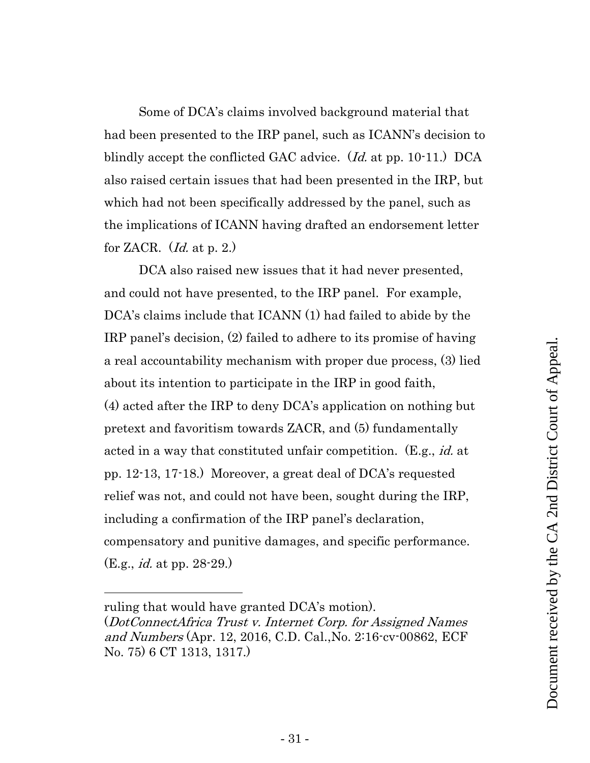Some of DCA's claims involved background material that had been presented to the IRP panel, such as ICANN's decision to blindly accept the conflicted GAC advice. (*Id.* at pp. 10-11.) DCA also raised certain issues that had been presented in the IRP, but which had not been specifically addressed by the panel, such as the implications of ICANN having drafted an endorsement letter for ZACR. (*Id.* at p. 2.)

DCA also raised new issues that it had never presented, and could not have presented, to the IRP panel. For example, DCA's claims include that ICANN (1) had failed to abide by the IRP panel's decision, (2) failed to adhere to its promise of having a real accountability mechanism with proper due process, (3) lied about its intention to participate in the IRP in good faith, (4) acted after the IRP to deny DCA's application on nothing but pretext and favoritism towards ZACR, and (5) fundamentally acted in a way that constituted unfair competition. (E.g., *id.* at pp. 12-13, 17-18.) Moreover, a great deal of DCA's requested relief was not, and could not have been, sought during the IRP, including a confirmation of the IRP panel's declaration, compensatory and punitive damages, and specific performance. (E.g., *id.* at pp. 28-29.)

---

ruling that would have granted DCA's motion). (*DotConnectAfrica Trust v. Internet Corp. for Assigned Names and Numbers* (Apr. 12, 2016, C.D. Cal.,No. 2:16-cv-00862, ECF No. 75) 6 CT 1313, 1317.)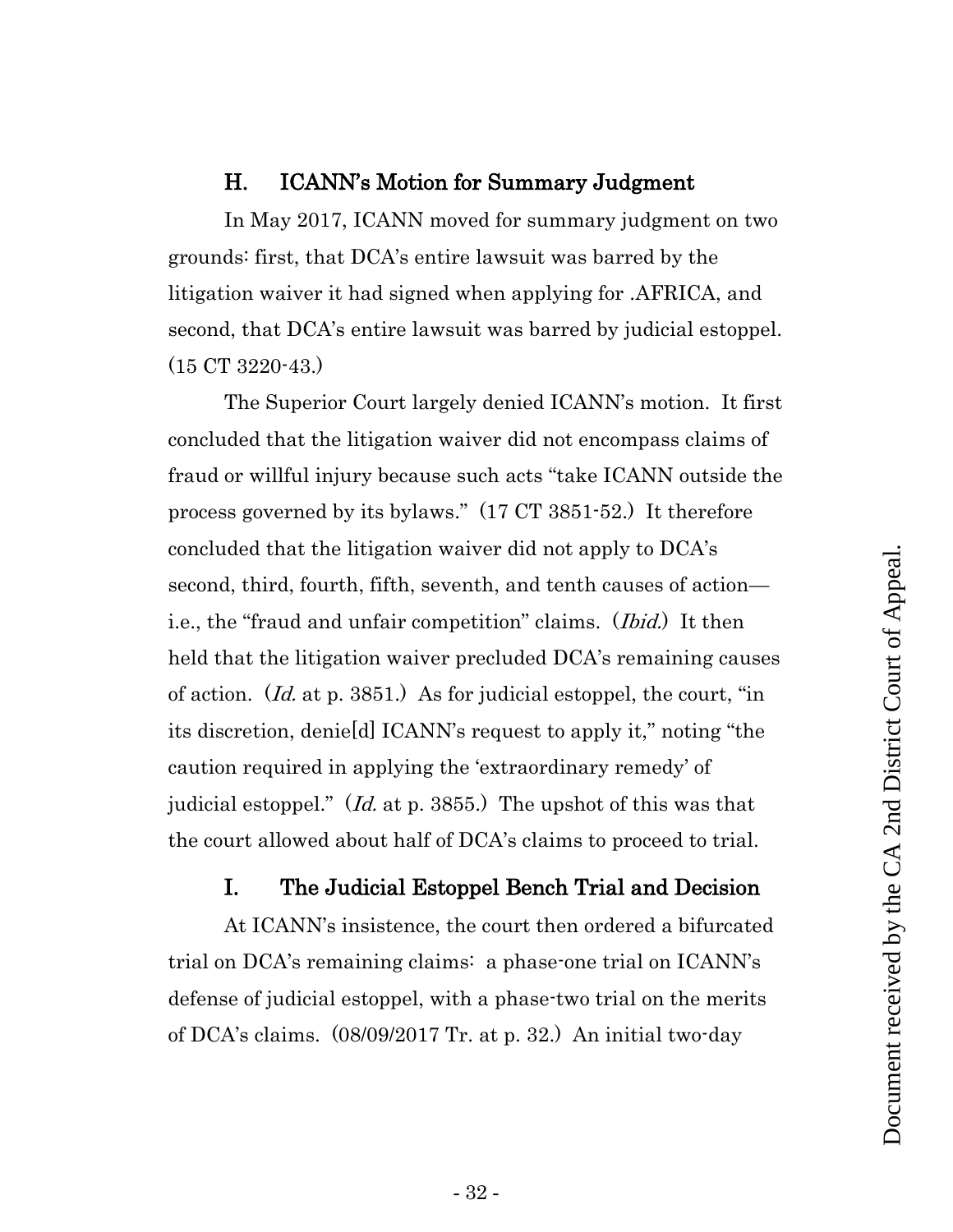### H. ICANN's Motion for Summary Judgment

In May 2017, ICANN moved for summary judgment on two grounds: first, that DCA's entire lawsuit was barred by the litigation waiver it had signed when applying for .AFRICA, and second, that DCA's entire lawsuit was barred by judicial estoppel. (15 CT 3220-43.)

The Superior Court largely denied ICANN's motion. It first concluded that the litigation waiver did not encompass claims of fraud or willful injury because such acts "take ICANN outside the process governed by its bylaws." (17 CT 3851-52.) It therefore concluded that the litigation waiver did not apply to DCA's second, third, fourth, fifth, seventh, and tenth causes of action—i.e., the "fraud and unfair competition" claims. (*Ibid.*) It then held that the litigation waiver precluded DCA's remaining causes of action. (*Id.* at p. 3851.) As for judicial estoppel, the court, "in its discretion, denie[d] ICANN's request to apply it," noting "the caution required in applying the 'extraordinary remedy' of judicial estoppel." (*Id.* at p. 3855.) The upshot of this was that the court allowed about half of DCA's claims to proceed to trial.

### I. The Judicial Estoppel Bench Trial and Decision

At ICANN's insistence, the court then ordered a bifurcated trial on DCA's remaining claims: a phase-one trial on ICANN's defense of judicial estoppel, with a phase-two trial on the merits of DCA's claims. (08/09/2017 Tr. at p. 32.) An initial two-day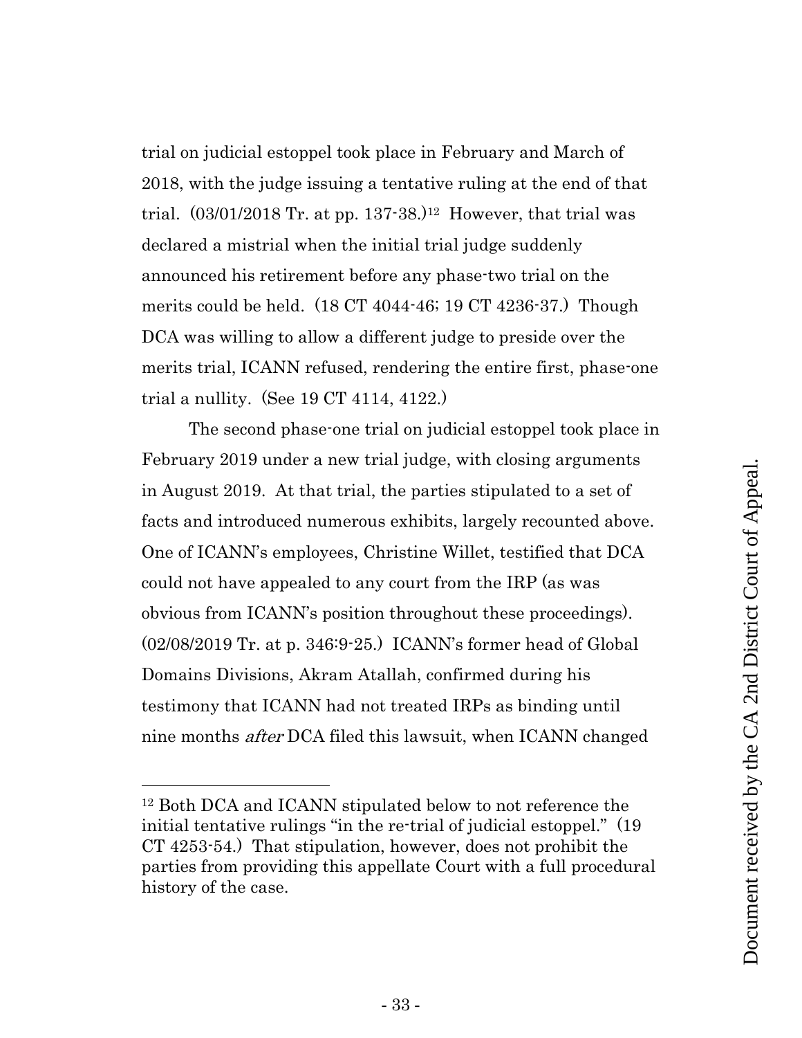trial on judicial estoppel took place in February and March of 2018, with the judge issuing a tentative ruling at the end of that trial. (03/01/2018 Tr. at pp. 137-38.)[12] However, that trial was declared a mistrial when the initial trial judge suddenly announced his retirement before any phase-two trial on the merits could be held. (18 CT 4044-46; 19 CT 4236-37.) Though DCA was willing to allow a different judge to preside over the merits trial, ICANN refused, rendering the entire first, phase-one trial a nullity. (See 19 CT 4114, 4122.)

The second phase-one trial on judicial estoppel took place in February 2019 under a new trial judge, with closing arguments in August 2019. At that trial, the parties stipulated to a set of facts and introduced numerous exhibits, largely recounted above. One of ICANN's employees, Christine Willet, testified that DCA could not have appealed to any court from the IRP (as was obvious from ICANN's position throughout these proceedings). (02/08/2019 Tr. at p. 346:9-25.) ICANN's former head of Global Domains Divisions, Akram Atallah, confirmed during his testimony that ICANN had not treated IRPs as binding until nine months *after* DCA filed this lawsuit, when ICANN changed

---

[12] Both DCA and ICANN stipulated below to not reference the initial tentative rulings "in the re-trial of judicial estoppel." (19 CT 4253-54.) That stipulation, however, does not prohibit the parties from providing this appellate Court with a full procedural history of the case.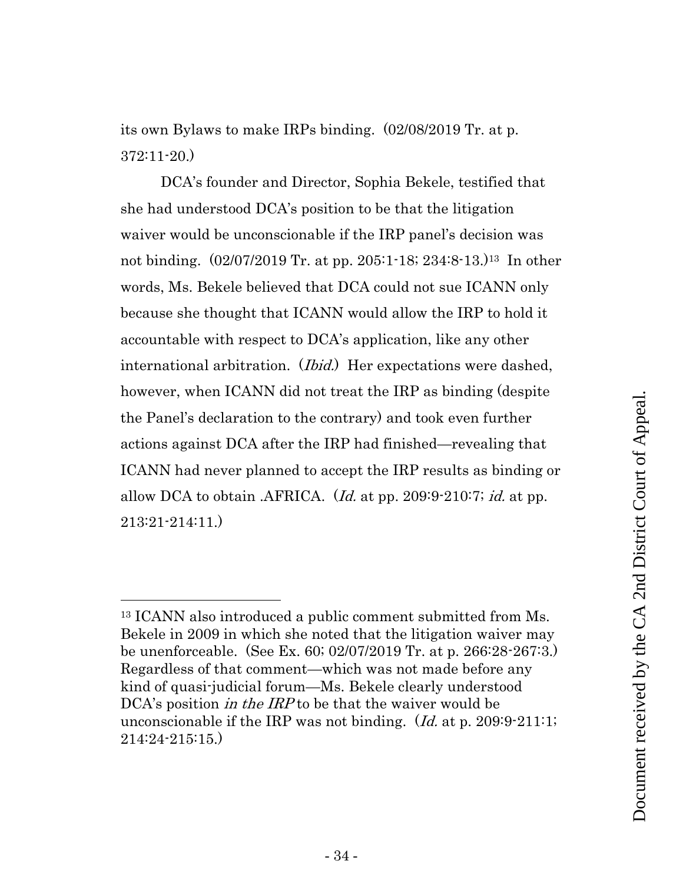its own Bylaws to make IRPs binding. (02/08/2019 Tr. at p. 372:11-20.)

DCA's founder and Director, Sophia Bekele, testified that she had understood DCA's position to be that the litigation waiver would be unconscionable if the IRP panel's decision was not binding. (02/07/2019 Tr. at pp. 205:1-18; 234:8-13.)[13] In other words, Ms. Bekele believed that DCA could not sue ICANN only because she thought that ICANN would allow the IRP to hold it accountable with respect to DCA's application, like any other international arbitration. (*Ibid.*) Her expectations were dashed, however, when ICANN did not treat the IRP as binding (despite the Panel's declaration to the contrary) and took even further actions against DCA after the IRP had finished—revealing that ICANN had never planned to accept the IRP results as binding or allow DCA to obtain .AFRICA. (*Id.* at pp. 209:9-210:7; *id.* at pp. 213:21-214:11.)

---

[13] ICANN also introduced a public comment submitted from Ms. Bekele in 2009 in which she noted that the litigation waiver may be unenforceable. (See Ex. 60; 02/07/2019 Tr. at p. 266:28-267:3.) Regardless of that comment—which was not made before any kind of quasi-judicial forum—Ms. Bekele clearly understood DCA's position *in the IRP* to be that the waiver would be unconscionable if the IRP was not binding. (*Id.* at p. 209:9-211:1; 214:24-215:15.)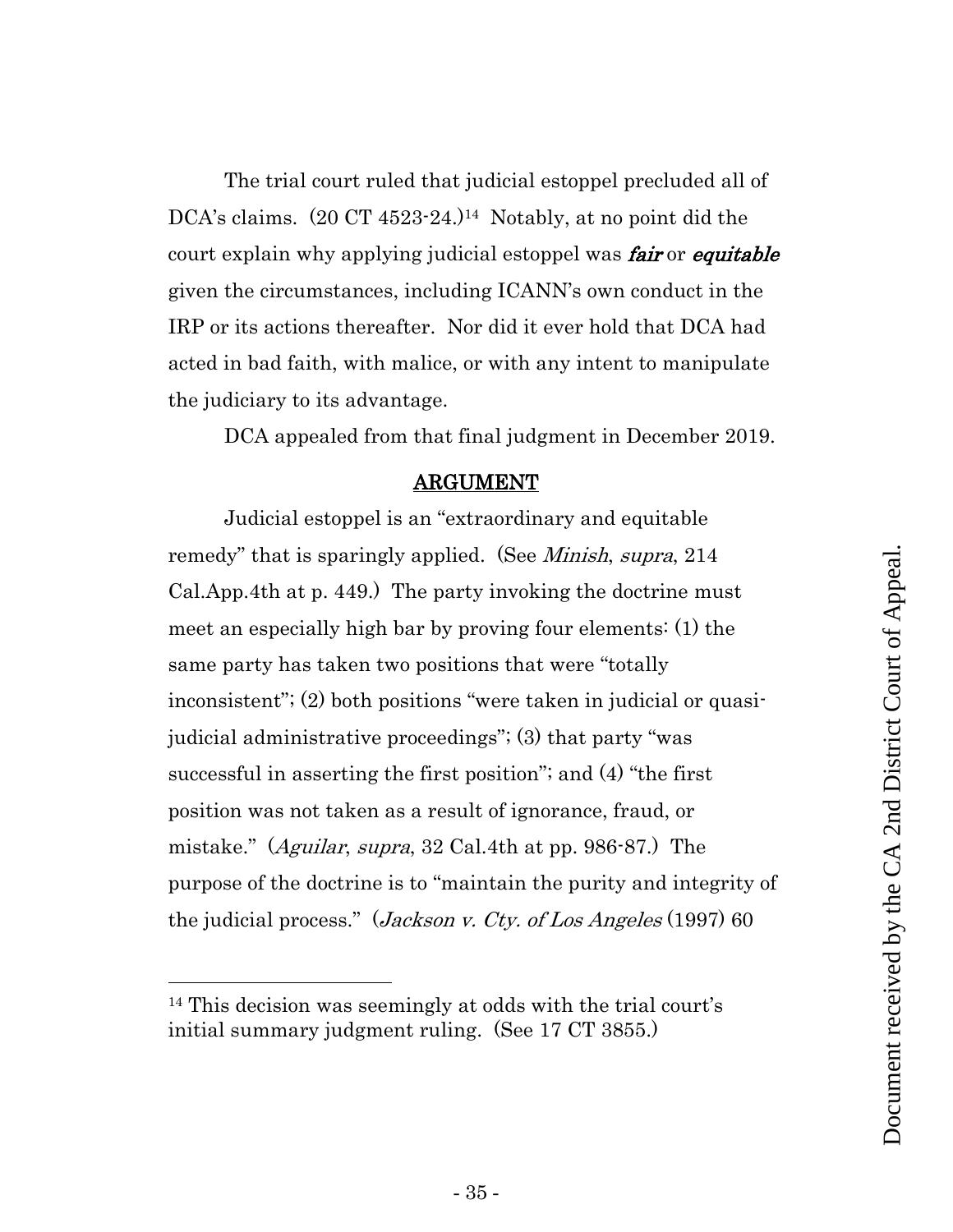The trial court ruled that judicial estoppel precluded all of DCA's claims. (20 CT 4523-24.)[14] Notably, at no point did the court explain why applying judicial estoppel was ***fair*** or ***equitable*** given the circumstances, including ICANN's own conduct in the IRP or its actions thereafter. Nor did it ever hold that DCA had acted in bad faith, with malice, or with any intent to manipulate the judiciary to its advantage.

DCA appealed from that final judgment in December 2019.

## ARGUMENT

Judicial estoppel is an "extraordinary and equitable remedy" that is sparingly applied. (See *Minish*, *supra*, 214 Cal.App.4th at p. 449.) The party invoking the doctrine must meet an especially high bar by proving four elements: (1) the same party has taken two positions that were "totally inconsistent"; (2) both positions "were taken in judicial or quasi-judicial administrative proceedings"; (3) that party "was successful in asserting the first position"; and (4) "the first position was not taken as a result of ignorance, fraud, or mistake." (*Aguilar*, *supra*, 32 Cal.4th at pp. 986-87.) The purpose of the doctrine is to "maintain the purity and integrity of the judicial process." (*Jackson v. Cty. of Los Angeles* (1997) 60

---

[14] This decision was seemingly at odds with the trial court's initial summary judgment ruling. (See 17 CT 3855.)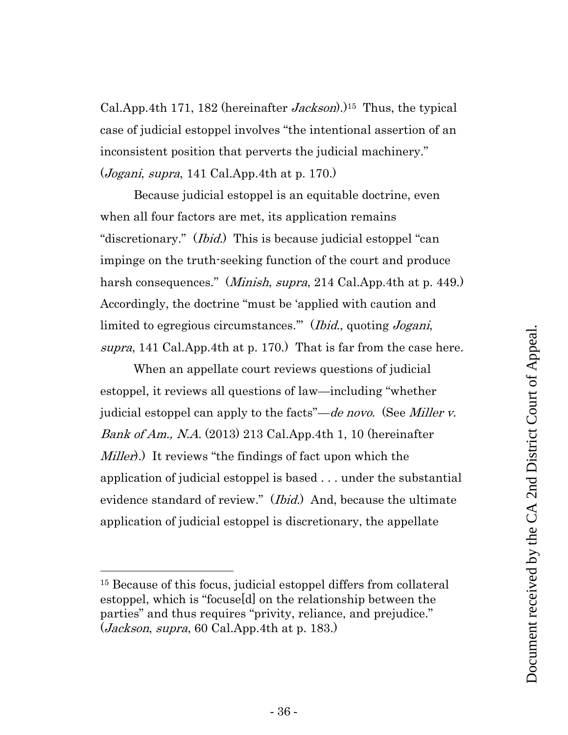Cal.App.4th 171, 182 (hereinafter *Jackson*).)[15] Thus, the typical case of judicial estoppel involves "the intentional assertion of an inconsistent position that perverts the judicial machinery." (*Jogani*, *supra*, 141 Cal.App.4th at p. 170.)

Because judicial estoppel is an equitable doctrine, even when all four factors are met, its application remains "discretionary." (*Ibid.*) This is because judicial estoppel "can impinge on the truth-seeking function of the court and produce harsh consequences." (*Minish*, *supra*, 214 Cal.App.4th at p. 449.) Accordingly, the doctrine "must be 'applied with caution and limited to egregious circumstances.'" (*Ibid.*, quoting *Jogani*, *supra*, 141 Cal.App.4th at p. 170.) That is far from the case here.

When an appellate court reviews questions of judicial estoppel, it reviews all questions of law—including "whether judicial estoppel can apply to the facts"—*de novo*. (See *Miller v. Bank of Am., N.A.* (2013) 213 Cal.App.4th 1, 10 (hereinafter *Miller*).) It reviews "the findings of fact upon which the application of judicial estoppel is based . . . under the substantial evidence standard of review." (*Ibid.*) And, because the ultimate application of judicial estoppel is discretionary, the appellate

---

[15] Because of this focus, judicial estoppel differs from collateral estoppel, which is "focuse[d] on the relationship between the parties" and thus requires "privity, reliance, and prejudice." (*Jackson*, *supra*, 60 Cal.App.4th at p. 183.)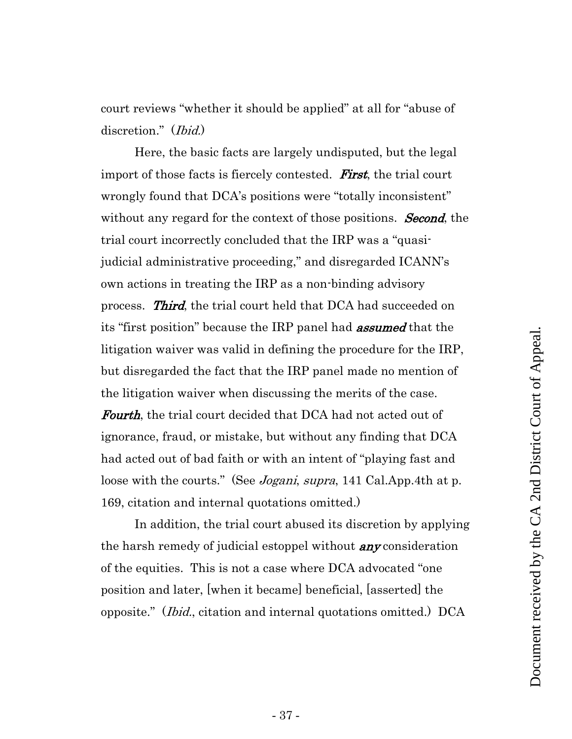court reviews "whether it should be applied" at all for "abuse of discretion." (*Ibid.*)

Here, the basic facts are largely undisputed, but the legal import of those facts is fiercely contested. ***First***, the trial court wrongly found that DCA's positions were "totally inconsistent" without any regard for the context of those positions. ***Second***, the trial court incorrectly concluded that the IRP was a "quasi-judicial administrative proceeding," and disregarded ICANN's own actions in treating the IRP as a non-binding advisory process. ***Third***, the trial court held that DCA had succeeded on its "first position" because the IRP panel had ***assumed*** that the litigation waiver was valid in defining the procedure for the IRP, but disregarded the fact that the IRP panel made no mention of the litigation waiver when discussing the merits of the case. ***Fourth***, the trial court decided that DCA had not acted out of ignorance, fraud, or mistake, but without any finding that DCA had acted out of bad faith or with an intent of "playing fast and loose with the courts." (See *Jogani*, *supra*, 141 Cal.App.4th at p. 169, citation and internal quotations omitted.)

In addition, the trial court abused its discretion by applying the harsh remedy of judicial estoppel without ***any*** consideration of the equities. This is not a case where DCA advocated "one position and later, [when it became] beneficial, [asserted] the opposite." (*Ibid.*, citation and internal quotations omitted.) DCA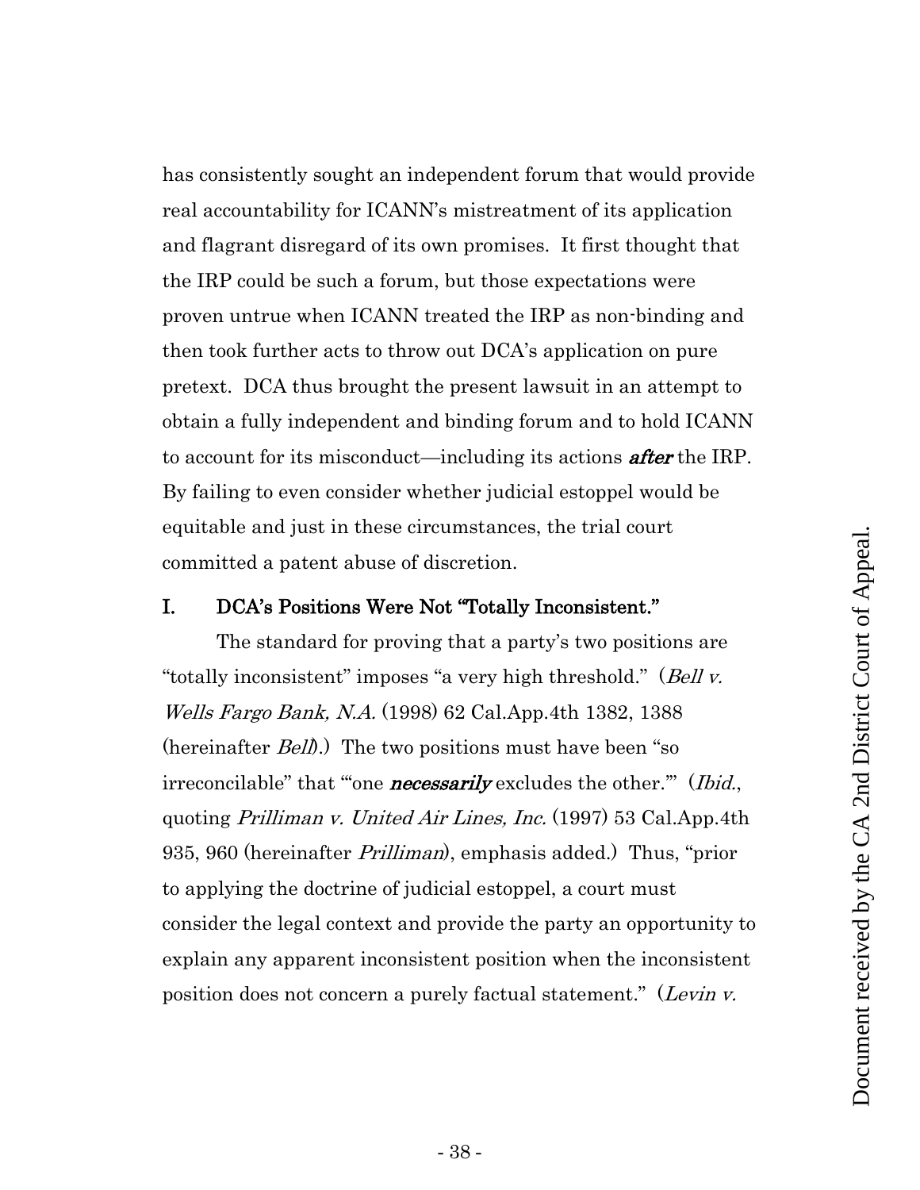has consistently sought an independent forum that would provide real accountability for ICANN's mistreatment of its application and flagrant disregard of its own promises. It first thought that the IRP could be such a forum, but those expectations were proven untrue when ICANN treated the IRP as non-binding and then took further acts to throw out DCA's application on pure pretext. DCA thus brought the present lawsuit in an attempt to obtain a fully independent and binding forum and to hold ICANN to account for its misconduct—including its actions ***after*** the IRP. By failing to even consider whether judicial estoppel would be equitable and just in these circumstances, the trial court committed a patent abuse of discretion.

## I. DCA's Positions Were Not "Totally Inconsistent."

The standard for proving that a party's two positions are "totally inconsistent" imposes "a very high threshold." (*Bell v. Wells Fargo Bank, N.A.* (1998) 62 Cal.App.4th 1382, 1388 (hereinafter *Bell*).) The two positions must have been "so irreconcilable" that "'one ***necessarily*** excludes the other.'" (*Ibid.*, quoting *Prilliman v. United Air Lines, Inc.* (1997) 53 Cal.App.4th 935, 960 (hereinafter *Prilliman*), emphasis added.) Thus, "prior to applying the doctrine of judicial estoppel, a court must consider the legal context and provide the party an opportunity to explain any apparent inconsistent position when the inconsistent position does not concern a purely factual statement." (*Levin v.*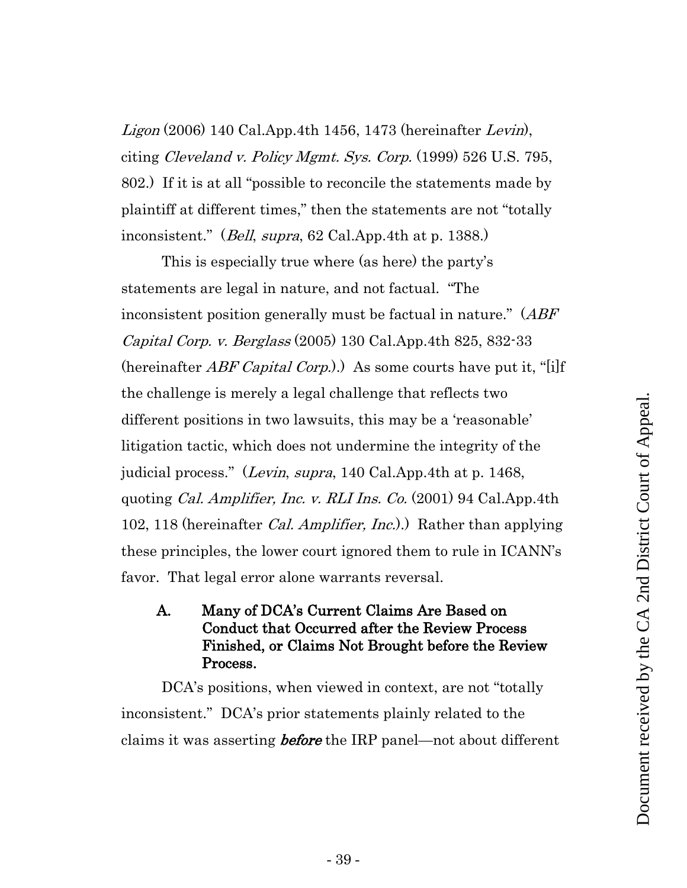*Ligon* (2006) 140 Cal.App.4th 1456, 1473 (hereinafter *Levin*), citing *Cleveland v. Policy Mgmt. Sys. Corp.* (1999) 526 U.S. 795, 802.) If it is at all "possible to reconcile the statements made by plaintiff at different times," then the statements are not "totally inconsistent." (*Bell*, *supra*, 62 Cal.App.4th at p. 1388.)

This is especially true where (as here) the party's statements are legal in nature, and not factual. "The inconsistent position generally must be factual in nature." (*ABF Capital Corp. v. Berglass* (2005) 130 Cal.App.4th 825, 832-33 (hereinafter *ABF Capital Corp.*).) As some courts have put it, "[i]f the challenge is merely a legal challenge that reflects two different positions in two lawsuits, this may be a 'reasonable' litigation tactic, which does not undermine the integrity of the judicial process." (*Levin*, *supra*, 140 Cal.App.4th at p. 1468, quoting *Cal. Amplifier, Inc. v. RLI Ins. Co.* (2001) 94 Cal.App.4th 102, 118 (hereinafter *Cal. Amplifier, Inc.*).) Rather than applying these principles, the lower court ignored them to rule in ICANN's favor. That legal error alone warrants reversal.

### A. Many of DCA's Current Claims Are Based on Conduct that Occurred after the Review Process Finished, or Claims Not Brought before the Review Process.

DCA's positions, when viewed in context, are not "totally inconsistent." DCA's prior statements plainly related to the claims it was asserting ***before*** the IRP panel—not about different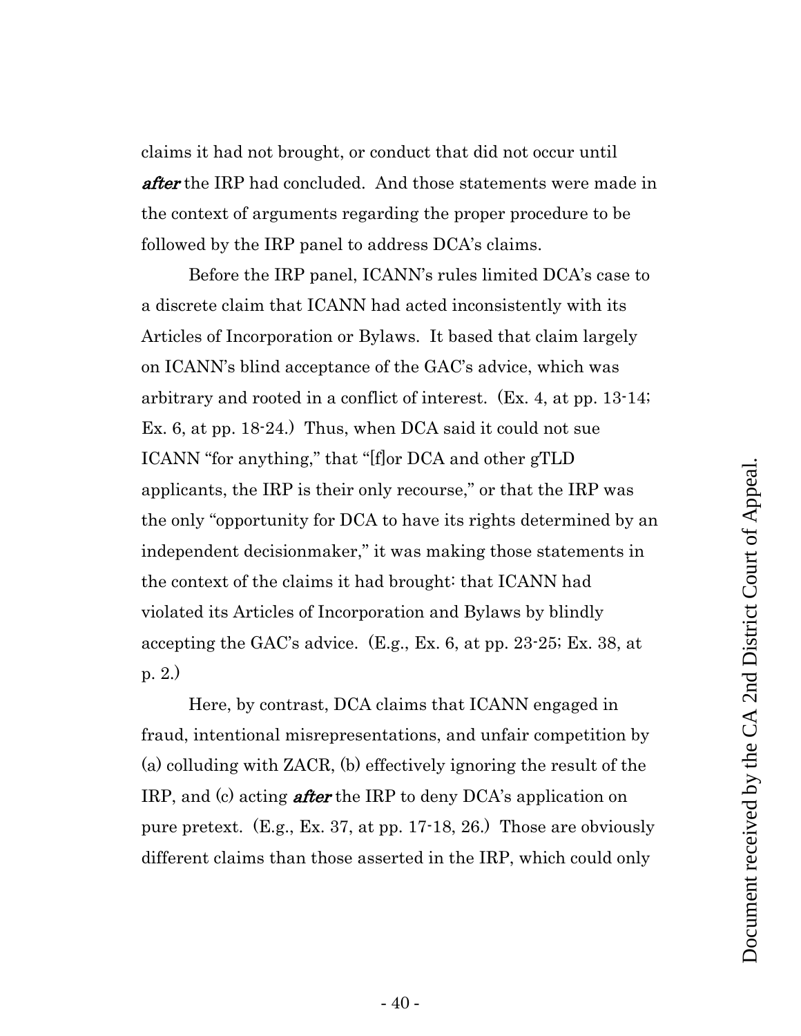claims it had not brought, or conduct that did not occur until ***after*** the IRP had concluded. And those statements were made in the context of arguments regarding the proper procedure to be followed by the IRP panel to address DCA's claims.

Before the IRP panel, ICANN's rules limited DCA's case to a discrete claim that ICANN had acted inconsistently with its Articles of Incorporation or Bylaws. It based that claim largely on ICANN's blind acceptance of the GAC's advice, which was arbitrary and rooted in a conflict of interest. (Ex. 4, at pp. 13-14; Ex. 6, at pp. 18-24.) Thus, when DCA said it could not sue ICANN "for anything," that "[f]or DCA and other gTLD applicants, the IRP is their only recourse," or that the IRP was the only "opportunity for DCA to have its rights determined by an independent decisionmaker," it was making those statements in the context of the claims it had brought: that ICANN had violated its Articles of Incorporation and Bylaws by blindly accepting the GAC's advice. (E.g., Ex. 6, at pp. 23-25; Ex. 38, at p. 2.)

Here, by contrast, DCA claims that ICANN engaged in fraud, intentional misrepresentations, and unfair competition by (a) colluding with ZACR, (b) effectively ignoring the result of the IRP, and (c) acting ***after*** the IRP to deny DCA's application on pure pretext. (E.g., Ex. 37, at pp. 17-18, 26.) Those are obviously different claims than those asserted in the IRP, which could only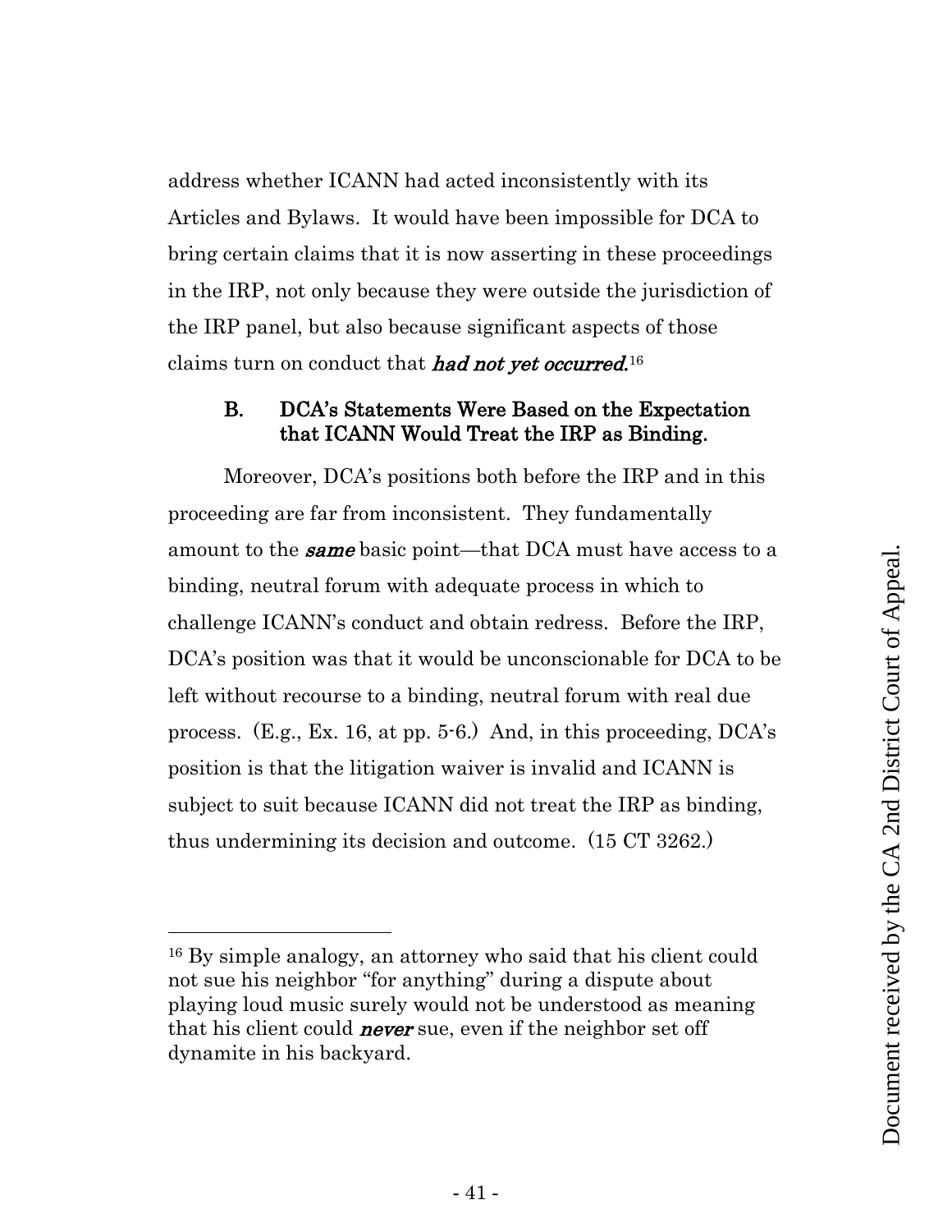address whether ICANN had acted inconsistently with its Articles and Bylaws. It would have been impossible for DCA to bring certain claims that it is now asserting in these proceedings in the IRP, not only because they were outside the jurisdiction of the IRP panel, but also because significant aspects of those claims turn on conduct that ***had not yet occurred***.[16]

### B. DCA's Statements Were Based on the Expectation that ICANN Would Treat the IRP as Binding.

Moreover, DCA's positions both before the IRP and in this proceeding are far from inconsistent. They fundamentally amount to the ***same*** basic point—that DCA must have access to a binding, neutral forum with adequate process in which to challenge ICANN's conduct and obtain redress. Before the IRP, DCA's position was that it would be unconscionable for DCA to be left without recourse to a binding, neutral forum with real due process. (E.g., Ex. 16, at pp. 5-6.) And, in this proceeding, DCA's position is that the litigation waiver is invalid and ICANN is subject to suit because ICANN did not treat the IRP as binding, thus undermining its decision and outcome. (15 CT 3262.)

---

[16] By simple analogy, an attorney who said that his client could not sue his neighbor "for anything" during a dispute about playing loud music surely would not be understood as meaning that his client could ***never*** sue, even if the neighbor set off dynamite in his backyard.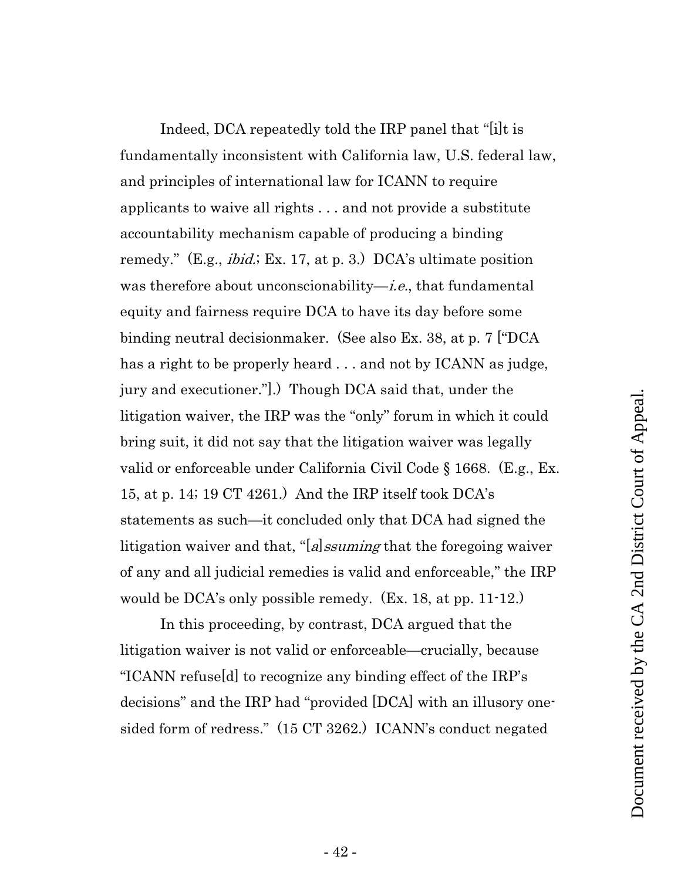Indeed, DCA repeatedly told the IRP panel that "[i]t is fundamentally inconsistent with California law, U.S. federal law, and principles of international law for ICANN to require applicants to waive all rights . . . and not provide a substitute accountability mechanism capable of producing a binding remedy." (E.g., *ibid.*; Ex. 17, at p. 3.) DCA's ultimate position was therefore about unconscionability—*i.e.*, that fundamental equity and fairness require DCA to have its day before some binding neutral decisionmaker. (See also Ex. 38, at p. 7 ["DCA has a right to be properly heard . . . and not by ICANN as judge, jury and executioner."].) Though DCA said that, under the litigation waiver, the IRP was the "only" forum in which it could bring suit, it did not say that the litigation waiver was legally valid or enforceable under California Civil Code § 1668. (E.g., Ex. 15, at p. 14; 19 CT 4261.) And the IRP itself took DCA's statements as such—it concluded only that DCA had signed the litigation waiver and that, "[*a*]*ssuming* that the foregoing waiver of any and all judicial remedies is valid and enforceable," the IRP would be DCA's only possible remedy. (Ex. 18, at pp. 11-12.)

In this proceeding, by contrast, DCA argued that the litigation waiver is not valid or enforceable—crucially, because "ICANN refuse[d] to recognize any binding effect of the IRP's decisions" and the IRP had "provided [DCA] with an illusory one-sided form of redress." (15 CT 3262.) ICANN's conduct negated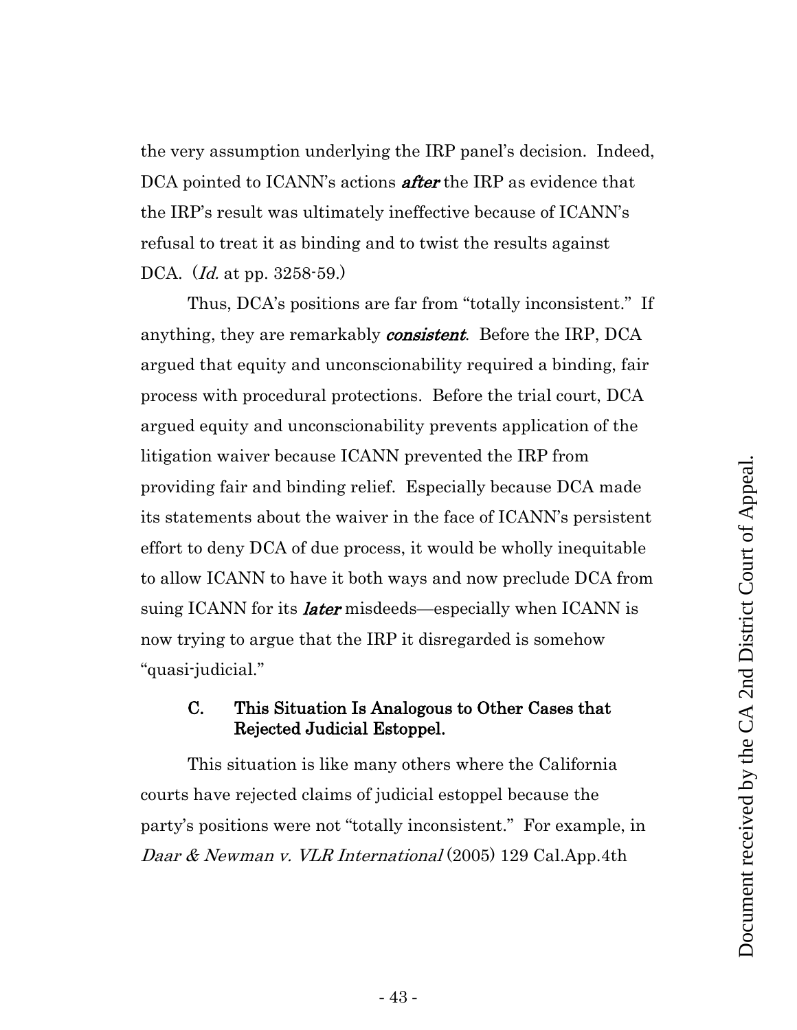the very assumption underlying the IRP panel's decision. Indeed, DCA pointed to ICANN's actions ***after*** the IRP as evidence that the IRP's result was ultimately ineffective because of ICANN's refusal to treat it as binding and to twist the results against DCA. (*Id.* at pp. 3258-59.)

Thus, DCA's positions are far from "totally inconsistent." If anything, they are remarkably ***consistent***. Before the IRP, DCA argued that equity and unconscionability required a binding, fair process with procedural protections. Before the trial court, DCA argued equity and unconscionability prevents application of the litigation waiver because ICANN prevented the IRP from providing fair and binding relief. Especially because DCA made its statements about the waiver in the face of ICANN's persistent effort to deny DCA of due process, it would be wholly inequitable to allow ICANN to have it both ways and now preclude DCA from suing ICANN for its ***later*** misdeeds—especially when ICANN is now trying to argue that the IRP it disregarded is somehow "quasi-judicial."

### C. This Situation Is Analogous to Other Cases that Rejected Judicial Estoppel.

This situation is like many others where the California courts have rejected claims of judicial estoppel because the party's positions were not "totally inconsistent." For example, in *Daar & Newman v. VLR International* (2005) 129 Cal.App.4th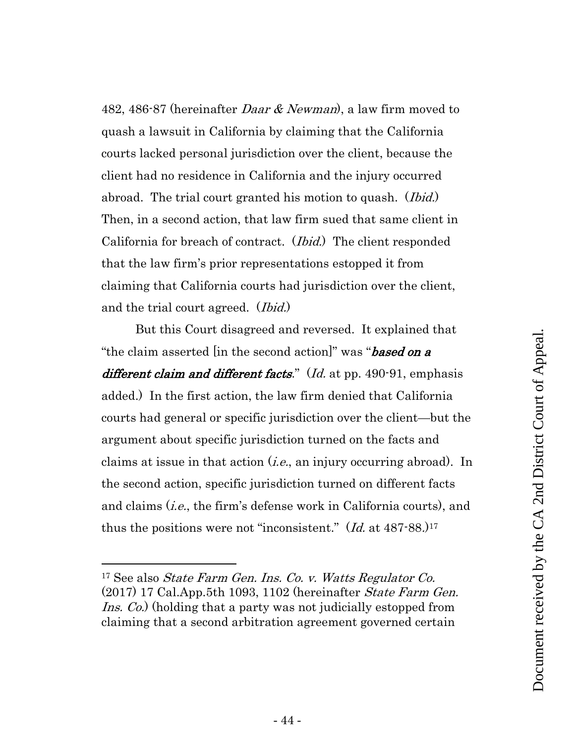482, 486-87 (hereinafter *Daar & Newman*), a law firm moved to quash a lawsuit in California by claiming that the California courts lacked personal jurisdiction over the client, because the client had no residence in California and the injury occurred abroad. The trial court granted his motion to quash. (*Ibid.*) Then, in a second action, that law firm sued that same client in California for breach of contract. (*Ibid.*) The client responded that the law firm's prior representations estopped it from claiming that California courts had jurisdiction over the client, and the trial court agreed. (*Ibid.*)

But this Court disagreed and reversed. It explained that "the claim asserted [in the second action]" was "***based on a different claim and different facts***." (*Id.* at pp. 490-91, emphasis added.) In the first action, the law firm denied that California courts had general or specific jurisdiction over the client—but the argument about specific jurisdiction turned on the facts and claims at issue in that action (*i.e.*, an injury occurring abroad). In the second action, specific jurisdiction turned on different facts and claims (*i.e.*, the firm's defense work in California courts), and thus the positions were not "inconsistent." (*Id.* at 487-88.)[17]

---

[17] See also *State Farm Gen. Ins. Co. v. Watts Regulator Co.* (2017) 17 Cal.App.5th 1093, 1102 (hereinafter *State Farm Gen. Ins. Co.*) (holding that a party was not judicially estopped from claiming that a second arbitration agreement governed certain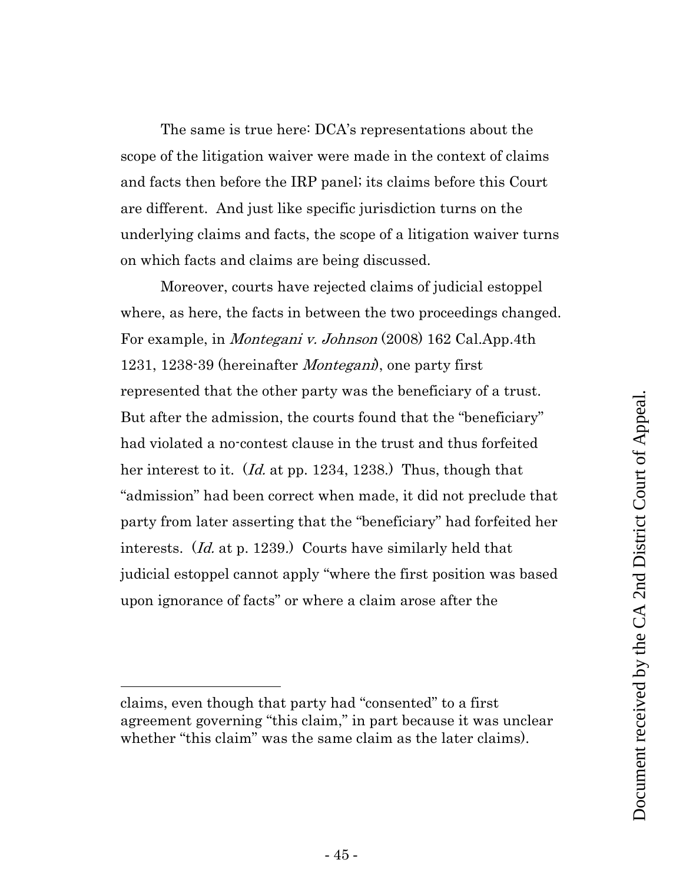The same is true here: DCA's representations about the scope of the litigation waiver were made in the context of claims and facts then before the IRP panel; its claims before this Court are different. And just like specific jurisdiction turns on the underlying claims and facts, the scope of a litigation waiver turns on which facts and claims are being discussed.

Moreover, courts have rejected claims of judicial estoppel where, as here, the facts in between the two proceedings changed. For example, in *Montegani v. Johnson* (2008) 162 Cal.App.4th 1231, 1238-39 (hereinafter *Montegani*), one party first represented that the other party was the beneficiary of a trust. But after the admission, the courts found that the "beneficiary" had violated a no-contest clause in the trust and thus forfeited her interest to it. (*Id.* at pp. 1234, 1238.) Thus, though that "admission" had been correct when made, it did not preclude that party from later asserting that the "beneficiary" had forfeited her interests. (*Id.* at p. 1239.) Courts have similarly held that judicial estoppel cannot apply "where the first position was based upon ignorance of facts" or where a claim arose after the

---

claims, even though that party had "consented" to a first agreement governing "this claim," in part because it was unclear whether "this claim" was the same claim as the later claims).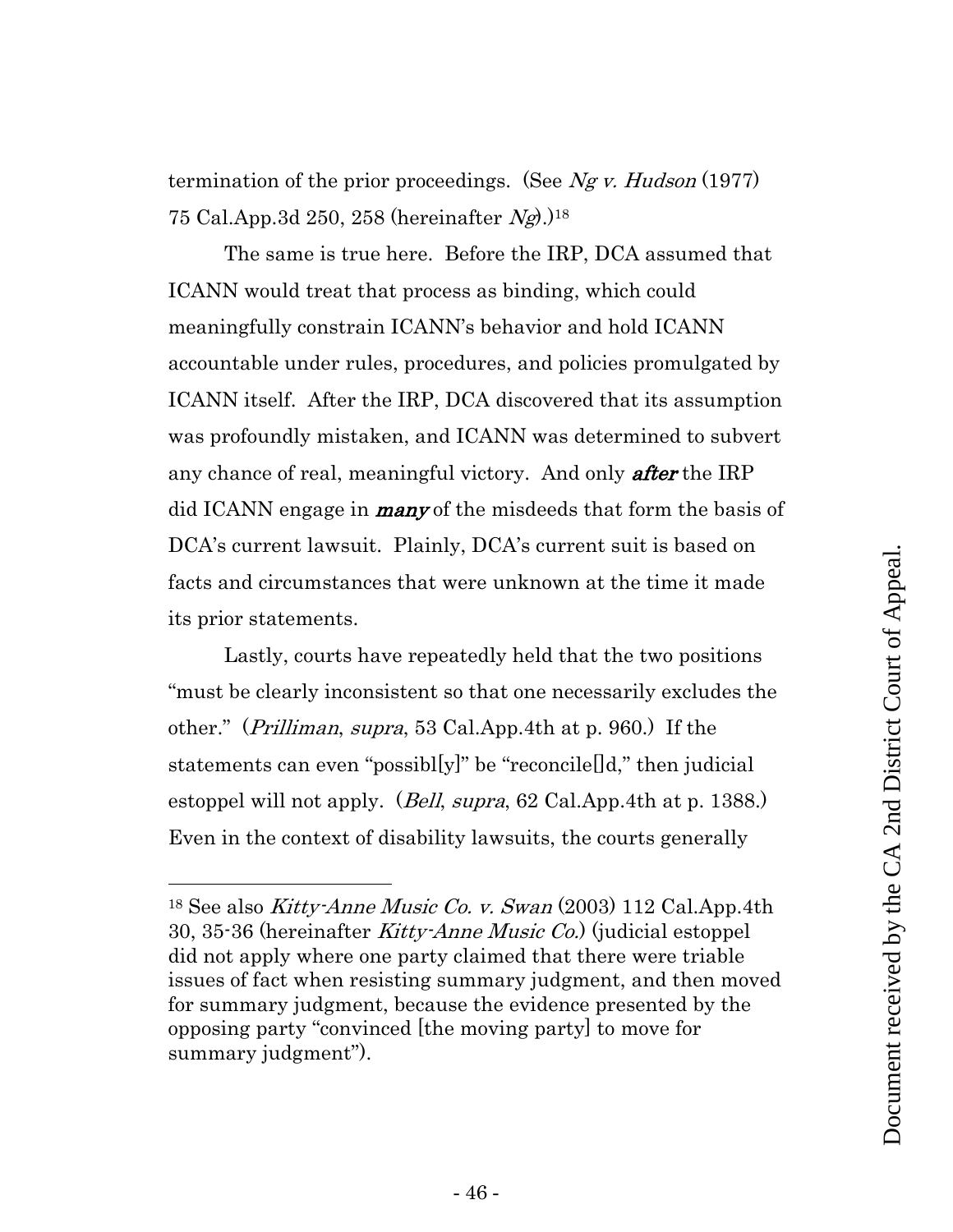termination of the prior proceedings. (See *Ng v. Hudson* (1977) 75 Cal.App.3d 250, 258 (hereinafter *Ng*).)[18]

The same is true here. Before the IRP, DCA assumed that ICANN would treat that process as binding, which could meaningfully constrain ICANN's behavior and hold ICANN accountable under rules, procedures, and policies promulgated by ICANN itself. After the IRP, DCA discovered that its assumption was profoundly mistaken, and ICANN was determined to subvert any chance of real, meaningful victory. And only ***after*** the IRP did ICANN engage in ***many*** of the misdeeds that form the basis of DCA's current lawsuit. Plainly, DCA's current suit is based on facts and circumstances that were unknown at the time it made its prior statements.

Lastly, courts have repeatedly held that the two positions "must be clearly inconsistent so that one necessarily excludes the other." (*Prilliman*, *supra*, 53 Cal.App.4th at p. 960.) If the statements can even "possibl[y]" be "reconcile[]d," then judicial estoppel will not apply. (*Bell*, *supra*, 62 Cal.App.4th at p. 1388.) Even in the context of disability lawsuits, the courts generally

---

[18] See also *Kitty-Anne Music Co. v. Swan* (2003) 112 Cal.App.4th 30, 35-36 (hereinafter *Kitty-Anne Music Co.*) (judicial estoppel did not apply where one party claimed that there were triable issues of fact when resisting summary judgment, and then moved for summary judgment, because the evidence presented by the opposing party "convinced [the moving party] to move for summary judgment").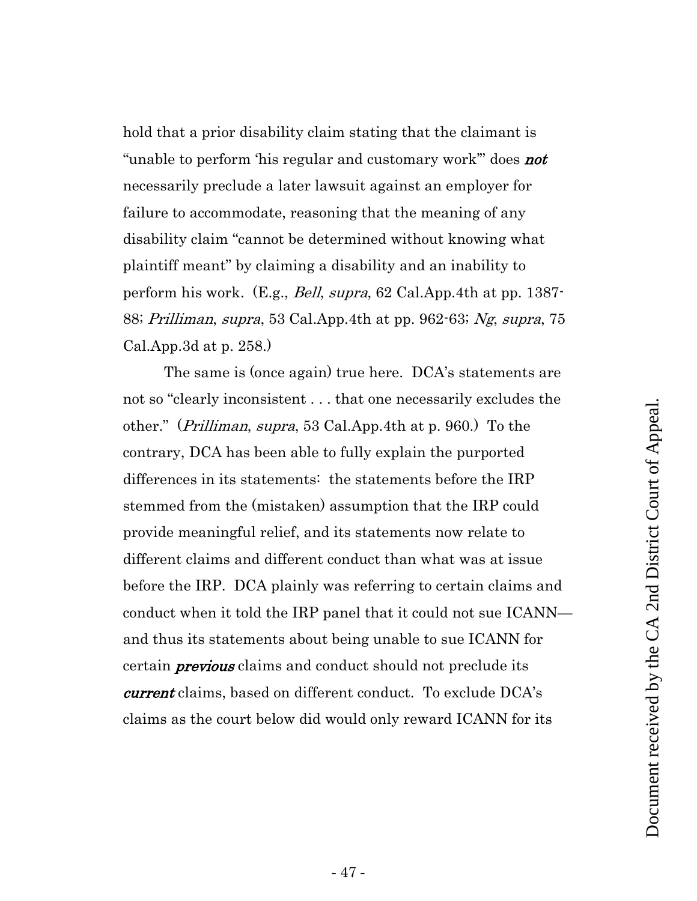hold that a prior disability claim stating that the claimant is "unable to perform 'his regular and customary work'" does ***not*** necessarily preclude a later lawsuit against an employer for failure to accommodate, reasoning that the meaning of any disability claim "cannot be determined without knowing what plaintiff meant" by claiming a disability and an inability to perform his work. (E.g., *Bell*, *supra*, 62 Cal.App.4th at pp. 1387-88; *Prilliman*, *supra*, 53 Cal.App.4th at pp. 962-63; *Ng*, *supra*, 75 Cal.App.3d at p. 258.)

The same is (once again) true here. DCA's statements are not so "clearly inconsistent . . . that one necessarily excludes the other." (*Prilliman*, *supra*, 53 Cal.App.4th at p. 960.) To the contrary, DCA has been able to fully explain the purported differences in its statements: the statements before the IRP stemmed from the (mistaken) assumption that the IRP could provide meaningful relief, and its statements now relate to different claims and different conduct than what was at issue before the IRP. DCA plainly was referring to certain claims and conduct when it told the IRP panel that it could not sue ICANN—and thus its statements about being unable to sue ICANN for certain ***previous*** claims and conduct should not preclude its ***current*** claims, based on different conduct. To exclude DCA's claims as the court below did would only reward ICANN for its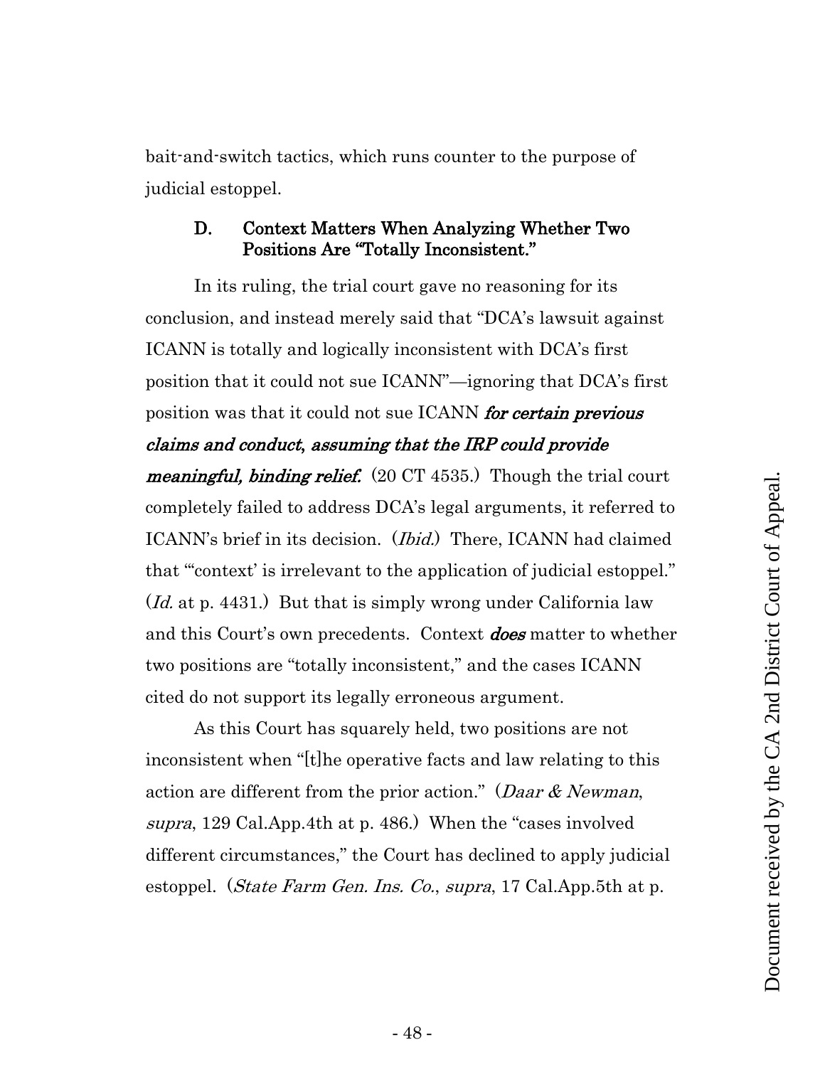bait-and-switch tactics, which runs counter to the purpose of judicial estoppel.

### D. Context Matters When Analyzing Whether Two Positions Are "Totally Inconsistent."

In its ruling, the trial court gave no reasoning for its conclusion, and instead merely said that "DCA's lawsuit against ICANN is totally and logically inconsistent with DCA's first position that it could not sue ICANN"—ignoring that DCA's first position was that it could not sue ICANN ***for certain previous claims and conduct, assuming that the IRP could provide meaningful, binding relief.*** (20 CT 4535.) Though the trial court completely failed to address DCA's legal arguments, it referred to ICANN's brief in its decision. (*Ibid.*) There, ICANN had claimed that "'context' is irrelevant to the application of judicial estoppel." (*Id.* at p. 4431.) But that is simply wrong under California law and this Court's own precedents. Context ***does*** matter to whether two positions are "totally inconsistent," and the cases ICANN cited do not support its legally erroneous argument.

As this Court has squarely held, two positions are not inconsistent when "[t]he operative facts and law relating to this action are different from the prior action." (*Daar & Newman*, *supra*, 129 Cal.App.4th at p. 486.) When the "cases involved different circumstances," the Court has declined to apply judicial estoppel. (*State Farm Gen. Ins. Co.*, *supra*, 17 Cal.App.5th at p.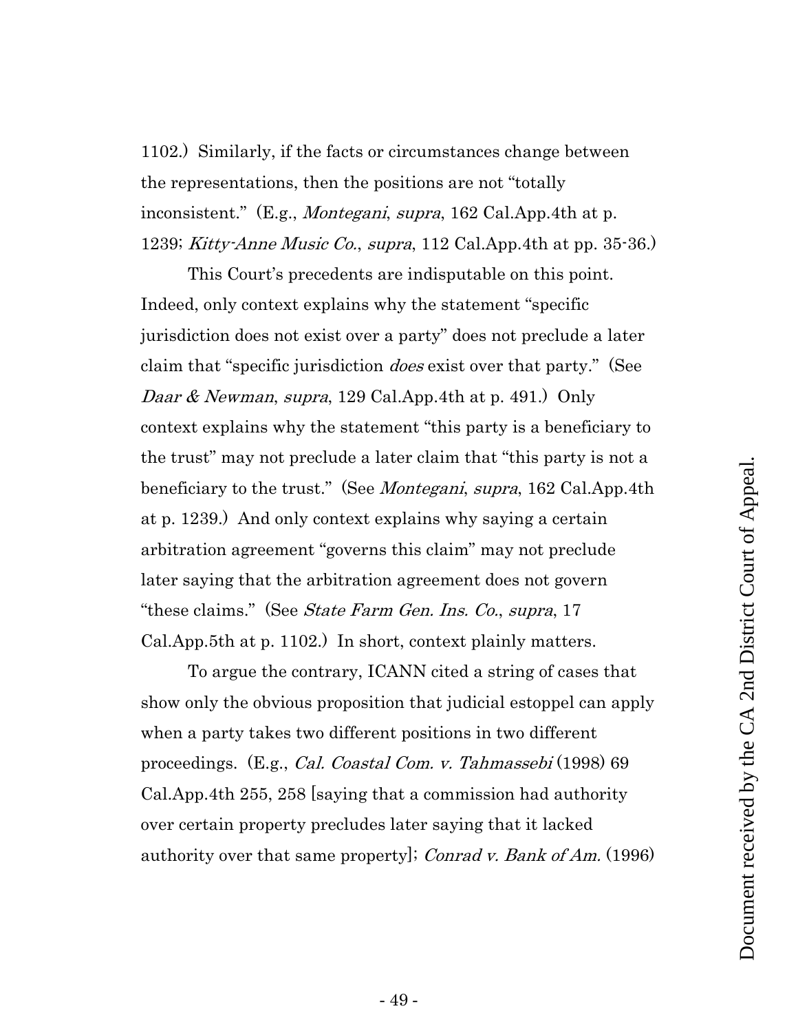1102.) Similarly, if the facts or circumstances change between the representations, then the positions are not "totally inconsistent." (E.g., *Montegani*, *supra*, 162 Cal.App.4th at p. 1239; *Kitty-Anne Music Co.*, *supra*, 112 Cal.App.4th at pp. 35-36.)

This Court's precedents are indisputable on this point. Indeed, only context explains why the statement "specific jurisdiction does not exist over a party" does not preclude a later claim that "specific jurisdiction *does* exist over that party." (See *Daar & Newman*, *supra*, 129 Cal.App.4th at p. 491.) Only context explains why the statement "this party is a beneficiary to the trust" may not preclude a later claim that "this party is not a beneficiary to the trust." (See *Montegani*, *supra*, 162 Cal.App.4th at p. 1239.) And only context explains why saying a certain arbitration agreement "governs this claim" may not preclude later saying that the arbitration agreement does not govern "these claims." (See *State Farm Gen. Ins. Co.*, *supra*, 17 Cal.App.5th at p. 1102.) In short, context plainly matters.

To argue the contrary, ICANN cited a string of cases that show only the obvious proposition that judicial estoppel can apply when a party takes two different positions in two different proceedings. (E.g., *Cal. Coastal Com. v. Tahmassebi* (1998) 69 Cal.App.4th 255, 258 [saying that a commission had authority over certain property precludes later saying that it lacked authority over that same property]; *Conrad v. Bank of Am.* (1996)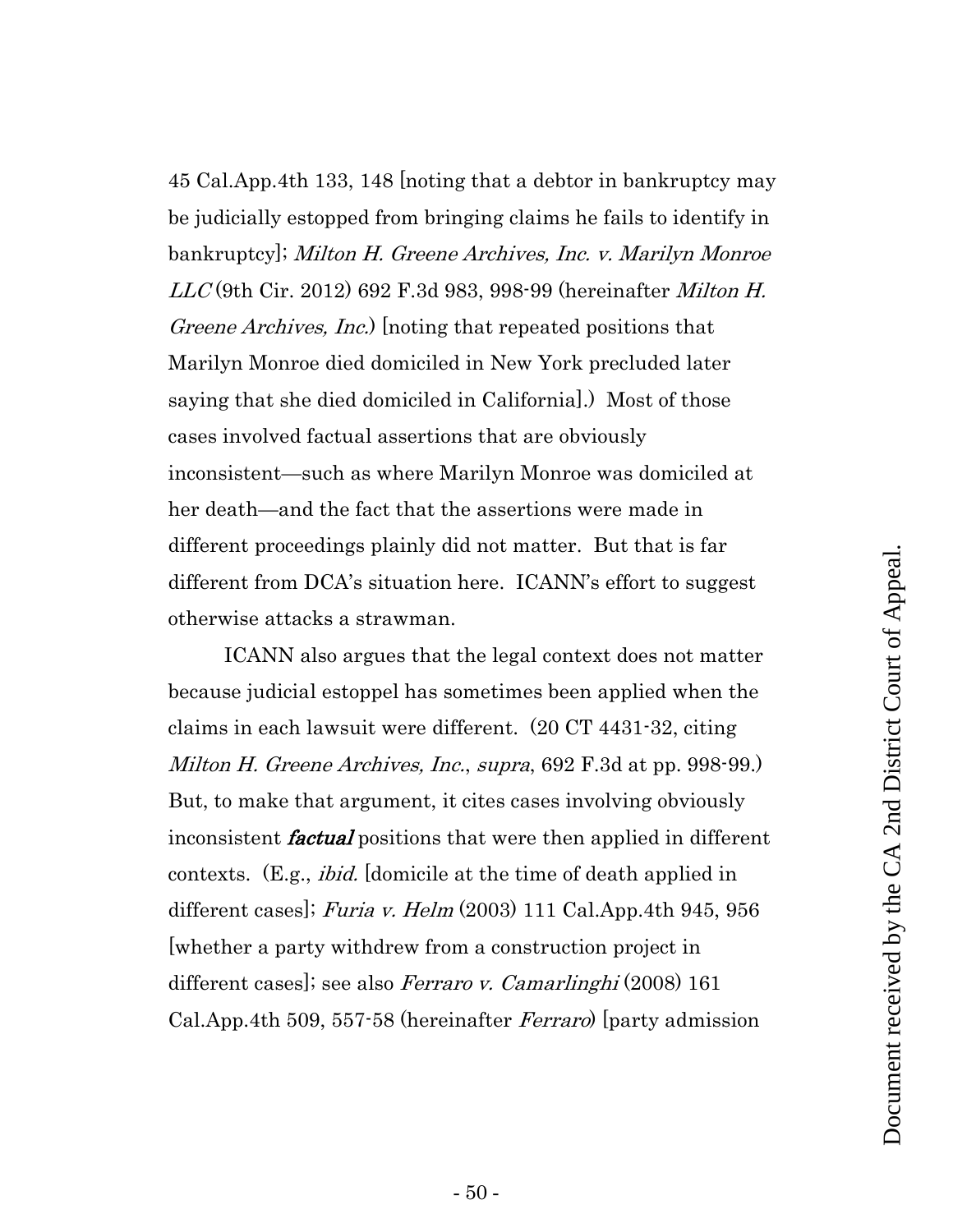45 Cal.App.4th 133, 148 [noting that a debtor in bankruptcy may be judicially estopped from bringing claims he fails to identify in bankruptcy]; *Milton H. Greene Archives, Inc. v. Marilyn Monroe LLC* (9th Cir. 2012) 692 F.3d 983, 998-99 (hereinafter *Milton H. Greene Archives, Inc.*) [noting that repeated positions that Marilyn Monroe died domiciled in New York precluded later saying that she died domiciled in California].) Most of those cases involved factual assertions that are obviously inconsistent—such as where Marilyn Monroe was domiciled at her death—and the fact that the assertions were made in different proceedings plainly did not matter. But that is far different from DCA's situation here. ICANN's effort to suggest otherwise attacks a strawman.

ICANN also argues that the legal context does not matter because judicial estoppel has sometimes been applied when the claims in each lawsuit were different. (20 CT 4431-32, citing *Milton H. Greene Archives, Inc.*, *supra*, 692 F.3d at pp. 998-99.) But, to make that argument, it cites cases involving obviously inconsistent ***factual*** positions that were then applied in different contexts. (E.g., *ibid.* [domicile at the time of death applied in different cases]; *Furia v. Helm* (2003) 111 Cal.App.4th 945, 956 [whether a party withdrew from a construction project in different cases]; see also *Ferraro v. Camarlinghi* (2008) 161 Cal.App.4th 509, 557-58 (hereinafter *Ferraro*) [party admission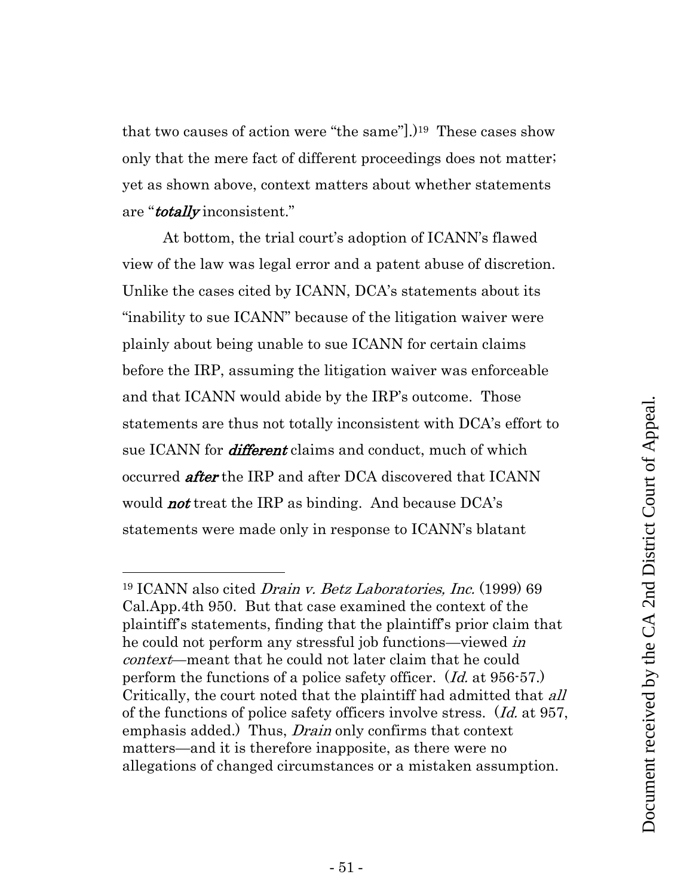that two causes of action were "the same"].)[19] These cases show only that the mere fact of different proceedings does not matter; yet as shown above, context matters about whether statements are "***totally*** inconsistent."

At bottom, the trial court's adoption of ICANN's flawed view of the law was legal error and a patent abuse of discretion. Unlike the cases cited by ICANN, DCA's statements about its "inability to sue ICANN" because of the litigation waiver were plainly about being unable to sue ICANN for certain claims before the IRP, assuming the litigation waiver was enforceable and that ICANN would abide by the IRP's outcome. Those statements are thus not totally inconsistent with DCA's effort to sue ICANN for ***different*** claims and conduct, much of which occurred ***after*** the IRP and after DCA discovered that ICANN would ***not*** treat the IRP as binding. And because DCA's statements were made only in response to ICANN's blatant

---

[19] ICANN also cited *Drain v. Betz Laboratories, Inc.* (1999) 69 Cal.App.4th 950. But that case examined the context of the plaintiff's statements, finding that the plaintiff's prior claim that he could not perform any stressful job functions—viewed *in context*—meant that he could not later claim that he could perform the functions of a police safety officer. (*Id.* at 956-57.) Critically, the court noted that the plaintiff had admitted that *all* of the functions of police safety officers involve stress. (*Id.* at 957, emphasis added.) Thus, *Drain* only confirms that context matters—and it is therefore inapposite, as there were no allegations of changed circumstances or a mistaken assumption.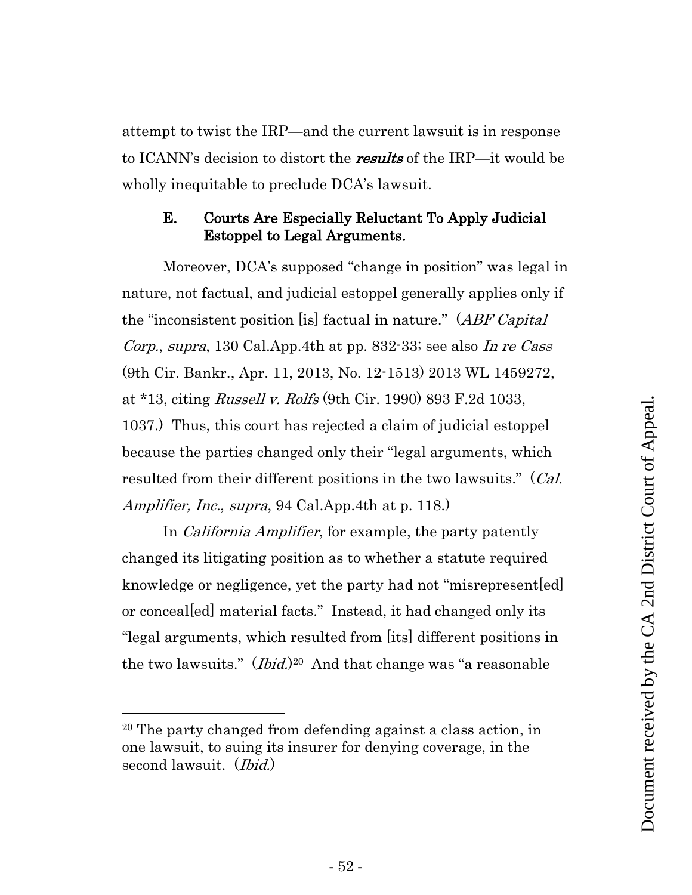attempt to twist the IRP—and the current lawsuit is in response to ICANN's decision to distort the ***results*** of the IRP—it would be wholly inequitable to preclude DCA's lawsuit.

### E. Courts Are Especially Reluctant To Apply Judicial Estoppel to Legal Arguments.

Moreover, DCA's supposed "change in position" was legal in nature, not factual, and judicial estoppel generally applies only if the "inconsistent position [is] factual in nature." (*ABF Capital Corp.*, *supra*, 130 Cal.App.4th at pp. 832-33; see also *In re Cass* (9th Cir. Bankr., Apr. 11, 2013, No. 12-1513) 2013 WL 1459272, at *13, citing *Russell v. Rolfs* (9th Cir. 1990) 893 F.2d 1033, 1037.) Thus, this court has rejected a claim of judicial estoppel because the parties changed only their "legal arguments, which resulted from their different positions in the two lawsuits." (*Cal. Amplifier, Inc.*, *supra*, 94 Cal.App.4th at p. 118.)

In *California Amplifier*, for example, the party patently changed its litigating position as to whether a statute required knowledge or negligence, yet the party had not "misrepresent[ed] or conceal[ed] material facts." Instead, it had changed only its "legal arguments, which resulted from [its] different positions in the two lawsuits." (*Ibid.*)[20] And that change was "a reasonable

---

[20] The party changed from defending against a class action, in one lawsuit, to suing its insurer for denying coverage, in the second lawsuit. (*Ibid.*)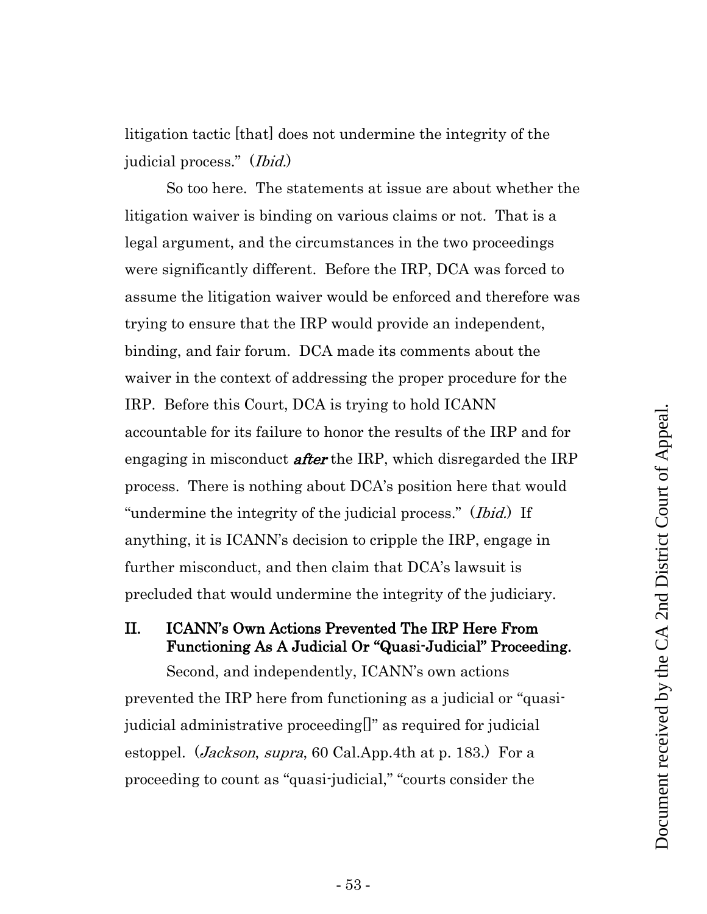litigation tactic [that] does not undermine the integrity of the judicial process." (*Ibid.*)

So too here. The statements at issue are about whether the litigation waiver is binding on various claims or not. That is a legal argument, and the circumstances in the two proceedings were significantly different. Before the IRP, DCA was forced to assume the litigation waiver would be enforced and therefore was trying to ensure that the IRP would provide an independent, binding, and fair forum. DCA made its comments about the waiver in the context of addressing the proper procedure for the IRP. Before this Court, DCA is trying to hold ICANN accountable for its failure to honor the results of the IRP and for engaging in misconduct ***after*** the IRP, which disregarded the IRP process. There is nothing about DCA's position here that would "undermine the integrity of the judicial process." (*Ibid.*) If anything, it is ICANN's decision to cripple the IRP, engage in further misconduct, and then claim that DCA's lawsuit is precluded that would undermine the integrity of the judiciary.

## II. ICANN's Own Actions Prevented The IRP Here From Functioning As A Judicial Or "Quasi-Judicial" Proceeding.

Second, and independently, ICANN's own actions prevented the IRP here from functioning as a judicial or "quasi-judicial administrative proceeding[]" as required for judicial estoppel. (*Jackson*, *supra*, 60 Cal.App.4th at p. 183.) For a proceeding to count as "quasi-judicial," "courts consider the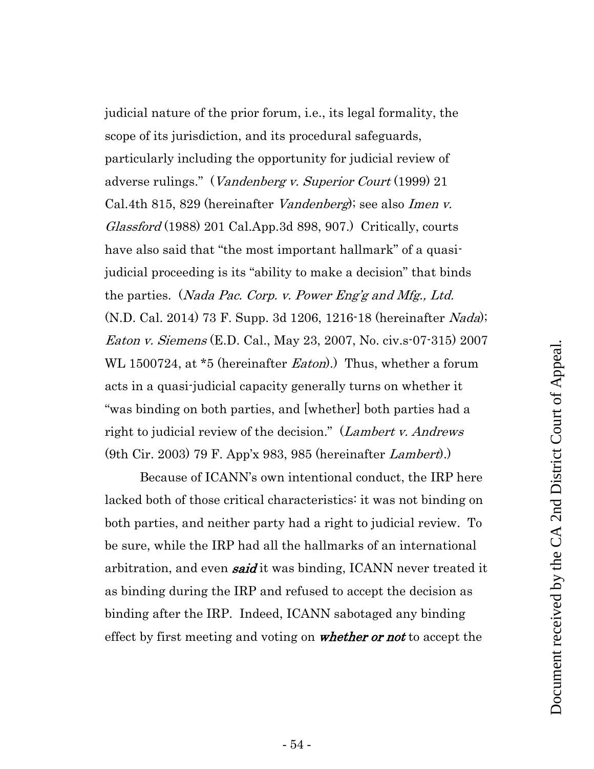judicial nature of the prior forum, i.e., its legal formality, the scope of its jurisdiction, and its procedural safeguards, particularly including the opportunity for judicial review of adverse rulings." (*Vandenberg v. Superior Court* (1999) 21 Cal.4th 815, 829 (hereinafter *Vandenberg*); see also *Imen v. Glassford* (1988) 201 Cal.App.3d 898, 907.) Critically, courts have also said that "the most important hallmark" of a quasi-judicial proceeding is its "ability to make a decision" that binds the parties. (*Nada Pac. Corp. v. Power Eng'g and Mfg., Ltd.* (N.D. Cal. 2014) 73 F. Supp. 3d 1206, 1216-18 (hereinafter *Nada*); *Eaton v. Siemens* (E.D. Cal., May 23, 2007, No. civ.s-07-315) 2007 WL 1500724, at *5 (hereinafter *Eaton*).) Thus, whether a forum acts in a quasi-judicial capacity generally turns on whether it "was binding on both parties, and [whether] both parties had a right to judicial review of the decision." (*Lambert v. Andrews* (9th Cir. 2003) 79 F. App'x 983, 985 (hereinafter *Lambert*).)

Because of ICANN's own intentional conduct, the IRP here lacked both of those critical characteristics: it was not binding on both parties, and neither party had a right to judicial review. To be sure, while the IRP had all the hallmarks of an international arbitration, and even ***said*** it was binding, ICANN never treated it as binding during the IRP and refused to accept the decision as binding after the IRP. Indeed, ICANN sabotaged any binding effect by first meeting and voting on ***whether or not*** to accept the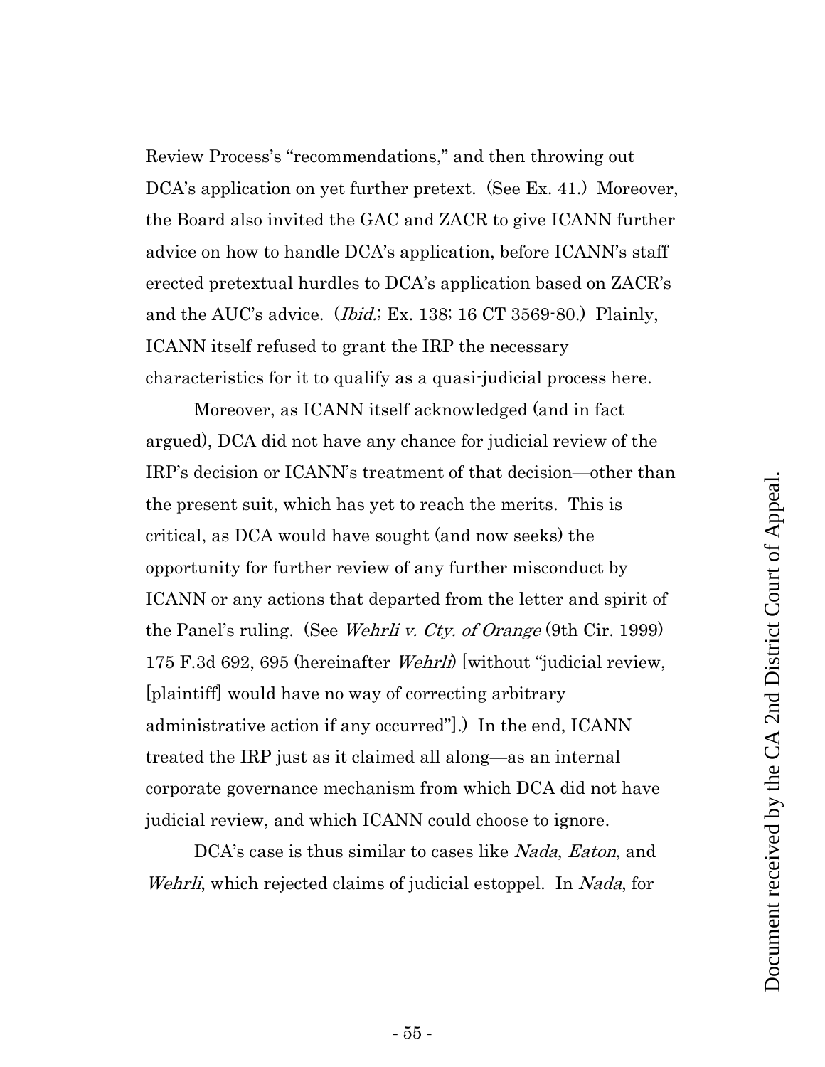Review Process's "recommendations," and then throwing out DCA's application on yet further pretext. (See Ex. 41.) Moreover, the Board also invited the GAC and ZACR to give ICANN further advice on how to handle DCA's application, before ICANN's staff erected pretextual hurdles to DCA's application based on ZACR's and the AUC's advice. (*Ibid.*; Ex. 138; 16 CT 3569-80.) Plainly, ICANN itself refused to grant the IRP the necessary characteristics for it to qualify as a quasi-judicial process here.

Moreover, as ICANN itself acknowledged (and in fact argued), DCA did not have any chance for judicial review of the IRP's decision or ICANN's treatment of that decision—other than the present suit, which has yet to reach the merits. This is critical, as DCA would have sought (and now seeks) the opportunity for further review of any further misconduct by ICANN or any actions that departed from the letter and spirit of the Panel's ruling. (See *Wehrli v. Cty. of Orange* (9th Cir. 1999) 175 F.3d 692, 695 (hereinafter *Wehrli*) [without "judicial review, [plaintiff] would have no way of correcting arbitrary administrative action if any occurred"].) In the end, ICANN treated the IRP just as it claimed all along—as an internal corporate governance mechanism from which DCA did not have judicial review, and which ICANN could choose to ignore.

DCA's case is thus similar to cases like *Nada*, *Eaton*, and *Wehrli*, which rejected claims of judicial estoppel. In *Nada*, for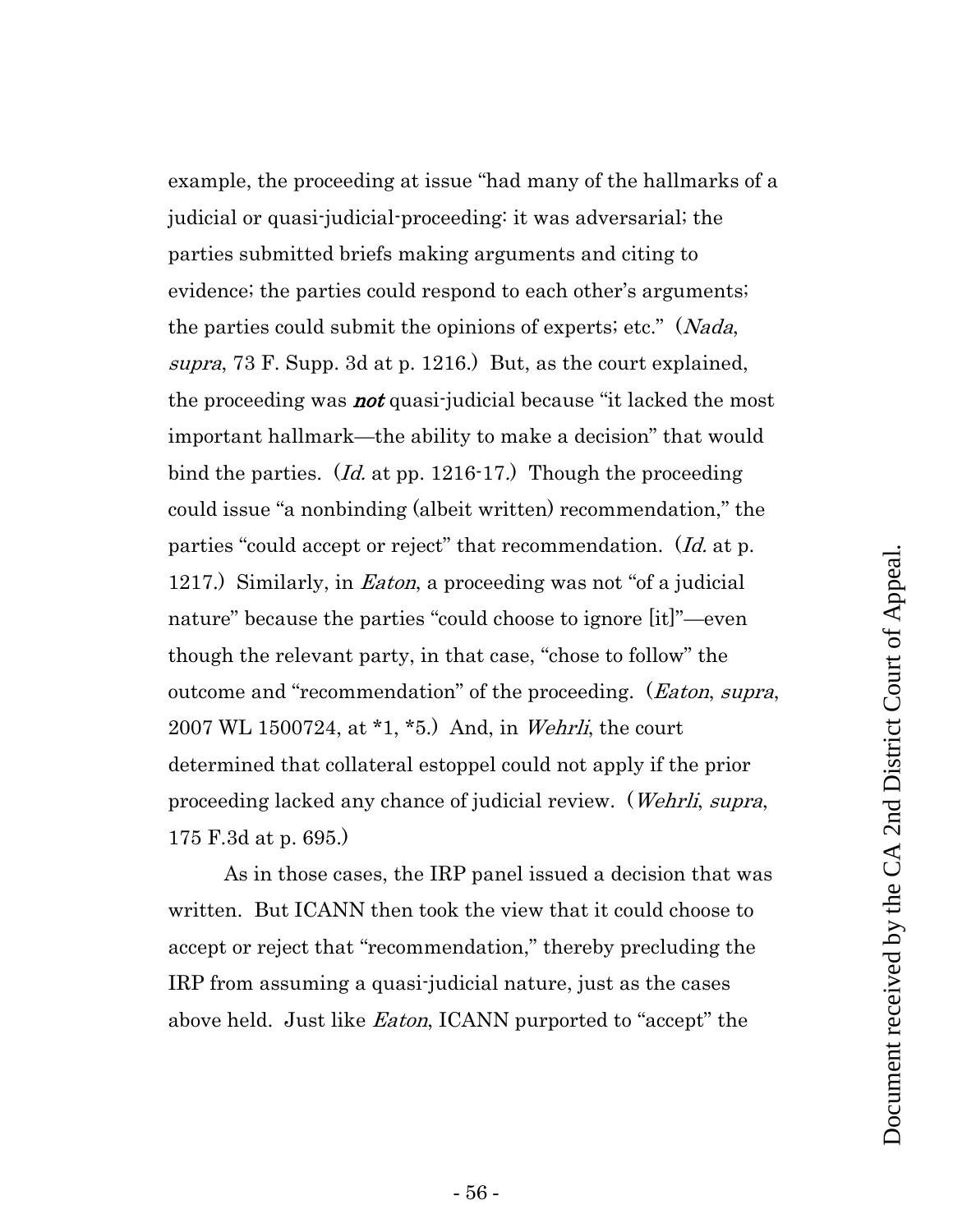example, the proceeding at issue "had many of the hallmarks of a judicial or quasi-judicial-proceeding: it was adversarial; the parties submitted briefs making arguments and citing to evidence; the parties could respond to each other's arguments; the parties could submit the opinions of experts; etc." (*Nada*, *supra*, 73 F. Supp. 3d at p. 1216.) But, as the court explained, the proceeding was ***not*** quasi-judicial because "it lacked the most important hallmark—the ability to make a decision" that would bind the parties. (*Id.* at pp. 1216-17.) Though the proceeding could issue "a nonbinding (albeit written) recommendation," the parties "could accept or reject" that recommendation. (*Id.* at p. 1217.) Similarly, in *Eaton*, a proceeding was not "of a judicial nature" because the parties "could choose to ignore [it]"—even though the relevant party, in that case, "chose to follow" the outcome and "recommendation" of the proceeding. (*Eaton*, *supra*, 2007 WL 1500724, at *1, *5.) And, in *Wehrli*, the court determined that collateral estoppel could not apply if the prior proceeding lacked any chance of judicial review. (*Wehrli*, *supra*, 175 F.3d at p. 695.)

As in those cases, the IRP panel issued a decision that was written. But ICANN then took the view that it could choose to accept or reject that "recommendation," thereby precluding the IRP from assuming a quasi-judicial nature, just as the cases above held. Just like *Eaton*, ICANN purported to "accept" the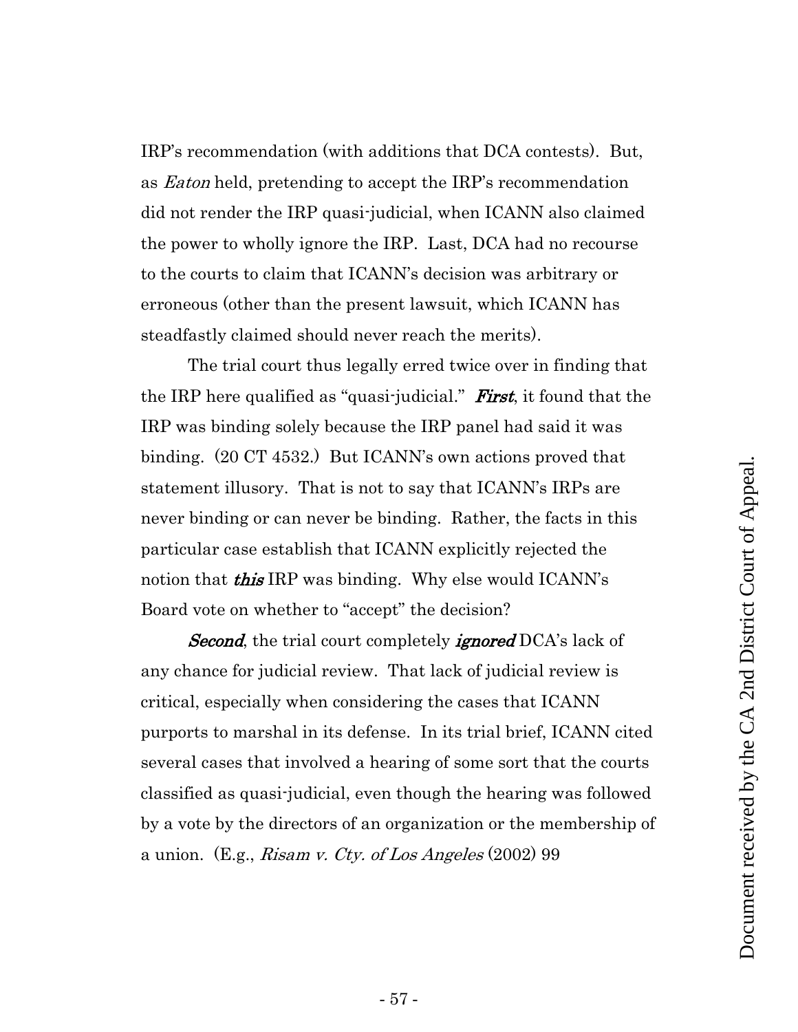IRP's recommendation (with additions that DCA contests). But, as *Eaton* held, pretending to accept the IRP's recommendation did not render the IRP quasi-judicial, when ICANN also claimed the power to wholly ignore the IRP. Last, DCA had no recourse to the courts to claim that ICANN's decision was arbitrary or erroneous (other than the present lawsuit, which ICANN has steadfastly claimed should never reach the merits).

The trial court thus legally erred twice over in finding that the IRP here qualified as "quasi-judicial." ***First***, it found that the IRP was binding solely because the IRP panel had said it was binding. (20 CT 4532.) But ICANN's own actions proved that statement illusory. That is not to say that ICANN's IRPs are never binding or can never be binding. Rather, the facts in this particular case establish that ICANN explicitly rejected the notion that ***this*** IRP was binding. Why else would ICANN's Board vote on whether to "accept" the decision?

***Second***, the trial court completely ***ignored*** DCA's lack of any chance for judicial review. That lack of judicial review is critical, especially when considering the cases that ICANN purports to marshal in its defense. In its trial brief, ICANN cited several cases that involved a hearing of some sort that the courts classified as quasi-judicial, even though the hearing was followed by a vote by the directors of an organization or the membership of a union. (E.g., *Risam v. Cty. of Los Angeles* (2002) 99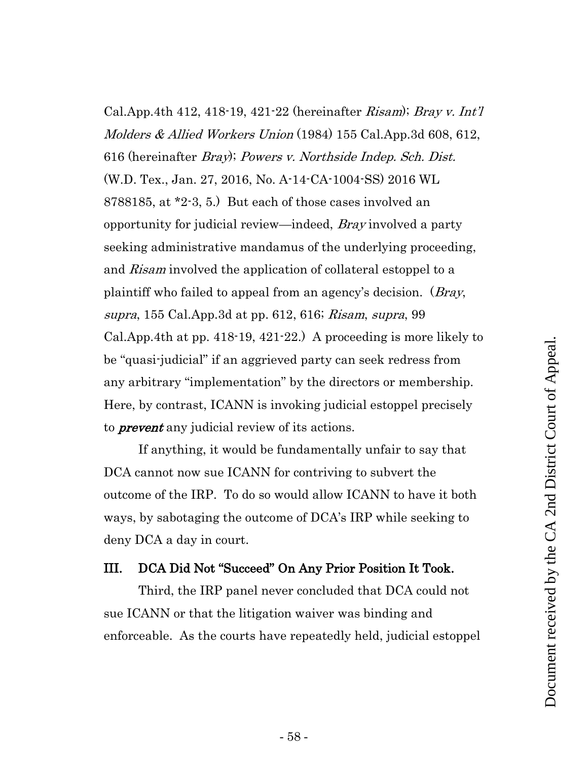Cal.App.4th 412, 418-19, 421-22 (hereinafter *Risam*); *Bray v. Int'l Molders & Allied Workers Union* (1984) 155 Cal.App.3d 608, 612, 616 (hereinafter *Bray*); *Powers v. Northside Indep. Sch. Dist.* (W.D. Tex., Jan. 27, 2016, No. A-14-CA-1004-SS) 2016 WL 8788185, at *2-3, 5.) But each of those cases involved an opportunity for judicial review—indeed, *Bray* involved a party seeking administrative mandamus of the underlying proceeding, and *Risam* involved the application of collateral estoppel to a plaintiff who failed to appeal from an agency's decision. (*Bray*, *supra*, 155 Cal.App.3d at pp. 612, 616; *Risam*, *supra*, 99 Cal.App.4th at pp. 418-19, 421-22.) A proceeding is more likely to be "quasi-judicial" if an aggrieved party can seek redress from any arbitrary "implementation" by the directors or membership. Here, by contrast, ICANN is invoking judicial estoppel precisely to ***prevent*** any judicial review of its actions.

If anything, it would be fundamentally unfair to say that DCA cannot now sue ICANN for contriving to subvert the outcome of the IRP. To do so would allow ICANN to have it both ways, by sabotaging the outcome of DCA's IRP while seeking to deny DCA a day in court.

## III. DCA Did Not "Succeed" On Any Prior Position It Took.

Third, the IRP panel never concluded that DCA could not sue ICANN or that the litigation waiver was binding and enforceable. As the courts have repeatedly held, judicial estoppel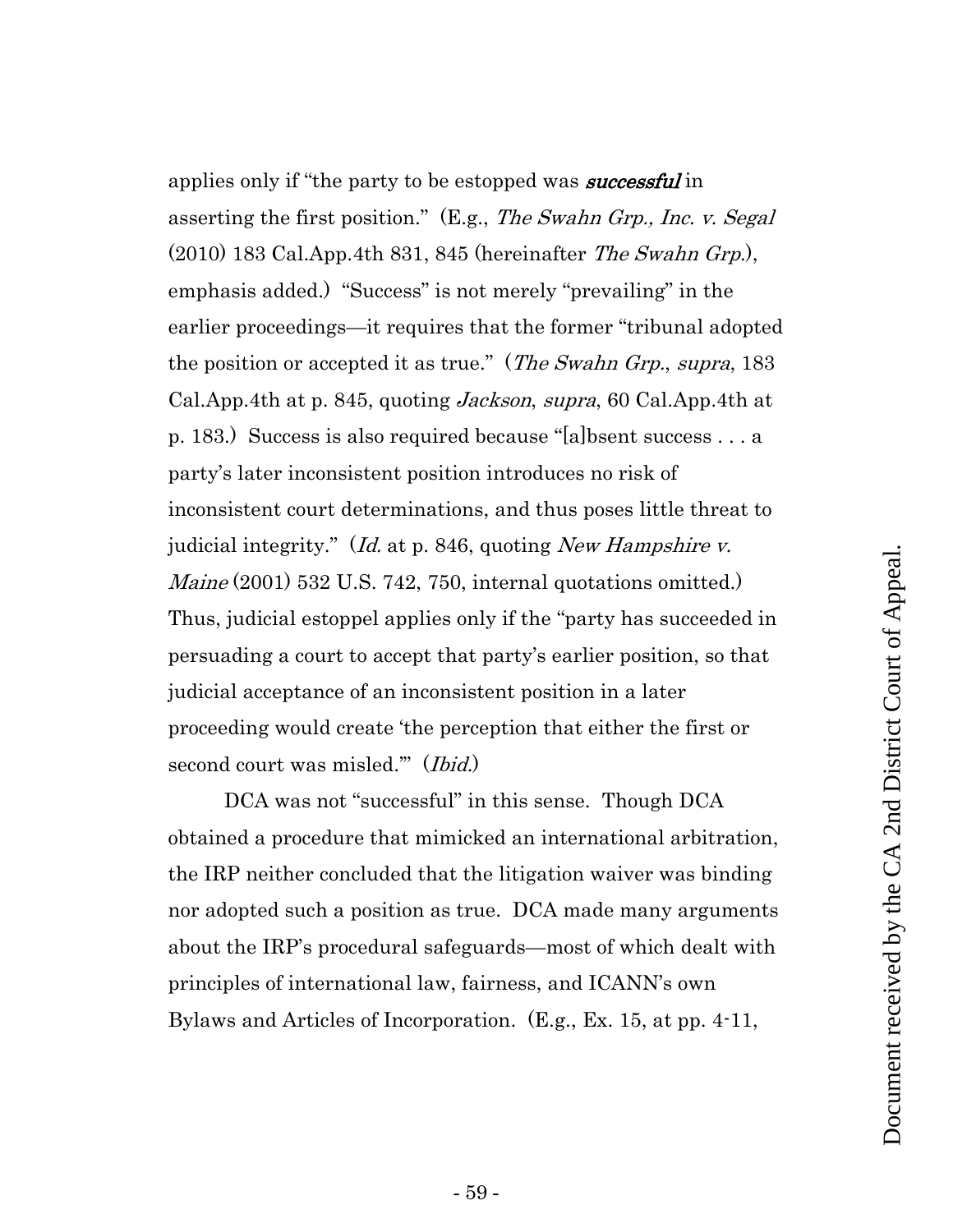applies only if "the party to be estopped was ***successful*** in asserting the first position." (E.g., *The Swahn Grp., Inc. v. Segal* (2010) 183 Cal.App.4th 831, 845 (hereinafter *The Swahn Grp.*), emphasis added.) "Success" is not merely "prevailing" in the earlier proceedings—it requires that the former "tribunal adopted the position or accepted it as true." (*The Swahn Grp.*, *supra*, 183 Cal.App.4th at p. 845, quoting *Jackson*, *supra*, 60 Cal.App.4th at p. 183.) Success is also required because "[a]bsent success . . . a party's later inconsistent position introduces no risk of inconsistent court determinations, and thus poses little threat to judicial integrity." (*Id.* at p. 846, quoting *New Hampshire v. Maine* (2001) 532 U.S. 742, 750, internal quotations omitted.) Thus, judicial estoppel applies only if the "party has succeeded in persuading a court to accept that party's earlier position, so that judicial acceptance of an inconsistent position in a later proceeding would create 'the perception that either the first or second court was misled.'" (*Ibid.*)

DCA was not "successful" in this sense. Though DCA obtained a procedure that mimicked an international arbitration, the IRP neither concluded that the litigation waiver was binding nor adopted such a position as true. DCA made many arguments about the IRP's procedural safeguards—most of which dealt with principles of international law, fairness, and ICANN's own Bylaws and Articles of Incorporation. (E.g., Ex. 15, at pp. 4-11,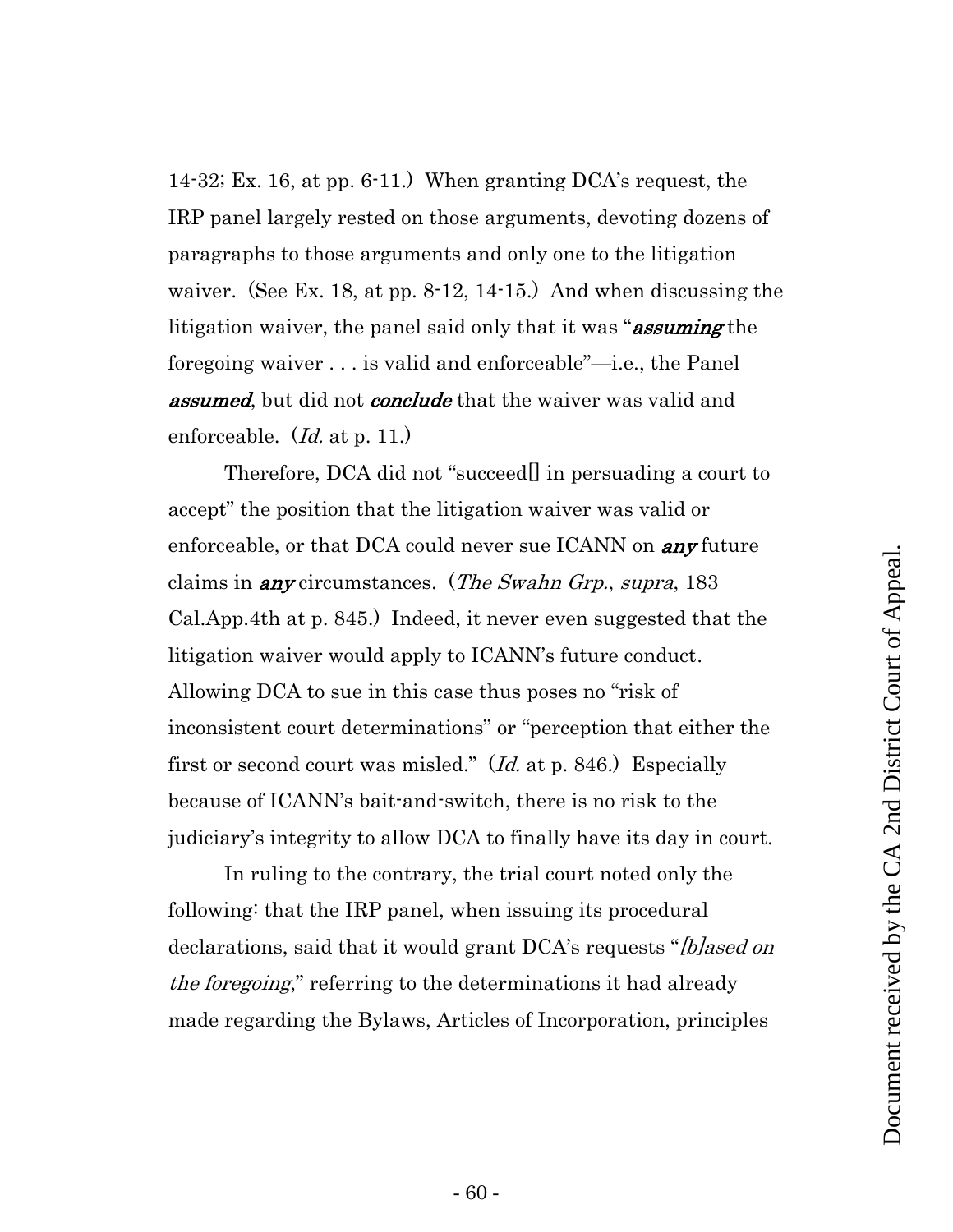14-32; Ex. 16, at pp. 6-11.) When granting DCA's request, the IRP panel largely rested on those arguments, devoting dozens of paragraphs to those arguments and only one to the litigation waiver. (See Ex. 18, at pp. 8-12, 14-15.) And when discussing the litigation waiver, the panel said only that it was "***assuming*** the foregoing waiver . . . is valid and enforceable"—i.e., the Panel ***assumed***, but did not ***conclude*** that the waiver was valid and enforceable. (*Id.* at p. 11.)

Therefore, DCA did not "succeed[] in persuading a court to accept" the position that the litigation waiver was valid or enforceable, or that DCA could never sue ICANN on ***any*** future claims in ***any*** circumstances. (*The Swahn Grp.*, *supra*, 183 Cal.App.4th at p. 845.) Indeed, it never even suggested that the litigation waiver would apply to ICANN's future conduct. Allowing DCA to sue in this case thus poses no "risk of inconsistent court determinations" or "perception that either the first or second court was misled." (*Id.* at p. 846.) Especially because of ICANN's bait-and-switch, there is no risk to the judiciary's integrity to allow DCA to finally have its day in court.

In ruling to the contrary, the trial court noted only the following: that the IRP panel, when issuing its procedural declarations, said that it would grant DCA's requests "*[b]ased on the foregoing*," referring to the determinations it had already made regarding the Bylaws, Articles of Incorporation, principles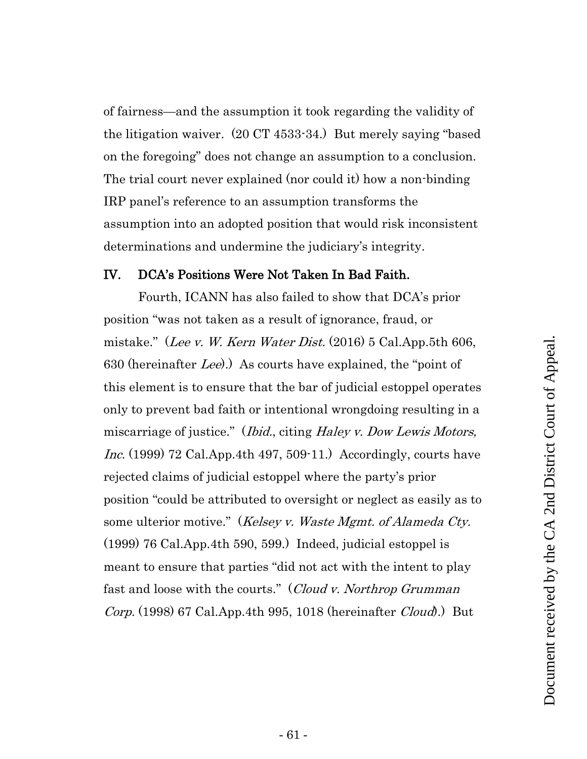of fairness—and the assumption it took regarding the validity of the litigation waiver. (20 CT 4533-34.) But merely saying "based on the foregoing" does not change an assumption to a conclusion. The trial court never explained (nor could it) how a non-binding IRP panel's reference to an assumption transforms the assumption into an adopted position that would risk inconsistent determinations and undermine the judiciary's integrity.

## IV. DCA's Positions Were Not Taken In Bad Faith.

Fourth, ICANN has also failed to show that DCA's prior position "was not taken as a result of ignorance, fraud, or mistake." (*Lee v. W. Kern Water Dist.* (2016) 5 Cal.App.5th 606, 630 (hereinafter *Lee*).) As courts have explained, the "point of this element is to ensure that the bar of judicial estoppel operates only to prevent bad faith or intentional wrongdoing resulting in a miscarriage of justice." (*Ibid.*, citing *Haley v. Dow Lewis Motors, Inc.* (1999) 72 Cal.App.4th 497, 509-11.) Accordingly, courts have rejected claims of judicial estoppel where the party's prior position "could be attributed to oversight or neglect as easily as to some ulterior motive." (*Kelsey v. Waste Mgmt. of Alameda Cty.* (1999) 76 Cal.App.4th 590, 599.) Indeed, judicial estoppel is meant to ensure that parties "did not act with the intent to play fast and loose with the courts." (*Cloud v. Northrop Grumman Corp.* (1998) 67 Cal.App.4th 995, 1018 (hereinafter *Cloud*).) But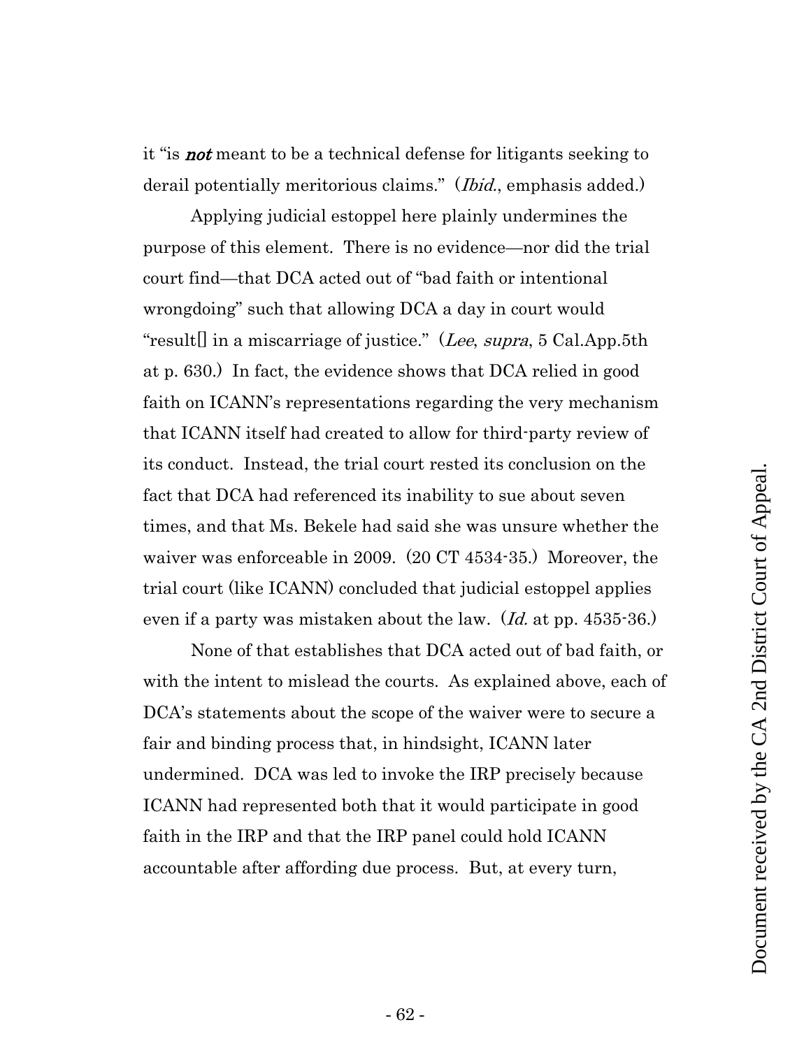it "is ***not*** meant to be a technical defense for litigants seeking to derail potentially meritorious claims." (*Ibid.*, emphasis added.)

Applying judicial estoppel here plainly undermines the purpose of this element. There is no evidence—nor did the trial court find—that DCA acted out of "bad faith or intentional wrongdoing" such that allowing DCA a day in court would "result[] in a miscarriage of justice." (*Lee*, *supra*, 5 Cal.App.5th at p. 630.) In fact, the evidence shows that DCA relied in good faith on ICANN's representations regarding the very mechanism that ICANN itself had created to allow for third-party review of its conduct. Instead, the trial court rested its conclusion on the fact that DCA had referenced its inability to sue about seven times, and that Ms. Bekele had said she was unsure whether the waiver was enforceable in 2009. (20 CT 4534-35.) Moreover, the trial court (like ICANN) concluded that judicial estoppel applies even if a party was mistaken about the law. (*Id.* at pp. 4535-36.)

None of that establishes that DCA acted out of bad faith, or with the intent to mislead the courts. As explained above, each of DCA's statements about the scope of the waiver were to secure a fair and binding process that, in hindsight, ICANN later undermined. DCA was led to invoke the IRP precisely because ICANN had represented both that it would participate in good faith in the IRP and that the IRP panel could hold ICANN accountable after affording due process. But, at every turn,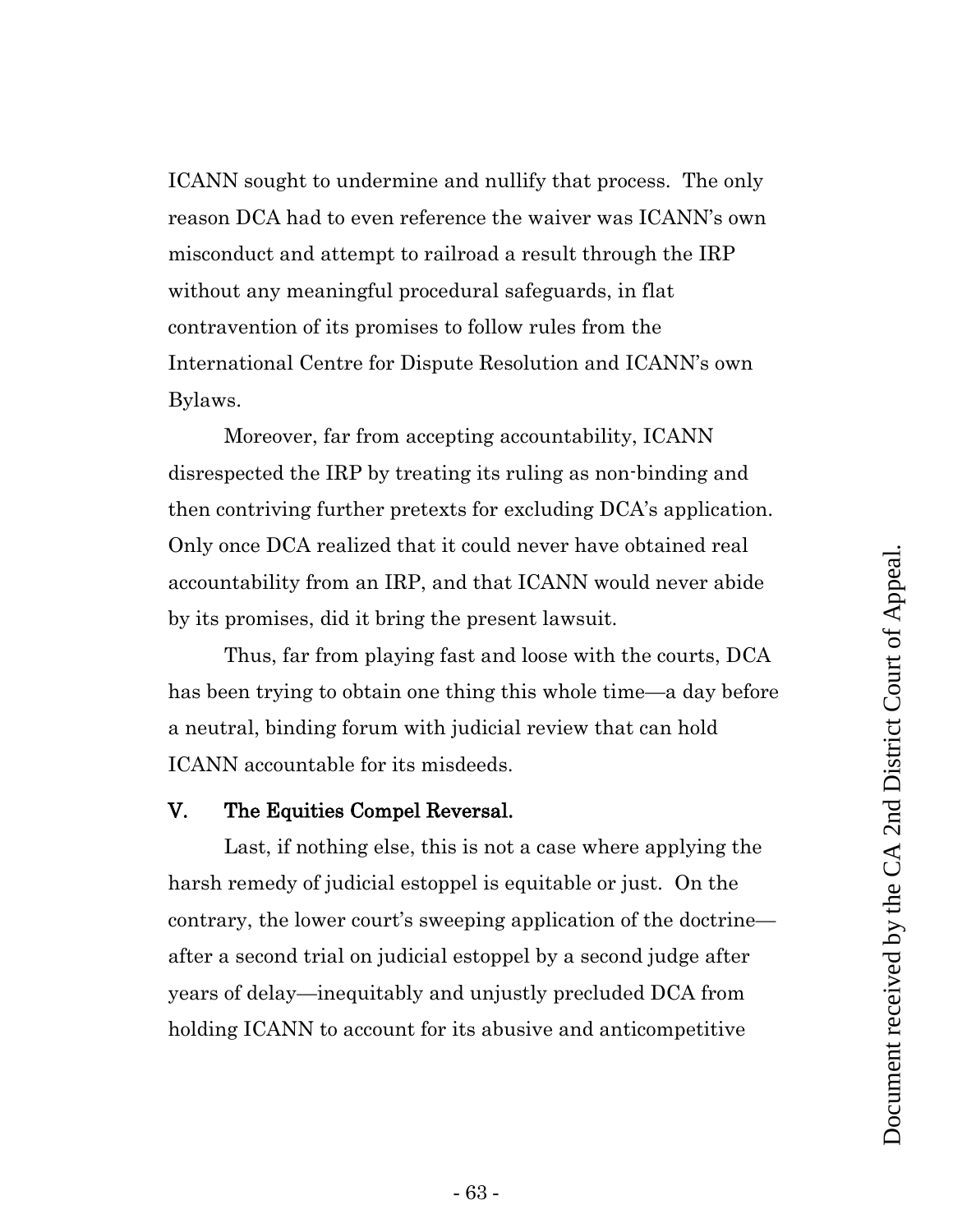ICANN sought to undermine and nullify that process. The only reason DCA had to even reference the waiver was ICANN's own misconduct and attempt to railroad a result through the IRP without any meaningful procedural safeguards, in flat contravention of its promises to follow rules from the International Centre for Dispute Resolution and ICANN's own Bylaws.

Moreover, far from accepting accountability, ICANN disrespected the IRP by treating its ruling as non-binding and then contriving further pretexts for excluding DCA's application. Only once DCA realized that it could never have obtained real accountability from an IRP, and that ICANN would never abide by its promises, did it bring the present lawsuit.

Thus, far from playing fast and loose with the courts, DCA has been trying to obtain one thing this whole time—a day before a neutral, binding forum with judicial review that can hold ICANN accountable for its misdeeds.

## V. The Equities Compel Reversal.

Last, if nothing else, this is not a case where applying the harsh remedy of judicial estoppel is equitable or just. On the contrary, the lower court's sweeping application of the doctrine—after a second trial on judicial estoppel by a second judge after years of delay—inequitably and unjustly precluded DCA from holding ICANN to account for its abusive and anticompetitive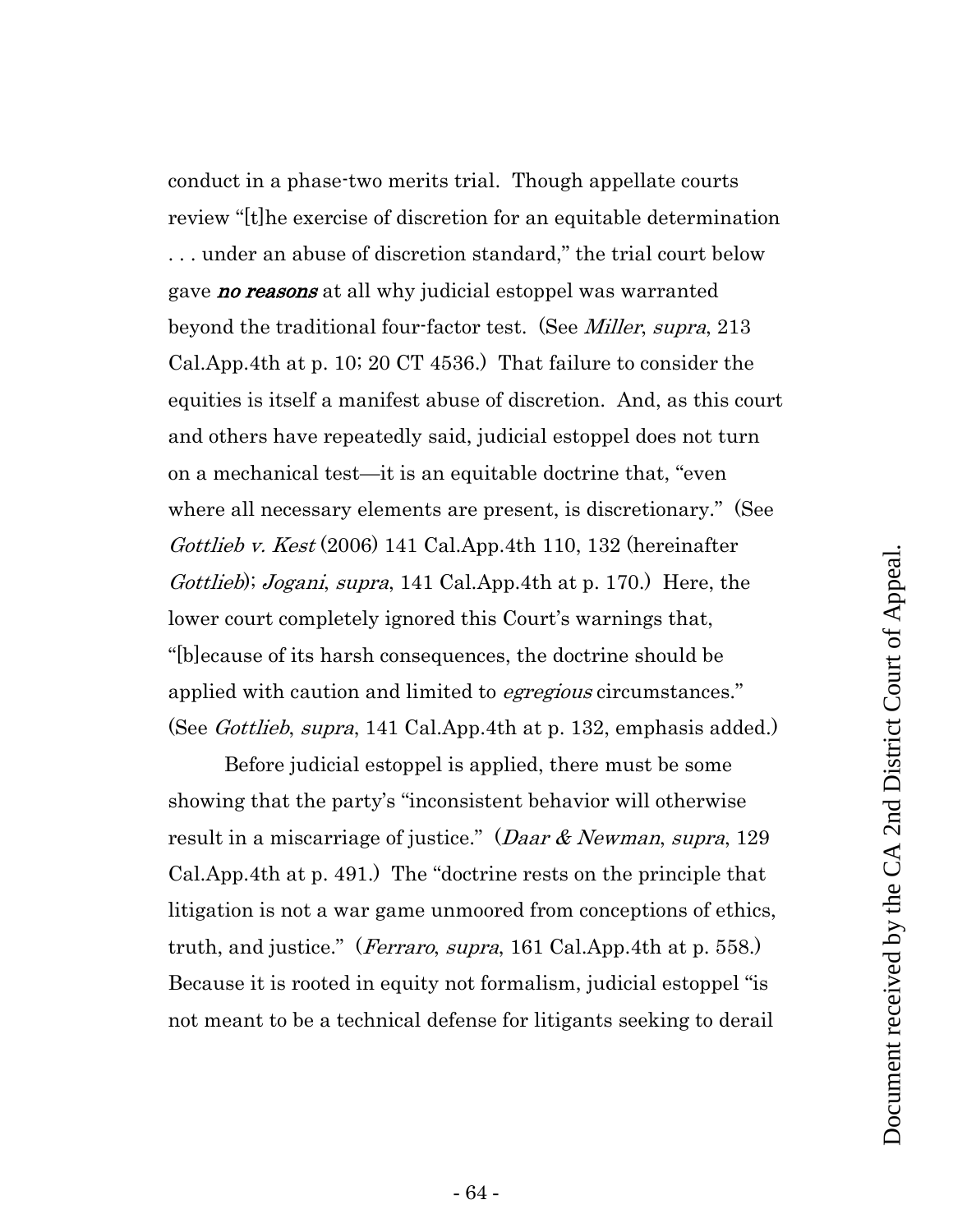conduct in a phase-two merits trial. Though appellate courts review "[t]he exercise of discretion for an equitable determination . . . under an abuse of discretion standard," the trial court below gave ***no reasons*** at all why judicial estoppel was warranted beyond the traditional four-factor test. (See *Miller*, *supra*, 213 Cal.App.4th at p. 10; 20 CT 4536.) That failure to consider the equities is itself a manifest abuse of discretion. And, as this court and others have repeatedly said, judicial estoppel does not turn on a mechanical test—it is an equitable doctrine that, "even where all necessary elements are present, is discretionary." (See *Gottlieb v. Kest* (2006) 141 Cal.App.4th 110, 132 (hereinafter *Gottlieb*); *Jogani*, *supra*, 141 Cal.App.4th at p. 170.) Here, the lower court completely ignored this Court's warnings that, "[b]ecause of its harsh consequences, the doctrine should be applied with caution and limited to *egregious* circumstances." (See *Gottlieb*, *supra*, 141 Cal.App.4th at p. 132, emphasis added.)

Before judicial estoppel is applied, there must be some showing that the party's "inconsistent behavior will otherwise result in a miscarriage of justice." (*Daar & Newman*, *supra*, 129 Cal.App.4th at p. 491.) The "doctrine rests on the principle that litigation is not a war game unmoored from conceptions of ethics, truth, and justice." (*Ferraro*, *supra*, 161 Cal.App.4th at p. 558.) Because it is rooted in equity not formalism, judicial estoppel "is not meant to be a technical defense for litigants seeking to derail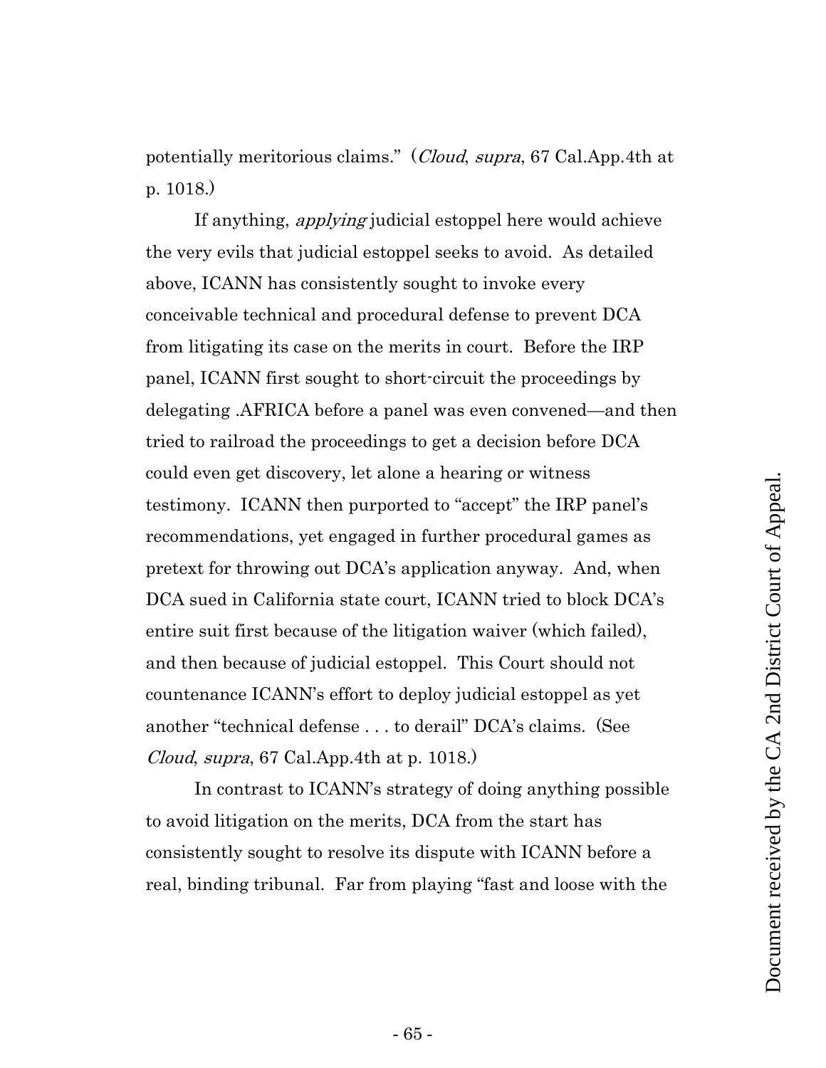potentially meritorious claims." (*Cloud*, *supra*, 67 Cal.App.4th at p. 1018.)

If anything, *applying* judicial estoppel here would achieve the very evils that judicial estoppel seeks to avoid. As detailed above, ICANN has consistently sought to invoke every conceivable technical and procedural defense to prevent DCA from litigating its case on the merits in court. Before the IRP panel, ICANN first sought to short-circuit the proceedings by delegating .AFRICA before a panel was even convened—and then tried to railroad the proceedings to get a decision before DCA could even get discovery, let alone a hearing or witness testimony. ICANN then purported to "accept" the IRP panel's recommendations, yet engaged in further procedural games as pretext for throwing out DCA's application anyway. And, when DCA sued in California state court, ICANN tried to block DCA's entire suit first because of the litigation waiver (which failed), and then because of judicial estoppel. This Court should not countenance ICANN's effort to deploy judicial estoppel as yet another "technical defense . . . to derail" DCA's claims. (See *Cloud*, *supra*, 67 Cal.App.4th at p. 1018.)

In contrast to ICANN's strategy of doing anything possible to avoid litigation on the merits, DCA from the start has consistently sought to resolve its dispute with ICANN before a real, binding tribunal. Far from playing "fast and loose with the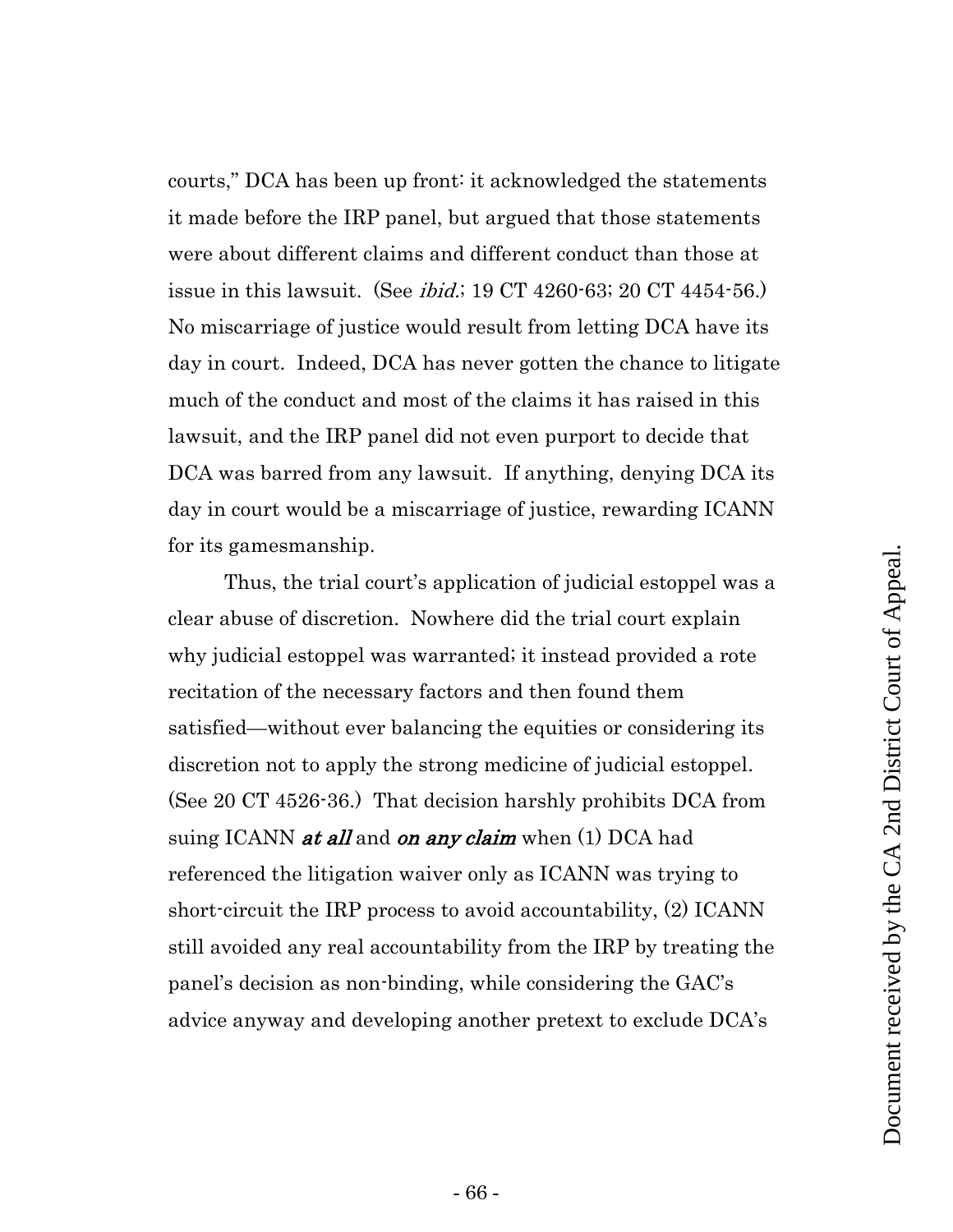courts," DCA has been up front: it acknowledged the statements it made before the IRP panel, but argued that those statements were about different claims and different conduct than those at issue in this lawsuit. (See *ibid.*; 19 CT 4260-63; 20 CT 4454-56.) No miscarriage of justice would result from letting DCA have its day in court. Indeed, DCA has never gotten the chance to litigate much of the conduct and most of the claims it has raised in this lawsuit, and the IRP panel did not even purport to decide that DCA was barred from any lawsuit. If anything, denying DCA its day in court would be a miscarriage of justice, rewarding ICANN for its gamesmanship.

Thus, the trial court's application of judicial estoppel was a clear abuse of discretion. Nowhere did the trial court explain why judicial estoppel was warranted; it instead provided a rote recitation of the necessary factors and then found them satisfied—without ever balancing the equities or considering its discretion not to apply the strong medicine of judicial estoppel. (See 20 CT 4526-36.) That decision harshly prohibits DCA from suing ICANN ***at all*** and ***on any claim*** when (1) DCA had referenced the litigation waiver only as ICANN was trying to short-circuit the IRP process to avoid accountability, (2) ICANN still avoided any real accountability from the IRP by treating the panel's decision as non-binding, while considering the GAC's advice anyway and developing another pretext to exclude DCA's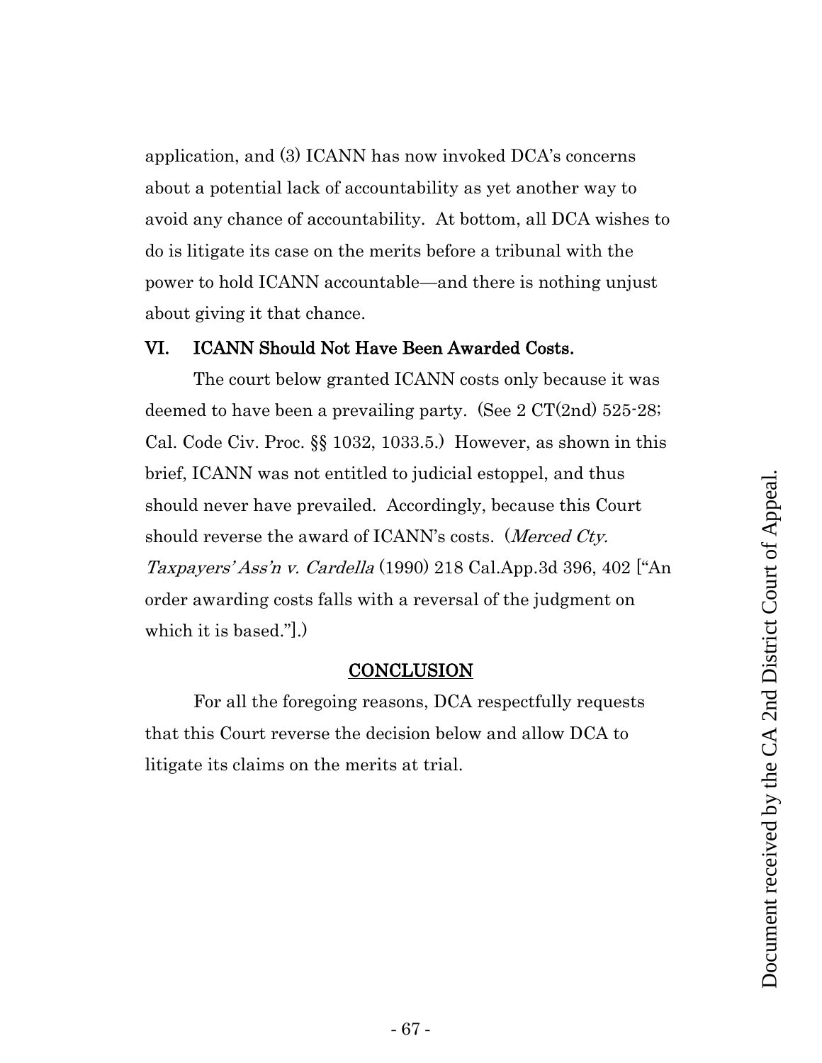application, and (3) ICANN has now invoked DCA's concerns about a potential lack of accountability as yet another way to avoid any chance of accountability. At bottom, all DCA wishes to do is litigate its case on the merits before a tribunal with the power to hold ICANN accountable—and there is nothing unjust about giving it that chance.

## VI. ICANN Should Not Have Been Awarded Costs.

The court below granted ICANN costs only because it was deemed to have been a prevailing party. (See 2 CT(2nd) 525-28; Cal. Code Civ. Proc. §§ 1032, 1033.5.) However, as shown in this brief, ICANN was not entitled to judicial estoppel, and thus should never have prevailed. Accordingly, because this Court should reverse the award of ICANN's costs. (*Merced Cty. Taxpayers' Ass'n v. Cardella* (1990) 218 Cal.App.3d 396, 402 ["An order awarding costs falls with a reversal of the judgment on which it is based."].)

## CONCLUSION

For all the foregoing reasons, DCA respectfully requests that this Court reverse the decision below and allow DCA to litigate its claims on the merits at trial.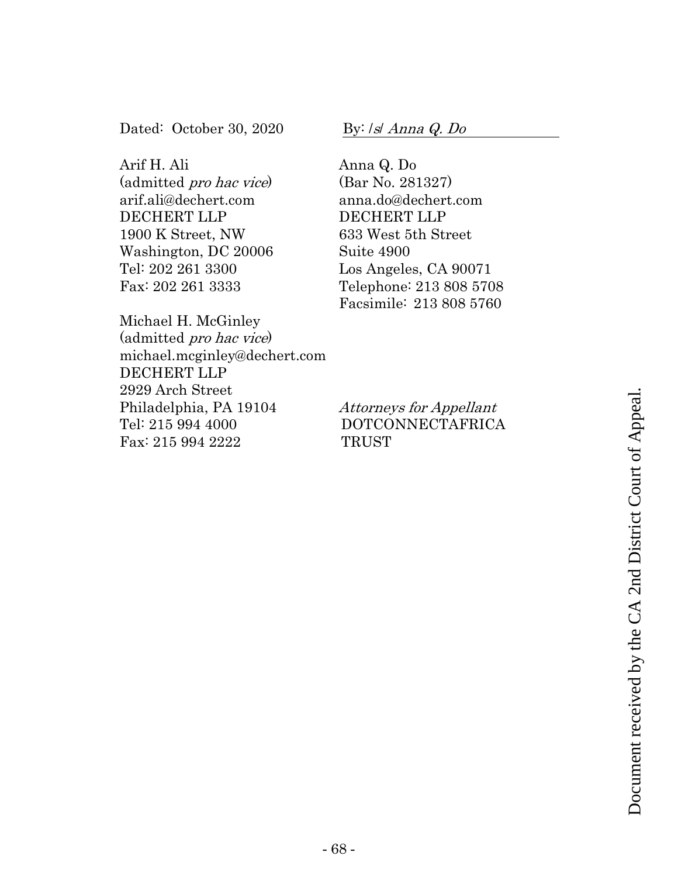Dated: October 30, 2020

By: /s/ *Anna Q. Do*

Anna Q. Do
(Bar No. 281327)
anna.do@dechert.com
DECHERT LLP
633 West 5th Street
Suite 4900
Los Angeles, CA 90071
Telephone: 213 808 5708
Facsimile: 213 808 5760

Arif H. Ali
(admitted *pro hac vice*)
arif.ali@dechert.com
DECHERT LLP
1900 K Street, NW
Washington, DC 20006
Tel: 202 261 3300
Fax: 202 261 3333

Michael H. McGinley
(admitted *pro hac vice*)
michael.mcginley@dechert.com
DECHERT LLP
2929 Arch Street
Philadelphia, PA 19104
Tel: 215 994 4000
Fax: 215 994 2222

*Attorneys for Appellant*
DOTCONNECTAFRICA
TRUST

Document received by the CA 2nd District Court of Appeal.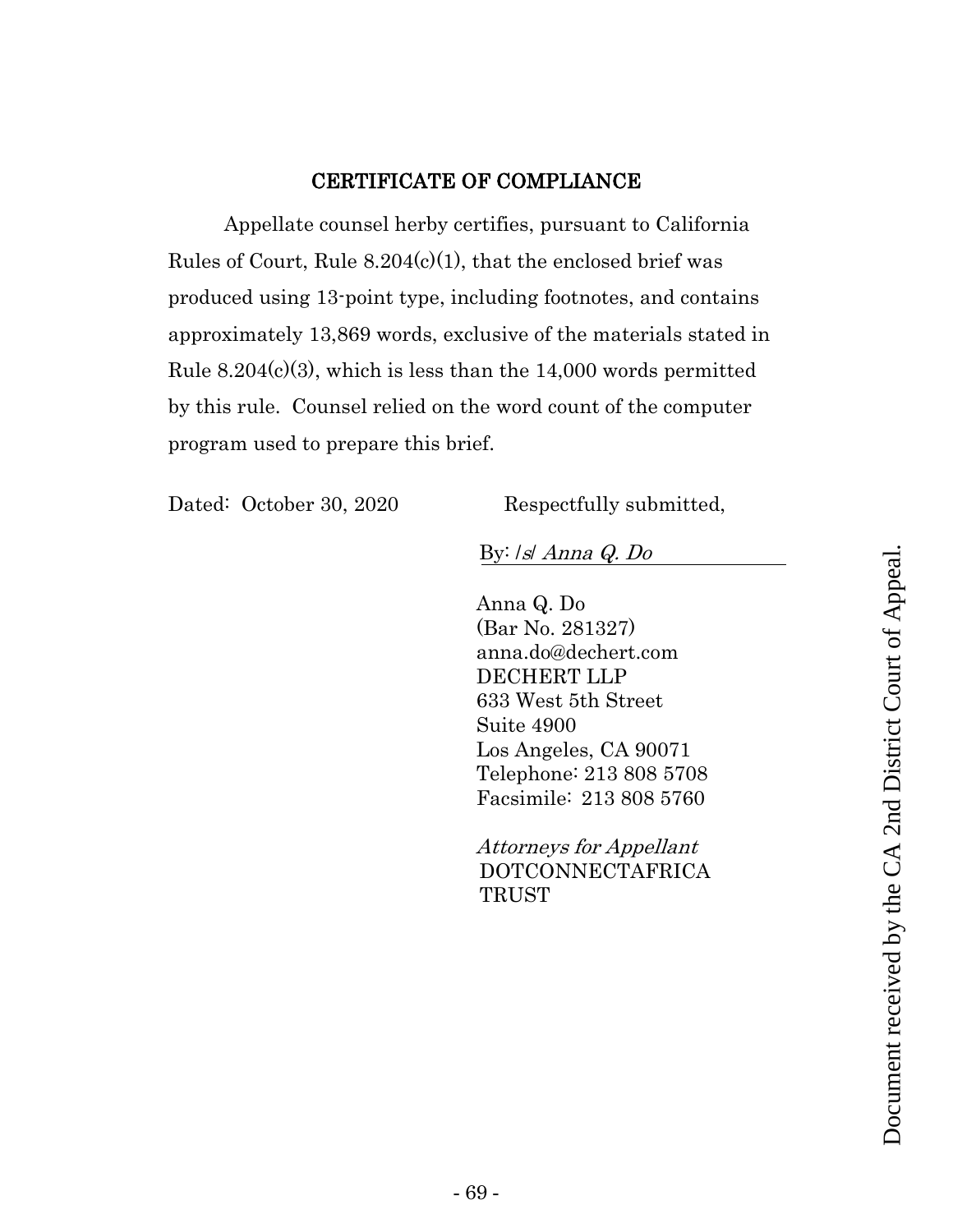## CERTIFICATE OF COMPLIANCE

Appellate counsel herby certifies, pursuant to California Rules of Court, Rule 8.204(c)(1), that the enclosed brief was produced using 13-point type, including footnotes, and contains approximately 13,869 words, exclusive of the materials stated in Rule 8.204(c)(3), which is less than the 14,000 words permitted by this rule. Counsel relied on the word count of the computer program used to prepare this brief.

Dated: October 30, 2020

Respectfully submitted,

By: */s/ Anna Q. Do*

Anna Q. Do
(Bar No. 281327)
anna.do@dechert.com
DECHERT LLP
633 West 5th Street
Suite 4900
Los Angeles, CA 90071
Telephone: 213 808 5708
Facsimile: 213 808 5760

*Attorneys for Appellant*
DOTCONNECTAFRICA TRUST

Document received by the CA 2nd District Court of Appeal.